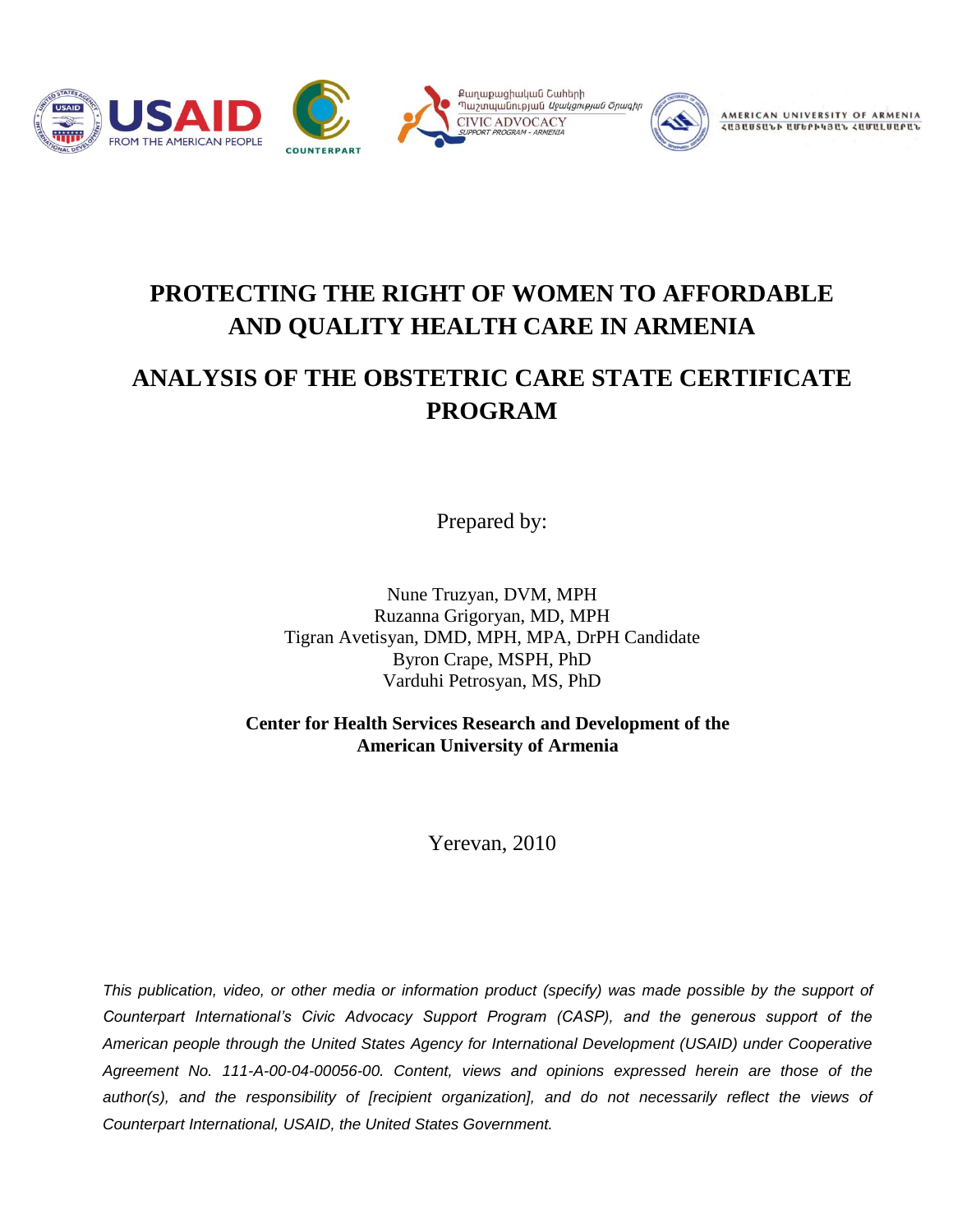# PROTECTING THE RIGHT OF WOMEN TO AFFORDABLE AND QUALITY HEALTH CARE IN ARMENIA

## ANALYSIS OF THE OBSTETRIC CARE STATE CERTIFICATE PROGRAM

Prepared by:

Nune Truzyan, DVM, MPH
Ruzanna Grigoryan, MD, MPH
Tigran Avetisyan, DMD, MPH, MPA, DrPH Candidate
Byron Crape, MSPH, PhD
Varduhi Petrosyan, MS, PhD

**Center for Health Services Research and Development of the American University of Armenia**

Yerevan, 2010

*This publication, video, or other media or information product (specify) was made possible by the support of Counterpart International's Civic Advocacy Support Program (CASP), and the generous support of the American people through the United States Agency for International Development (USAID) under Cooperative Agreement No. 111-A-00-04-00056-00. Content, views and opinions expressed herein are those of the author(s), and the responsibility of [recipient organization], and do not necessarily reflect the views of Counterpart International, USAID, the United States Government.*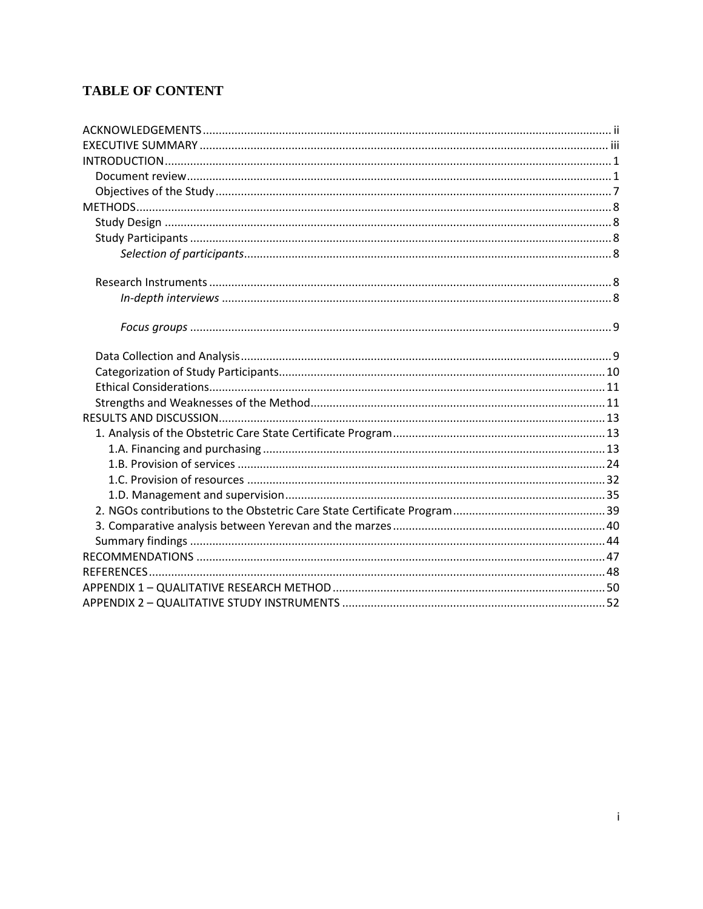# TABLE OF CONTENT

- ACKNOWLEDGEMENTS ..... ii
- EXECUTIVE SUMMARY ..... iii
- INTRODUCTION ..... 1
  - Document review ..... 1
  - Objectives of the Study ..... 7
- METHODS ..... 8
  - Study Design ..... 8
  - Study Participants ..... 8
    - *Selection of participants* ..... 8
  - Research Instruments ..... 8
    - *In-depth interviews* ..... 8
    - *Focus groups* ..... 9
  - Data Collection and Analysis ..... 9
  - Categorization of Study Participants ..... 10
  - Ethical Considerations ..... 11
  - Strengths and Weaknesses of the Method ..... 11
- RESULTS AND DISCUSSION ..... 13
  - 1. Analysis of the Obstetric Care State Certificate Program ..... 13
    - 1.A. Financing and purchasing ..... 13
    - 1.B. Provision of services ..... 24
    - 1.C. Provision of resources ..... 32
    - 1.D. Management and supervision ..... 35
  - 2. NGOs contributions to the Obstetric Care State Certificate Program ..... 39
  - 3. Comparative analysis between Yerevan and the marzes ..... 40
  - Summary findings ..... 44
- RECOMMENDATIONS ..... 47
- REFERENCES ..... 48
- APPENDIX 1 – QUALITATIVE RESEARCH METHOD ..... 50
- APPENDIX 2 – QUALITATIVE STUDY INSTRUMENTS ..... 52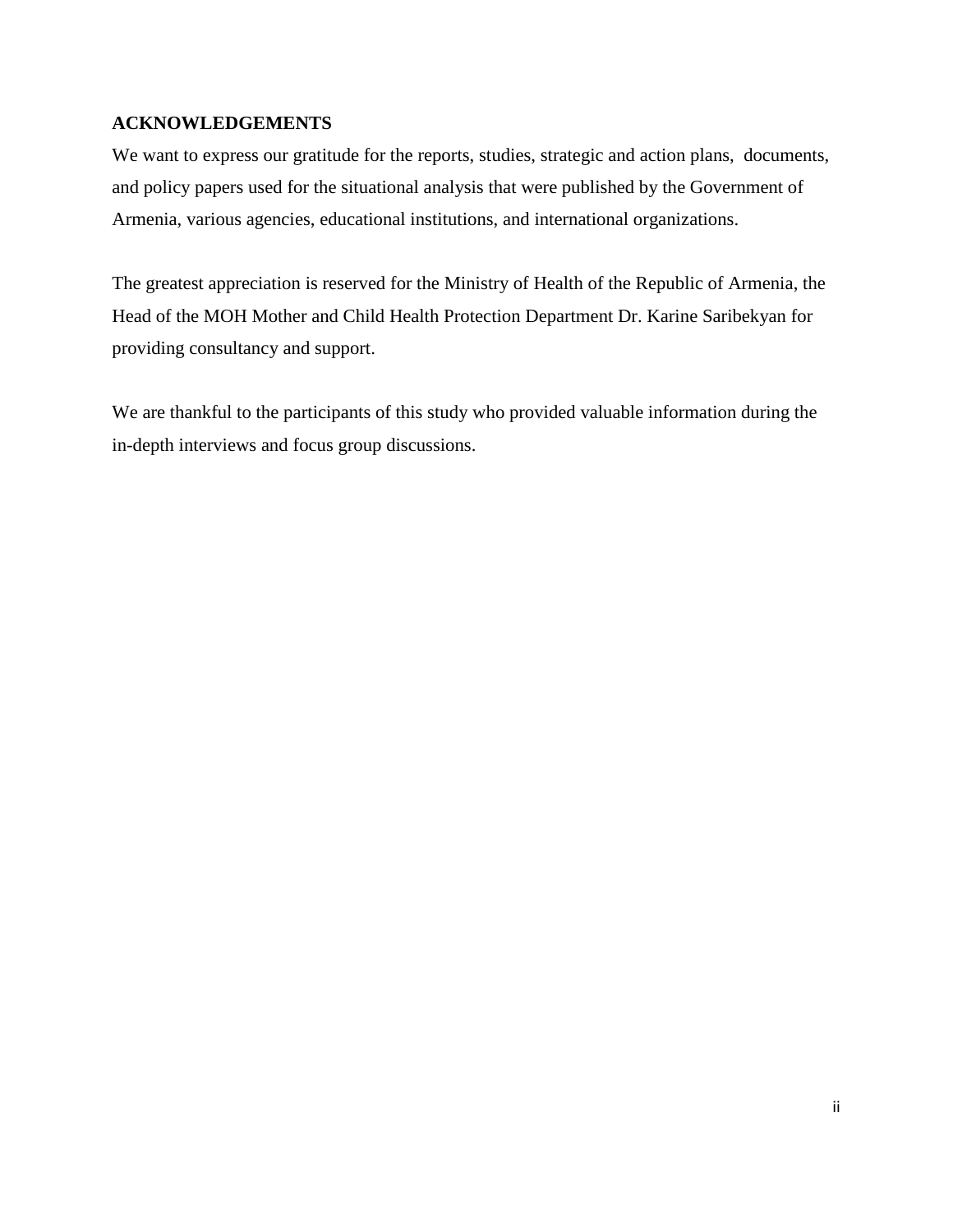## ACKNOWLEDGEMENTS

We want to express our gratitude for the reports, studies, strategic and action plans, documents, and policy papers used for the situational analysis that were published by the Government of Armenia, various agencies, educational institutions, and international organizations.

The greatest appreciation is reserved for the Ministry of Health of the Republic of Armenia, the Head of the MOH Mother and Child Health Protection Department Dr. Karine Saribekyan for providing consultancy and support.

We are thankful to the participants of this study who provided valuable information during the in-depth interviews and focus group discussions.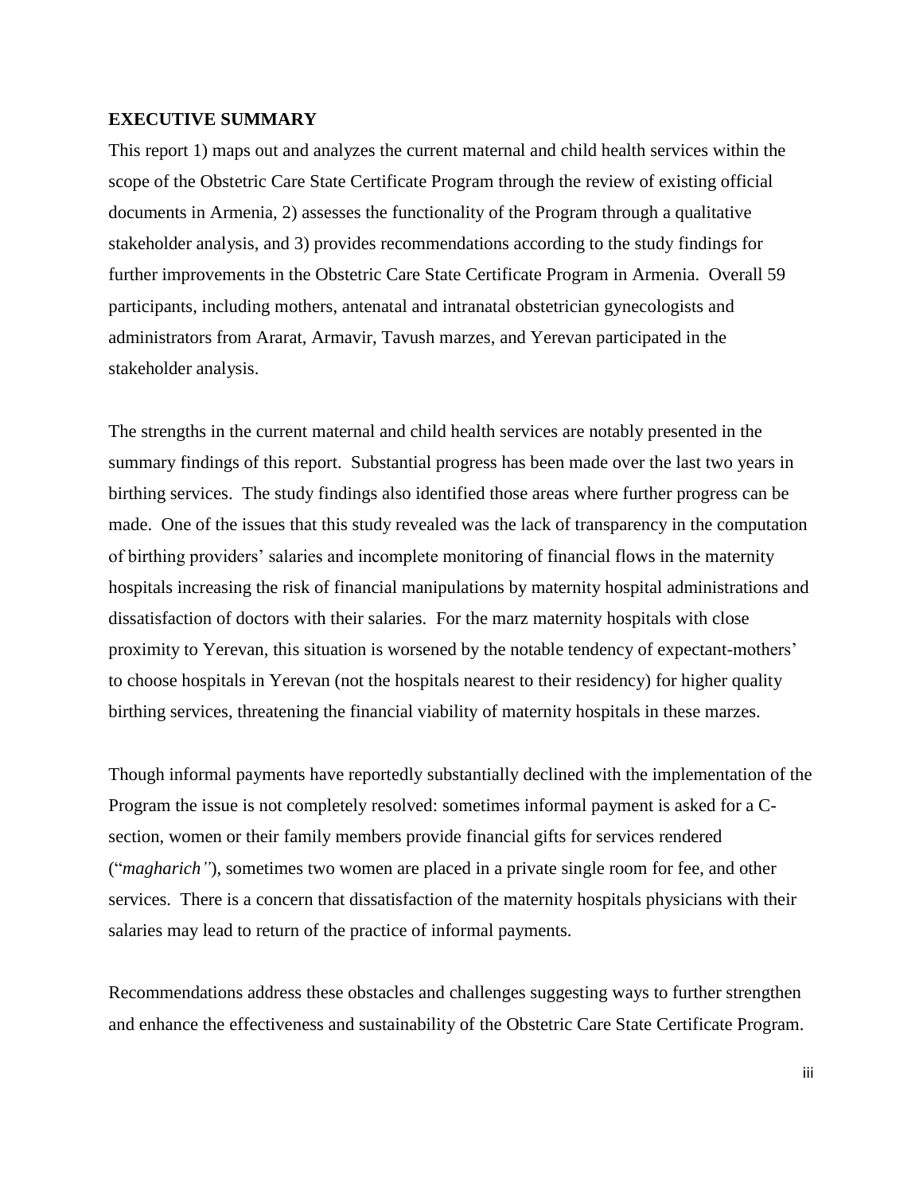## EXECUTIVE SUMMARY

This report 1) maps out and analyzes the current maternal and child health services within the scope of the Obstetric Care State Certificate Program through the review of existing official documents in Armenia, 2) assesses the functionality of the Program through a qualitative stakeholder analysis, and 3) provides recommendations according to the study findings for further improvements in the Obstetric Care State Certificate Program in Armenia. Overall 59 participants, including mothers, antenatal and intranatal obstetrician gynecologists and administrators from Ararat, Armavir, Tavush marzes, and Yerevan participated in the stakeholder analysis.

The strengths in the current maternal and child health services are notably presented in the summary findings of this report. Substantial progress has been made over the last two years in birthing services. The study findings also identified those areas where further progress can be made. One of the issues that this study revealed was the lack of transparency in the computation of birthing providers' salaries and incomplete monitoring of financial flows in the maternity hospitals increasing the risk of financial manipulations by maternity hospital administrations and dissatisfaction of doctors with their salaries. For the marz maternity hospitals with close proximity to Yerevan, this situation is worsened by the notable tendency of expectant-mothers' to choose hospitals in Yerevan (not the hospitals nearest to their residency) for higher quality birthing services, threatening the financial viability of maternity hospitals in these marzes.

Though informal payments have reportedly substantially declined with the implementation of the Program the issue is not completely resolved: sometimes informal payment is asked for a C-section, women or their family members provide financial gifts for services rendered ("*magharich"*), sometimes two women are placed in a private single room for fee, and other services. There is a concern that dissatisfaction of the maternity hospitals physicians with their salaries may lead to return of the practice of informal payments.

Recommendations address these obstacles and challenges suggesting ways to further strengthen and enhance the effectiveness and sustainability of the Obstetric Care State Certificate Program.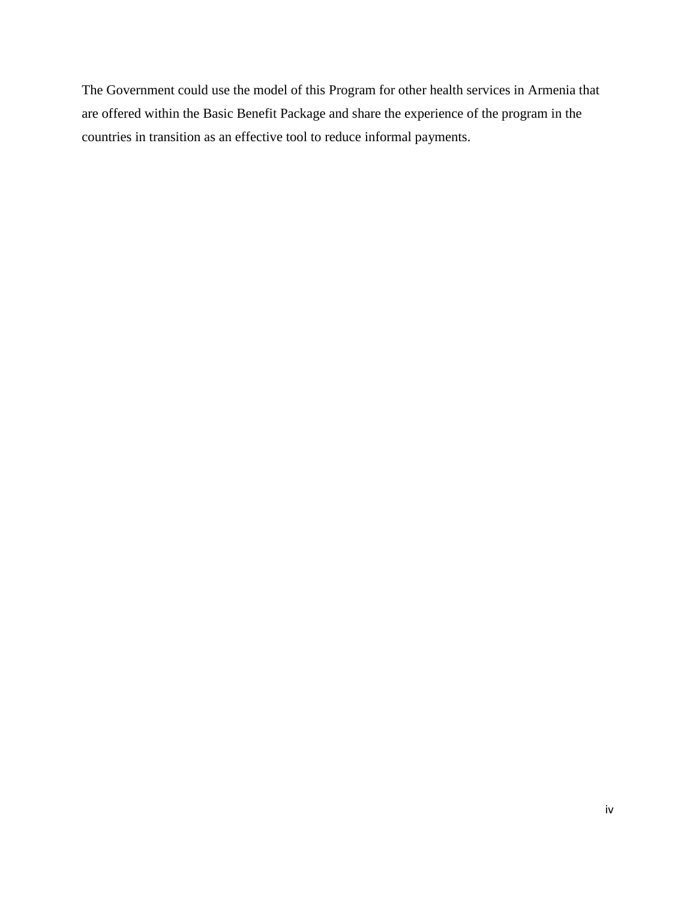The Government could use the model of this Program for other health services in Armenia that are offered within the Basic Benefit Package and share the experience of the program in the countries in transition as an effective tool to reduce informal payments.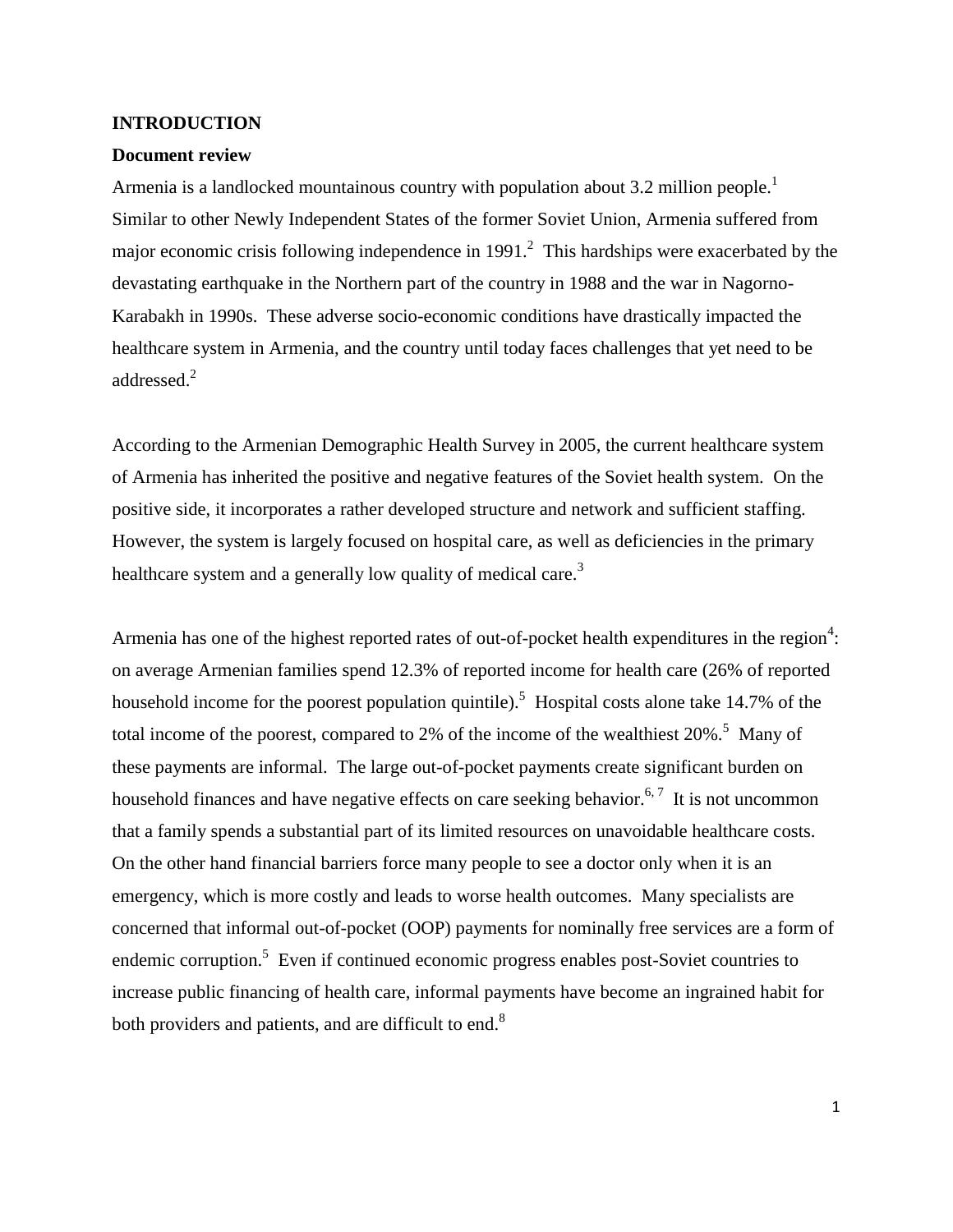# INTRODUCTION

## Document review

Armenia is a landlocked mountainous country with population about 3.2 million people.[1] Similar to other Newly Independent States of the former Soviet Union, Armenia suffered from major economic crisis following independence in 1991.[2] This hardships were exacerbated by the devastating earthquake in the Northern part of the country in 1988 and the war in Nagorno-Karabakh in 1990s. These adverse socio-economic conditions have drastically impacted the healthcare system in Armenia, and the country until today faces challenges that yet need to be addressed.[2]

According to the Armenian Demographic Health Survey in 2005, the current healthcare system of Armenia has inherited the positive and negative features of the Soviet health system. On the positive side, it incorporates a rather developed structure and network and sufficient staffing. However, the system is largely focused on hospital care, as well as deficiencies in the primary healthcare system and a generally low quality of medical care.[3]

Armenia has one of the highest reported rates of out-of-pocket health expenditures in the region[4]: on average Armenian families spend 12.3% of reported income for health care (26% of reported household income for the poorest population quintile).[5] Hospital costs alone take 14.7% of the total income of the poorest, compared to 2% of the income of the wealthiest 20%.[5] Many of these payments are informal. The large out-of-pocket payments create significant burden on household finances and have negative effects on care seeking behavior.[6, 7] It is not uncommon that a family spends a substantial part of its limited resources on unavoidable healthcare costs. On the other hand financial barriers force many people to see a doctor only when it is an emergency, which is more costly and leads to worse health outcomes. Many specialists are concerned that informal out-of-pocket (OOP) payments for nominally free services are a form of endemic corruption.[5] Even if continued economic progress enables post-Soviet countries to increase public financing of health care, informal payments have become an ingrained habit for both providers and patients, and are difficult to end.[8]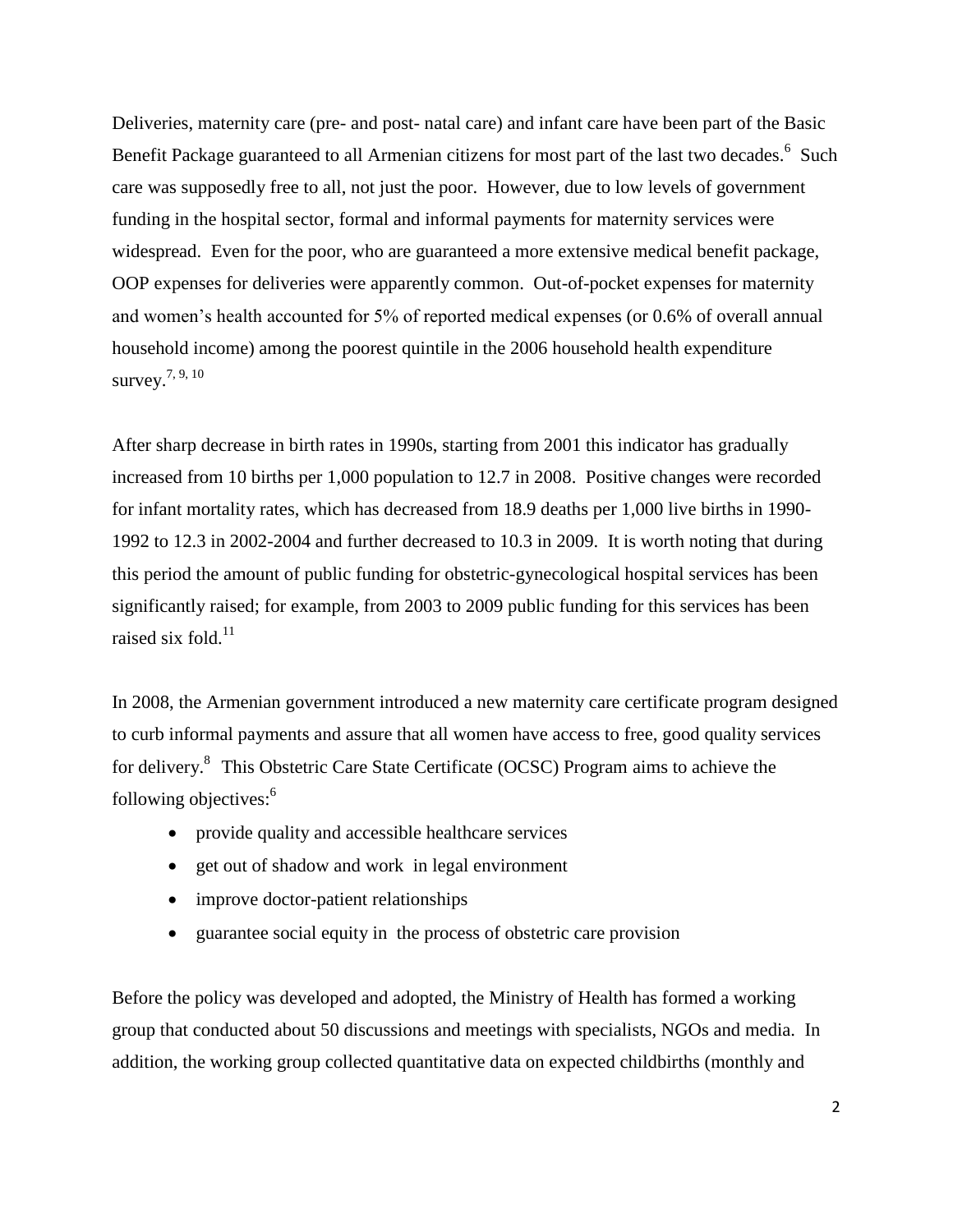Deliveries, maternity care (pre- and post- natal care) and infant care have been part of the Basic Benefit Package guaranteed to all Armenian citizens for most part of the last two decades.[6] Such care was supposedly free to all, not just the poor. However, due to low levels of government funding in the hospital sector, formal and informal payments for maternity services were widespread. Even for the poor, who are guaranteed a more extensive medical benefit package, OOP expenses for deliveries were apparently common. Out-of-pocket expenses for maternity and women's health accounted for 5% of reported medical expenses (or 0.6% of overall annual household income) among the poorest quintile in the 2006 household health expenditure survey.[7, 9, 10]

After sharp decrease in birth rates in 1990s, starting from 2001 this indicator has gradually increased from 10 births per 1,000 population to 12.7 in 2008. Positive changes were recorded for infant mortality rates, which has decreased from 18.9 deaths per 1,000 live births in 1990-1992 to 12.3 in 2002-2004 and further decreased to 10.3 in 2009. It is worth noting that during this period the amount of public funding for obstetric-gynecological hospital services has been significantly raised; for example, from 2003 to 2009 public funding for this services has been raised six fold.[11]

In 2008, the Armenian government introduced a new maternity care certificate program designed to curb informal payments and assure that all women have access to free, good quality services for delivery.[8] This Obstetric Care State Certificate (OCSC) Program aims to achieve the following objectives:[6]

- provide quality and accessible healthcare services
- get out of shadow and work in legal environment
- improve doctor-patient relationships
- guarantee social equity in the process of obstetric care provision

Before the policy was developed and adopted, the Ministry of Health has formed a working group that conducted about 50 discussions and meetings with specialists, NGOs and media. In addition, the working group collected quantitative data on expected childbirths (monthly and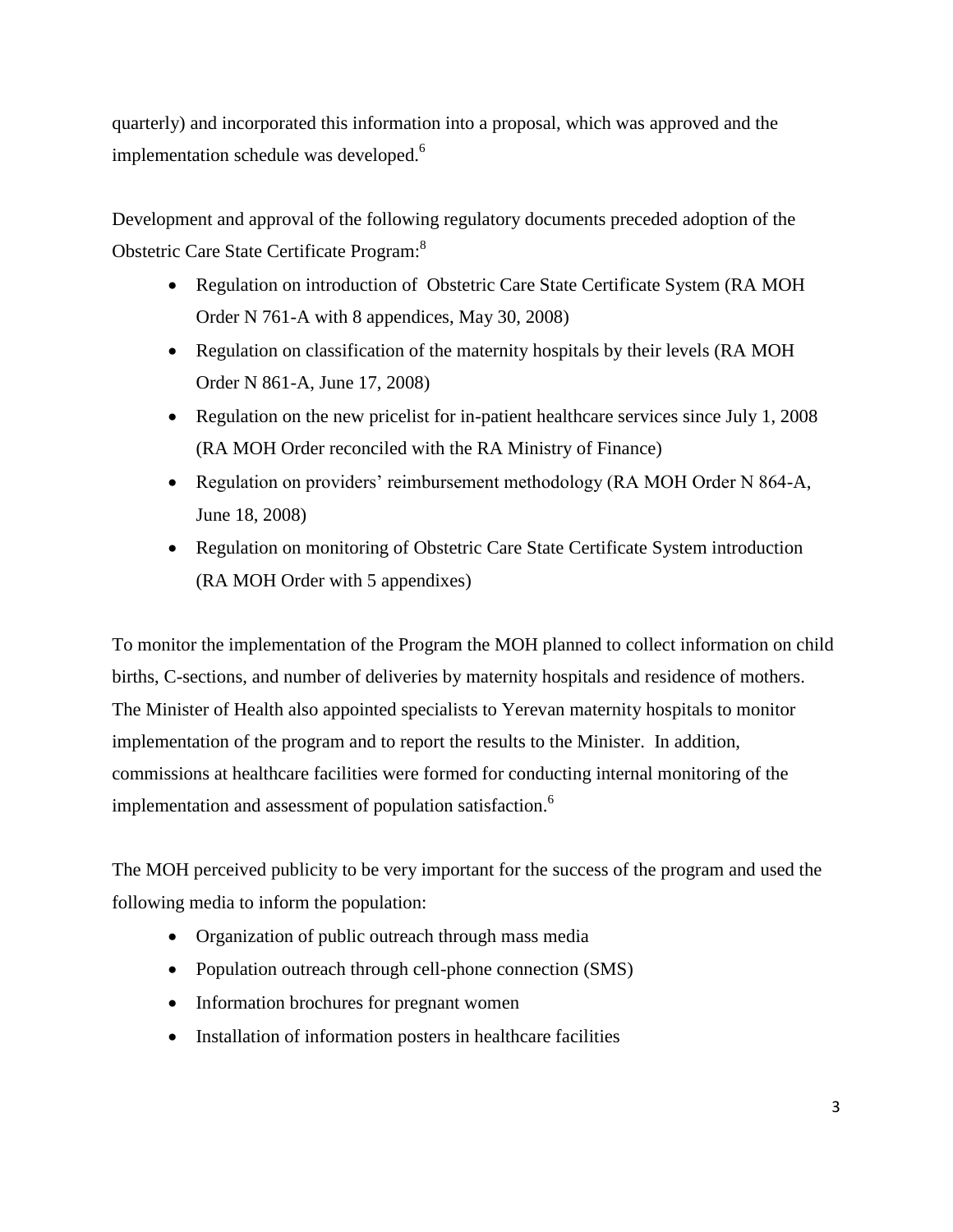quarterly) and incorporated this information into a proposal, which was approved and the implementation schedule was developed.[6]

Development and approval of the following regulatory documents preceded adoption of the Obstetric Care State Certificate Program:[8]

- Regulation on introduction of Obstetric Care State Certificate System (RA MOH Order N 761-A with 8 appendices, May 30, 2008)
- Regulation on classification of the maternity hospitals by their levels (RA MOH Order N 861-A, June 17, 2008)
- Regulation on the new pricelist for in-patient healthcare services since July 1, 2008 (RA MOH Order reconciled with the RA Ministry of Finance)
- Regulation on providers' reimbursement methodology (RA MOH Order N 864-A, June 18, 2008)
- Regulation on monitoring of Obstetric Care State Certificate System introduction (RA MOH Order with 5 appendixes)

To monitor the implementation of the Program the MOH planned to collect information on child births, C-sections, and number of deliveries by maternity hospitals and residence of mothers. The Minister of Health also appointed specialists to Yerevan maternity hospitals to monitor implementation of the program and to report the results to the Minister. In addition, commissions at healthcare facilities were formed for conducting internal monitoring of the implementation and assessment of population satisfaction.[6]

The MOH perceived publicity to be very important for the success of the program and used the following media to inform the population:

- Organization of public outreach through mass media
- Population outreach through cell-phone connection (SMS)
- Information brochures for pregnant women
- Installation of information posters in healthcare facilities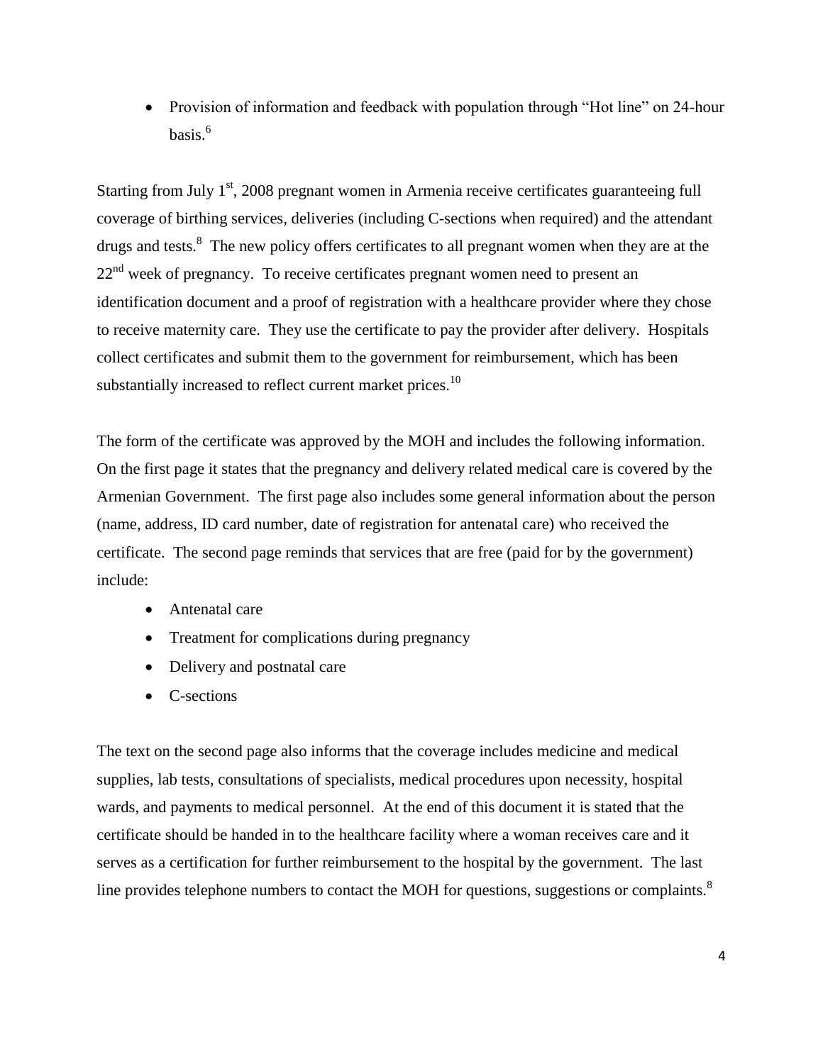- Provision of information and feedback with population through "Hot line" on 24-hour basis.[6]

Starting from July 1st, 2008 pregnant women in Armenia receive certificates guaranteeing full coverage of birthing services, deliveries (including C-sections when required) and the attendant drugs and tests.[8] The new policy offers certificates to all pregnant women when they are at the 22nd week of pregnancy. To receive certificates pregnant women need to present an identification document and a proof of registration with a healthcare provider where they chose to receive maternity care. They use the certificate to pay the provider after delivery. Hospitals collect certificates and submit them to the government for reimbursement, which has been substantially increased to reflect current market prices.[10]

The form of the certificate was approved by the MOH and includes the following information. On the first page it states that the pregnancy and delivery related medical care is covered by the Armenian Government. The first page also includes some general information about the person (name, address, ID card number, date of registration for antenatal care) who received the certificate. The second page reminds that services that are free (paid for by the government) include:

- Antenatal care
- Treatment for complications during pregnancy
- Delivery and postnatal care
- C-sections

The text on the second page also informs that the coverage includes medicine and medical supplies, lab tests, consultations of specialists, medical procedures upon necessity, hospital wards, and payments to medical personnel. At the end of this document it is stated that the certificate should be handed in to the healthcare facility where a woman receives care and it serves as a certification for further reimbursement to the hospital by the government. The last line provides telephone numbers to contact the MOH for questions, suggestions or complaints.[8]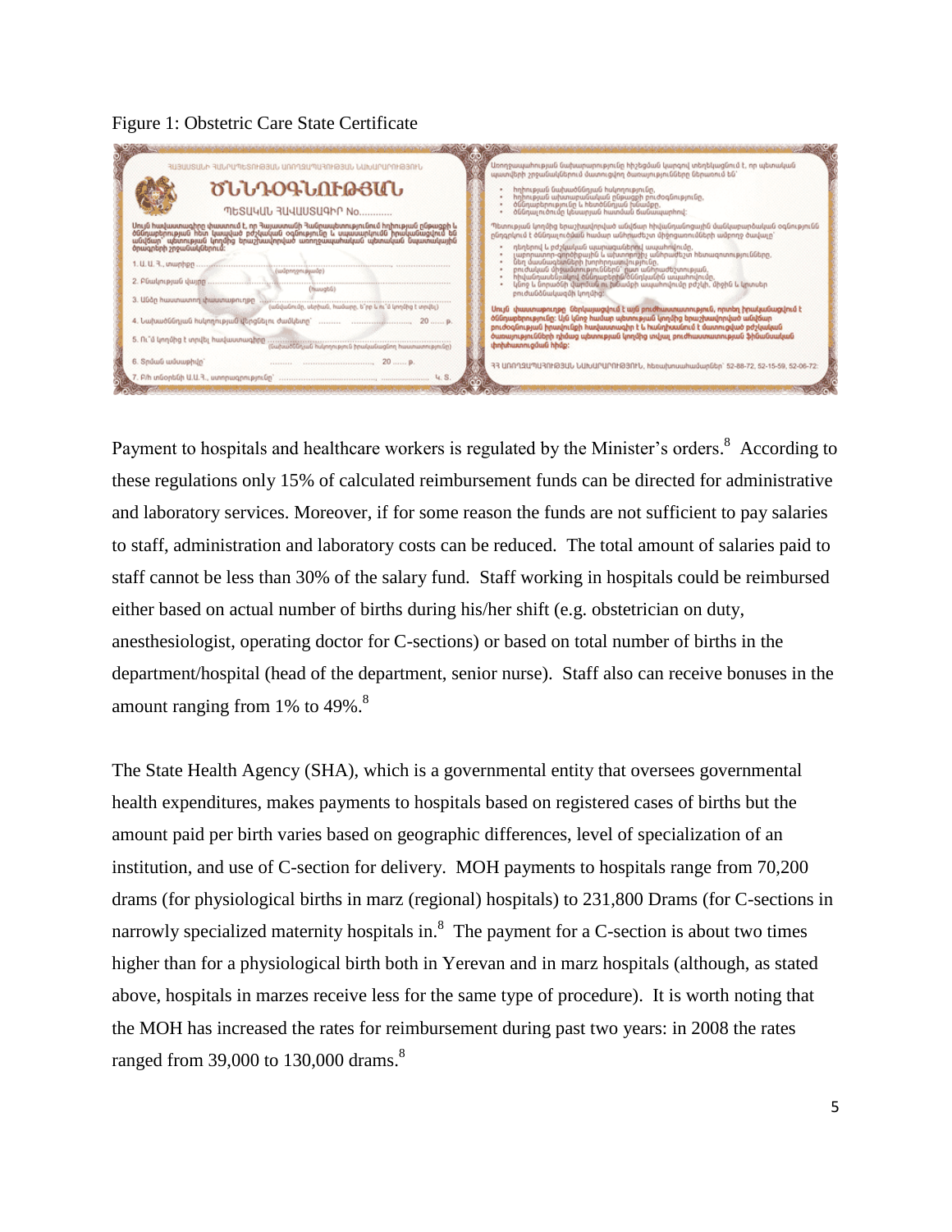Figure 1: Obstetric Care State Certificate

Payment to hospitals and healthcare workers is regulated by the Minister's orders.[8] According to these regulations only 15% of calculated reimbursement funds can be directed for administrative and laboratory services. Moreover, if for some reason the funds are not sufficient to pay salaries to staff, administration and laboratory costs can be reduced. The total amount of salaries paid to staff cannot be less than 30% of the salary fund. Staff working in hospitals could be reimbursed either based on actual number of births during his/her shift (e.g. obstetrician on duty, anesthesiologist, operating doctor for C-sections) or based on total number of births in the department/hospital (head of the department, senior nurse). Staff also can receive bonuses in the amount ranging from 1% to 49%.[8]

The State Health Agency (SHA), which is a governmental entity that oversees governmental health expenditures, makes payments to hospitals based on registered cases of births but the amount paid per birth varies based on geographic differences, level of specialization of an institution, and use of C-section for delivery. MOH payments to hospitals range from 70,200 drams (for physiological births in marz (regional) hospitals) to 231,800 Drams (for C-sections in narrowly specialized maternity hospitals in.[8] The payment for a C-section is about two times higher than for a physiological birth both in Yerevan and in marz hospitals (although, as stated above, hospitals in marzes receive less for the same type of procedure). It is worth noting that the MOH has increased the rates for reimbursement during past two years: in 2008 the rates ranged from 39,000 to 130,000 drams.[8]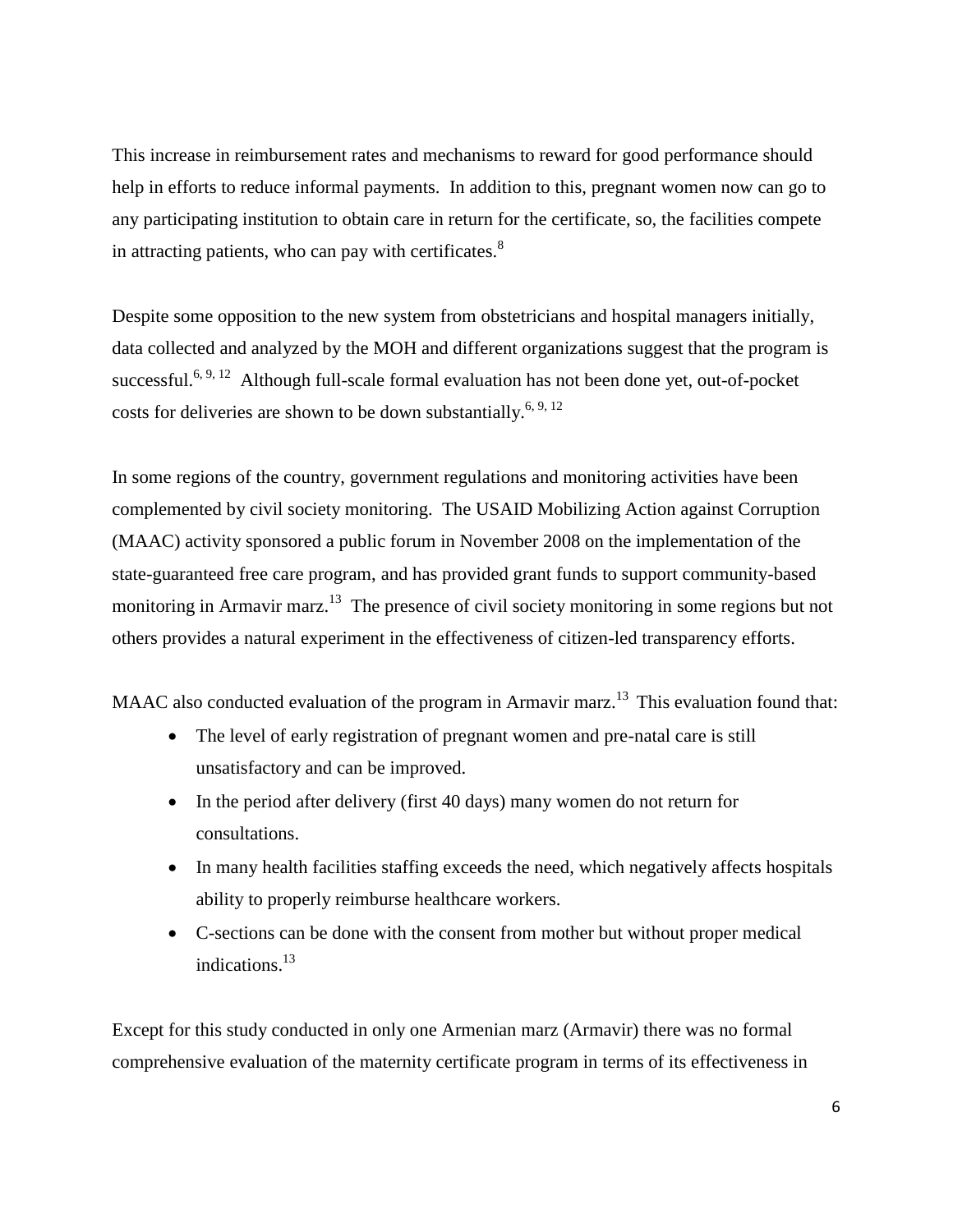This increase in reimbursement rates and mechanisms to reward for good performance should help in efforts to reduce informal payments. In addition to this, pregnant women now can go to any participating institution to obtain care in return for the certificate, so, the facilities compete in attracting patients, who can pay with certificates.[8]

Despite some opposition to the new system from obstetricians and hospital managers initially, data collected and analyzed by the MOH and different organizations suggest that the program is successful.[6, 9, 12] Although full-scale formal evaluation has not been done yet, out-of-pocket costs for deliveries are shown to be down substantially.[6, 9, 12]

In some regions of the country, government regulations and monitoring activities have been complemented by civil society monitoring. The USAID Mobilizing Action against Corruption (MAAC) activity sponsored a public forum in November 2008 on the implementation of the state-guaranteed free care program, and has provided grant funds to support community-based monitoring in Armavir marz.[13] The presence of civil society monitoring in some regions but not others provides a natural experiment in the effectiveness of citizen-led transparency efforts.

MAAC also conducted evaluation of the program in Armavir marz.[13] This evaluation found that:

- The level of early registration of pregnant women and pre-natal care is still unsatisfactory and can be improved.
- In the period after delivery (first 40 days) many women do not return for consultations.
- In many health facilities staffing exceeds the need, which negatively affects hospitals ability to properly reimburse healthcare workers.
- C-sections can be done with the consent from mother but without proper medical indications.[13]

Except for this study conducted in only one Armenian marz (Armavir) there was no formal comprehensive evaluation of the maternity certificate program in terms of its effectiveness in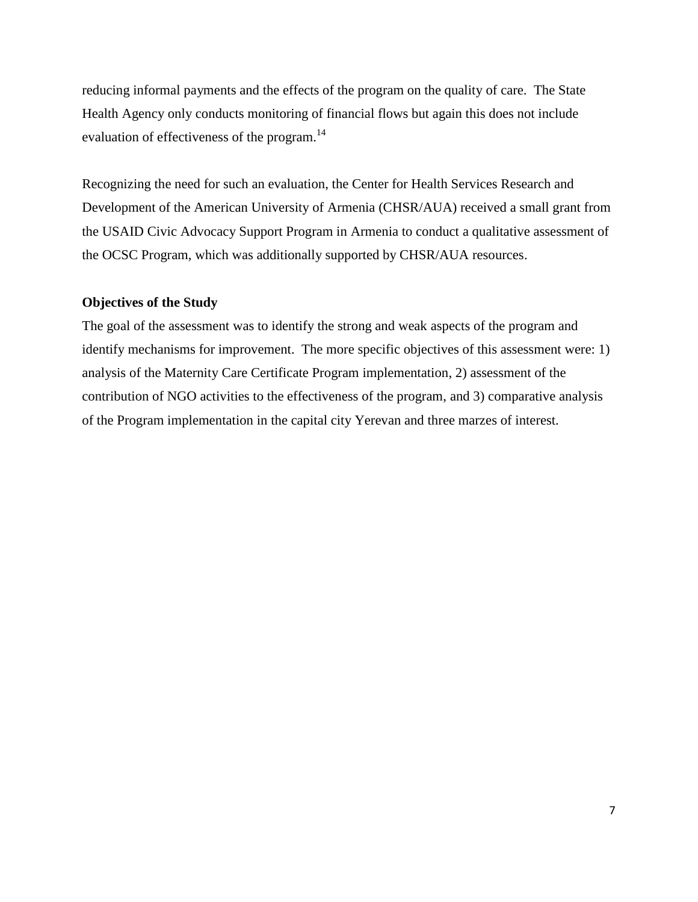reducing informal payments and the effects of the program on the quality of care. The State Health Agency only conducts monitoring of financial flows but again this does not include evaluation of effectiveness of the program.[14]

Recognizing the need for such an evaluation, the Center for Health Services Research and Development of the American University of Armenia (CHSR/AUA) received a small grant from the USAID Civic Advocacy Support Program in Armenia to conduct a qualitative assessment of the OCSC Program, which was additionally supported by CHSR/AUA resources.

**Objectives of the Study**

The goal of the assessment was to identify the strong and weak aspects of the program and identify mechanisms for improvement. The more specific objectives of this assessment were: 1) analysis of the Maternity Care Certificate Program implementation, 2) assessment of the contribution of NGO activities to the effectiveness of the program, and 3) comparative analysis of the Program implementation in the capital city Yerevan and three marzes of interest.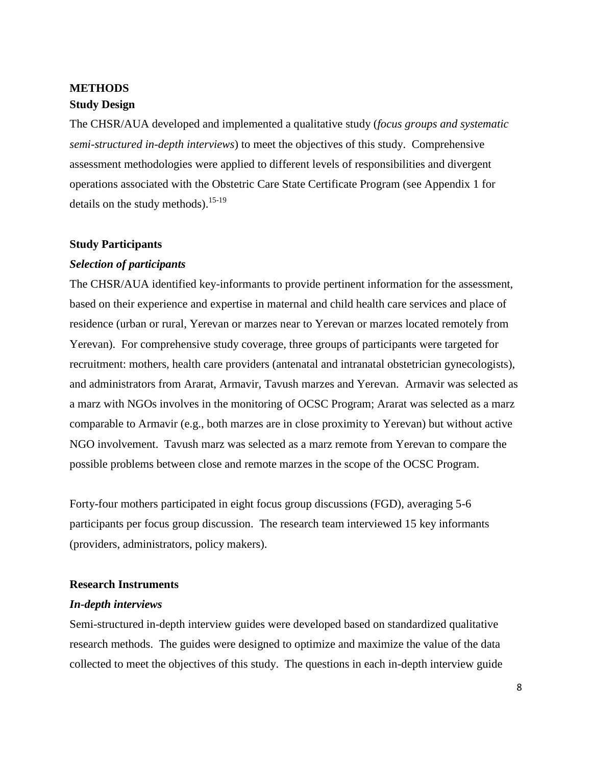# METHODS

## Study Design

The CHSR/AUA developed and implemented a qualitative study (*focus groups and systematic semi-structured in-depth interviews*) to meet the objectives of this study. Comprehensive assessment methodologies were applied to different levels of responsibilities and divergent operations associated with the Obstetric Care State Certificate Program (see Appendix 1 for details on the study methods).[15-19]

## Study Participants

### *Selection of participants*

The CHSR/AUA identified key-informants to provide pertinent information for the assessment, based on their experience and expertise in maternal and child health care services and place of residence (urban or rural, Yerevan or marzes near to Yerevan or marzes located remotely from Yerevan). For comprehensive study coverage, three groups of participants were targeted for recruitment: mothers, health care providers (antenatal and intranatal obstetrician gynecologists), and administrators from Ararat, Armavir, Tavush marzes and Yerevan. Armavir was selected as a marz with NGOs involves in the monitoring of OCSC Program; Ararat was selected as a marz comparable to Armavir (e.g., both marzes are in close proximity to Yerevan) but without active NGO involvement. Tavush marz was selected as a marz remote from Yerevan to compare the possible problems between close and remote marzes in the scope of the OCSC Program.

Forty-four mothers participated in eight focus group discussions (FGD), averaging 5-6 participants per focus group discussion. The research team interviewed 15 key informants (providers, administrators, policy makers).

## Research Instruments

### *In-depth interviews*

Semi-structured in-depth interview guides were developed based on standardized qualitative research methods. The guides were designed to optimize and maximize the value of the data collected to meet the objectives of this study. The questions in each in-depth interview guide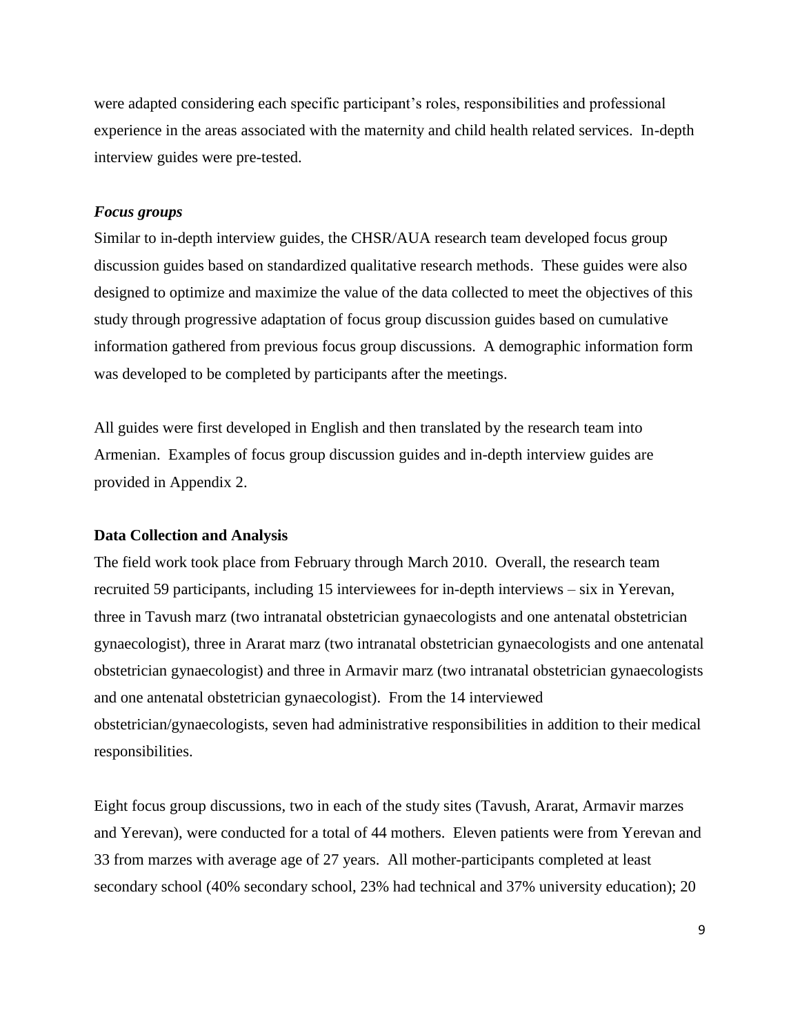were adapted considering each specific participant's roles, responsibilities and professional experience in the areas associated with the maternity and child health related services. In-depth interview guides were pre-tested.

### *Focus groups*

Similar to in-depth interview guides, the CHSR/AUA research team developed focus group discussion guides based on standardized qualitative research methods. These guides were also designed to optimize and maximize the value of the data collected to meet the objectives of this study through progressive adaptation of focus group discussion guides based on cumulative information gathered from previous focus group discussions. A demographic information form was developed to be completed by participants after the meetings.

All guides were first developed in English and then translated by the research team into Armenian. Examples of focus group discussion guides and in-depth interview guides are provided in Appendix 2.

## **Data Collection and Analysis**

The field work took place from February through March 2010. Overall, the research team recruited 59 participants, including 15 interviewees for in-depth interviews – six in Yerevan, three in Tavush marz (two intranatal obstetrician gynaecologists and one antenatal obstetrician gynaecologist), three in Ararat marz (two intranatal obstetrician gynaecologists and one antenatal obstetrician gynaecologist) and three in Armavir marz (two intranatal obstetrician gynaecologists and one antenatal obstetrician gynaecologist). From the 14 interviewed obstetrician/gynaecologists, seven had administrative responsibilities in addition to their medical responsibilities.

Eight focus group discussions, two in each of the study sites (Tavush, Ararat, Armavir marzes and Yerevan), were conducted for a total of 44 mothers. Eleven patients were from Yerevan and 33 from marzes with average age of 27 years. All mother-participants completed at least secondary school (40% secondary school, 23% had technical and 37% university education); 20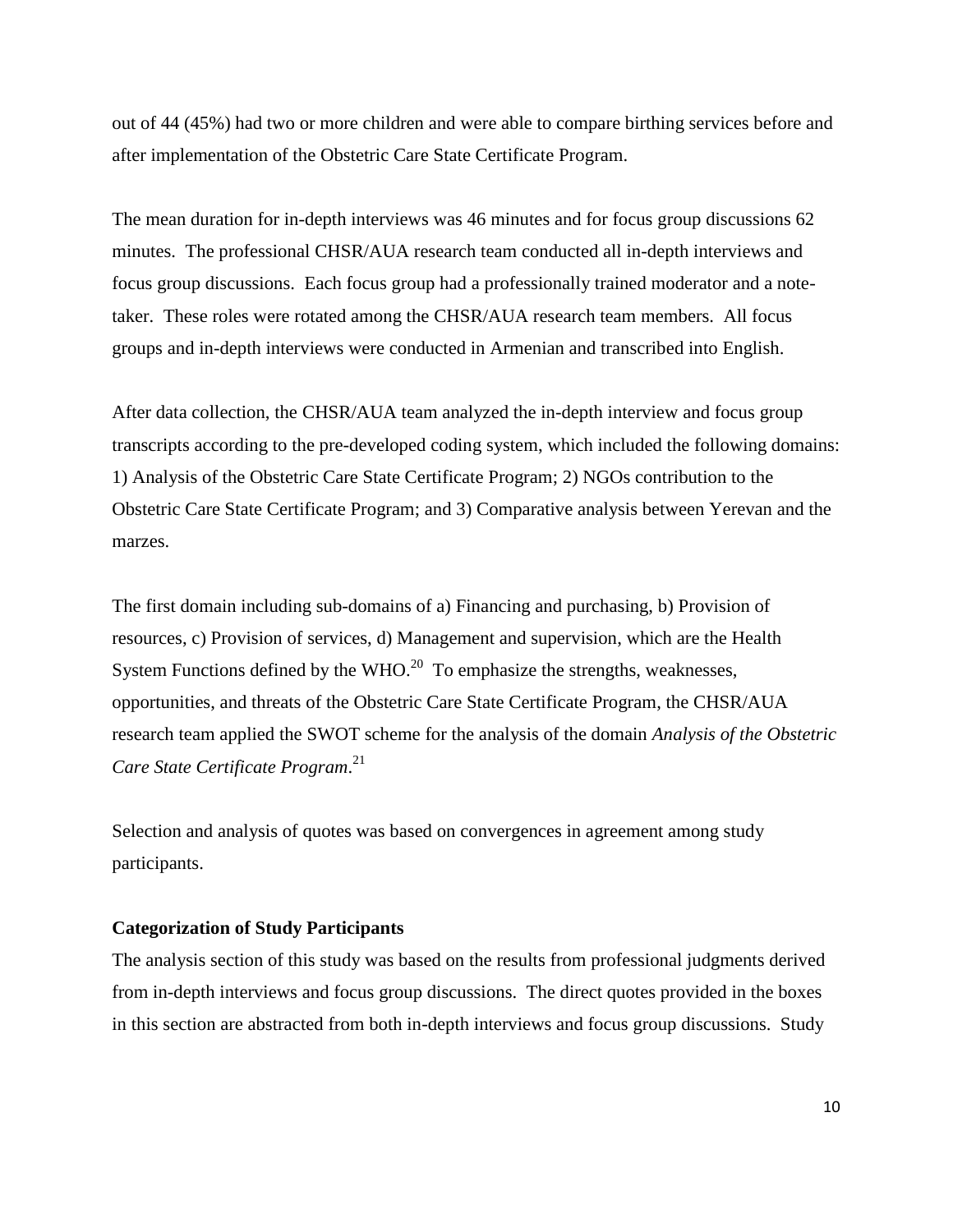out of 44 (45%) had two or more children and were able to compare birthing services before and after implementation of the Obstetric Care State Certificate Program.

The mean duration for in-depth interviews was 46 minutes and for focus group discussions 62 minutes. The professional CHSR/AUA research team conducted all in-depth interviews and focus group discussions. Each focus group had a professionally trained moderator and a note-taker. These roles were rotated among the CHSR/AUA research team members. All focus groups and in-depth interviews were conducted in Armenian and transcribed into English.

After data collection, the CHSR/AUA team analyzed the in-depth interview and focus group transcripts according to the pre-developed coding system, which included the following domains: 1) Analysis of the Obstetric Care State Certificate Program; 2) NGOs contribution to the Obstetric Care State Certificate Program; and 3) Comparative analysis between Yerevan and the marzes.

The first domain including sub-domains of a) Financing and purchasing, b) Provision of resources, c) Provision of services, d) Management and supervision, which are the Health System Functions defined by the WHO.[20] To emphasize the strengths, weaknesses, opportunities, and threats of the Obstetric Care State Certificate Program, the CHSR/AUA research team applied the SWOT scheme for the analysis of the domain *Analysis of the Obstetric Care State Certificate Program*.[21]

Selection and analysis of quotes was based on convergences in agreement among study participants.

**Categorization of Study Participants**

The analysis section of this study was based on the results from professional judgments derived from in-depth interviews and focus group discussions. The direct quotes provided in the boxes in this section are abstracted from both in-depth interviews and focus group discussions. Study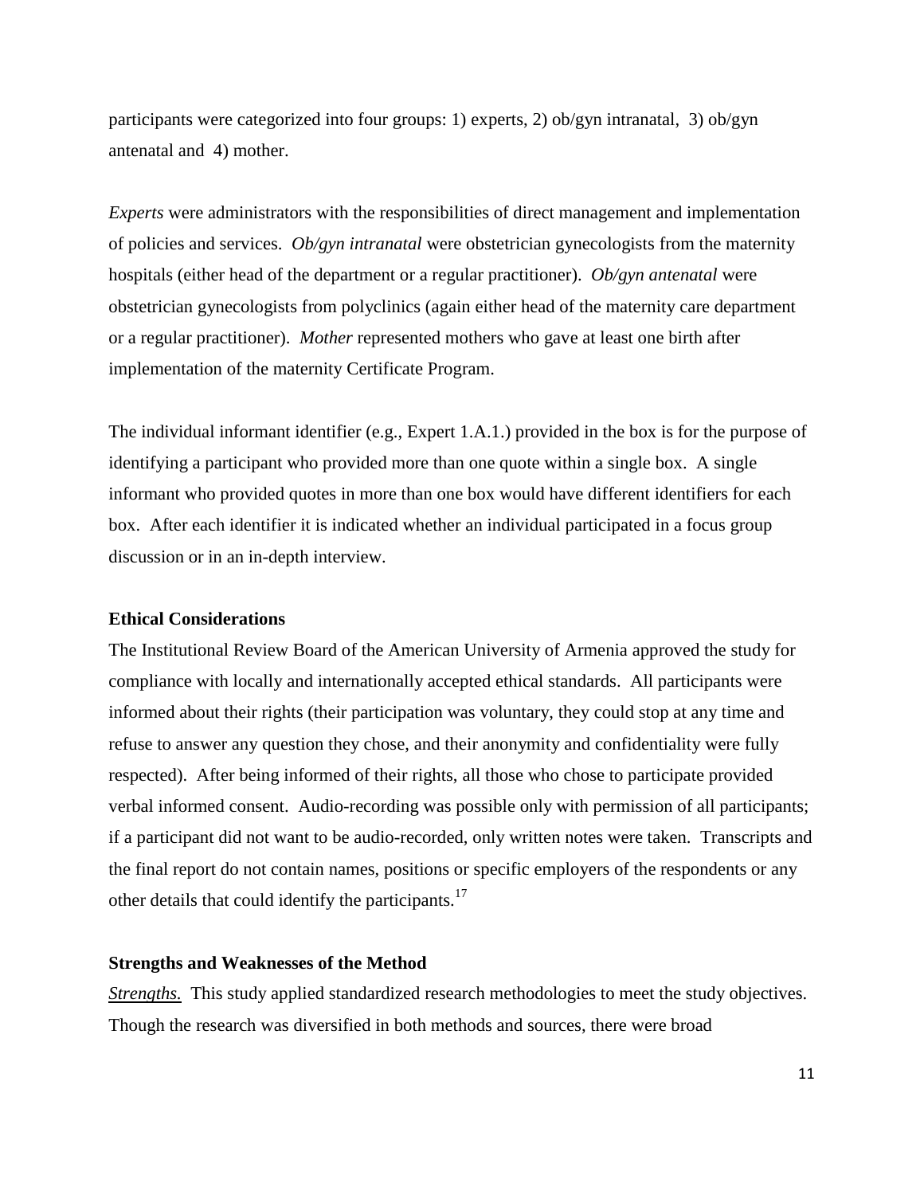participants were categorized into four groups: 1) experts, 2) ob/gyn intranatal, 3) ob/gyn antenatal and 4) mother.

*Experts* were administrators with the responsibilities of direct management and implementation of policies and services. *Ob/gyn intranatal* were obstetrician gynecologists from the maternity hospitals (either head of the department or a regular practitioner). *Ob/gyn antenatal* were obstetrician gynecologists from polyclinics (again either head of the maternity care department or a regular practitioner). *Mother* represented mothers who gave at least one birth after implementation of the maternity Certificate Program.

The individual informant identifier (e.g., Expert 1.A.1.) provided in the box is for the purpose of identifying a participant who provided more than one quote within a single box. A single informant who provided quotes in more than one box would have different identifiers for each box. After each identifier it is indicated whether an individual participated in a focus group discussion or in an in-depth interview.

**Ethical Considerations**

The Institutional Review Board of the American University of Armenia approved the study for compliance with locally and internationally accepted ethical standards. All participants were informed about their rights (their participation was voluntary, they could stop at any time and refuse to answer any question they chose, and their anonymity and confidentiality were fully respected). After being informed of their rights, all those who chose to participate provided verbal informed consent. Audio-recording was possible only with permission of all participants; if a participant did not want to be audio-recorded, only written notes were taken. Transcripts and the final report do not contain names, positions or specific employers of the respondents or any other details that could identify the participants.[17]

**Strengths and Weaknesses of the Method**

*Strengths.* This study applied standardized research methodologies to meet the study objectives. Though the research was diversified in both methods and sources, there were broad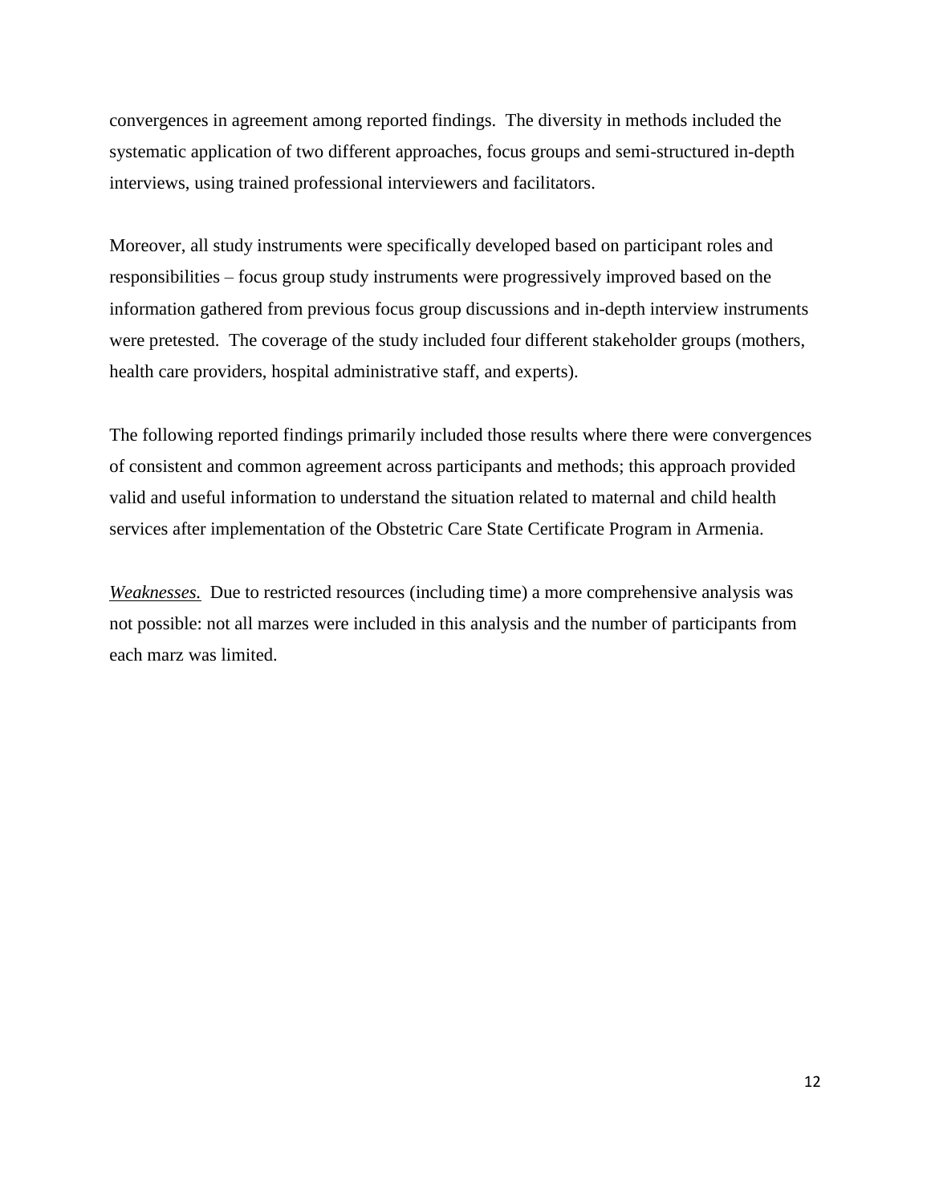convergences in agreement among reported findings. The diversity in methods included the systematic application of two different approaches, focus groups and semi-structured in-depth interviews, using trained professional interviewers and facilitators.

Moreover, all study instruments were specifically developed based on participant roles and responsibilities – focus group study instruments were progressively improved based on the information gathered from previous focus group discussions and in-depth interview instruments were pretested. The coverage of the study included four different stakeholder groups (mothers, health care providers, hospital administrative staff, and experts).

The following reported findings primarily included those results where there were convergences of consistent and common agreement across participants and methods; this approach provided valid and useful information to understand the situation related to maternal and child health services after implementation of the Obstetric Care State Certificate Program in Armenia.

*Weaknesses.* Due to restricted resources (including time) a more comprehensive analysis was not possible: not all marzes were included in this analysis and the number of participants from each marz was limited.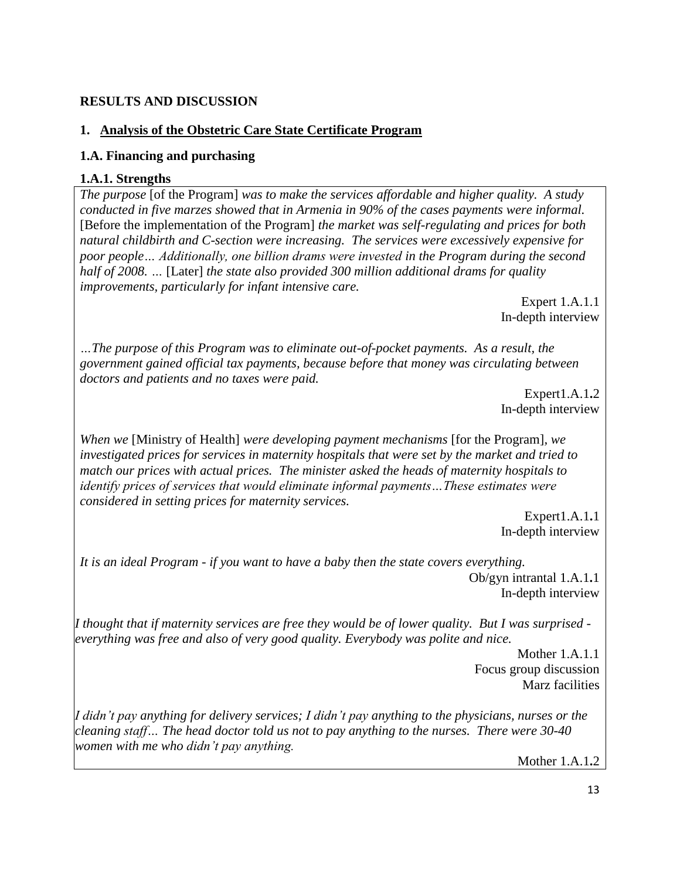**RESULTS AND DISCUSSION**

# 1. Analysis of the Obstetric Care State Certificate Program

## 1.A. Financing and purchasing

### 1.A.1. Strengths

*The purpose* [of the Program] *was to make the services affordable and higher quality. A study conducted in five marzes showed that in Armenia in 90% of the cases payments were informal.* [Before the implementation of the Program] *the market was self-regulating and prices for both natural childbirth and C-section were increasing. The services were excessively expensive for poor people… Additionally, one billion drams were invested in the Program during the second half of 2008. …* [Later] *the state also provided 300 million additional drams for quality improvements, particularly for infant intensive care.*

Expert 1.A.1.1
In-depth interview

*…The purpose of this Program was to eliminate out-of-pocket payments. As a result, the government gained official tax payments, because before that money was circulating between doctors and patients and no taxes were paid.*

Expert1.A.1.2
In-depth interview

*When we* [Ministry of Health] *were developing payment mechanisms* [for the Program], *we investigated prices for services in maternity hospitals that were set by the market and tried to match our prices with actual prices. The minister asked the heads of maternity hospitals to identify prices of services that would eliminate informal payments…These estimates were considered in setting prices for maternity services.*

Expert1.A.1.1
In-depth interview

*It is an ideal Program - if you want to have a baby then the state covers everything.*

Ob/gyn intrantal 1.A.1.1
In-depth interview

*I thought that if maternity services are free they would be of lower quality. But I was surprised - everything was free and also of very good quality. Everybody was polite and nice.*

Mother 1.A.1.1
Focus group discussion
Marz facilities

*I didn't pay anything for delivery services; I didn't pay anything to the physicians, nurses or the cleaning staff… The head doctor told us not to pay anything to the nurses. There were 30-40 women with me who didn't pay anything.*

Mother 1.A.1.2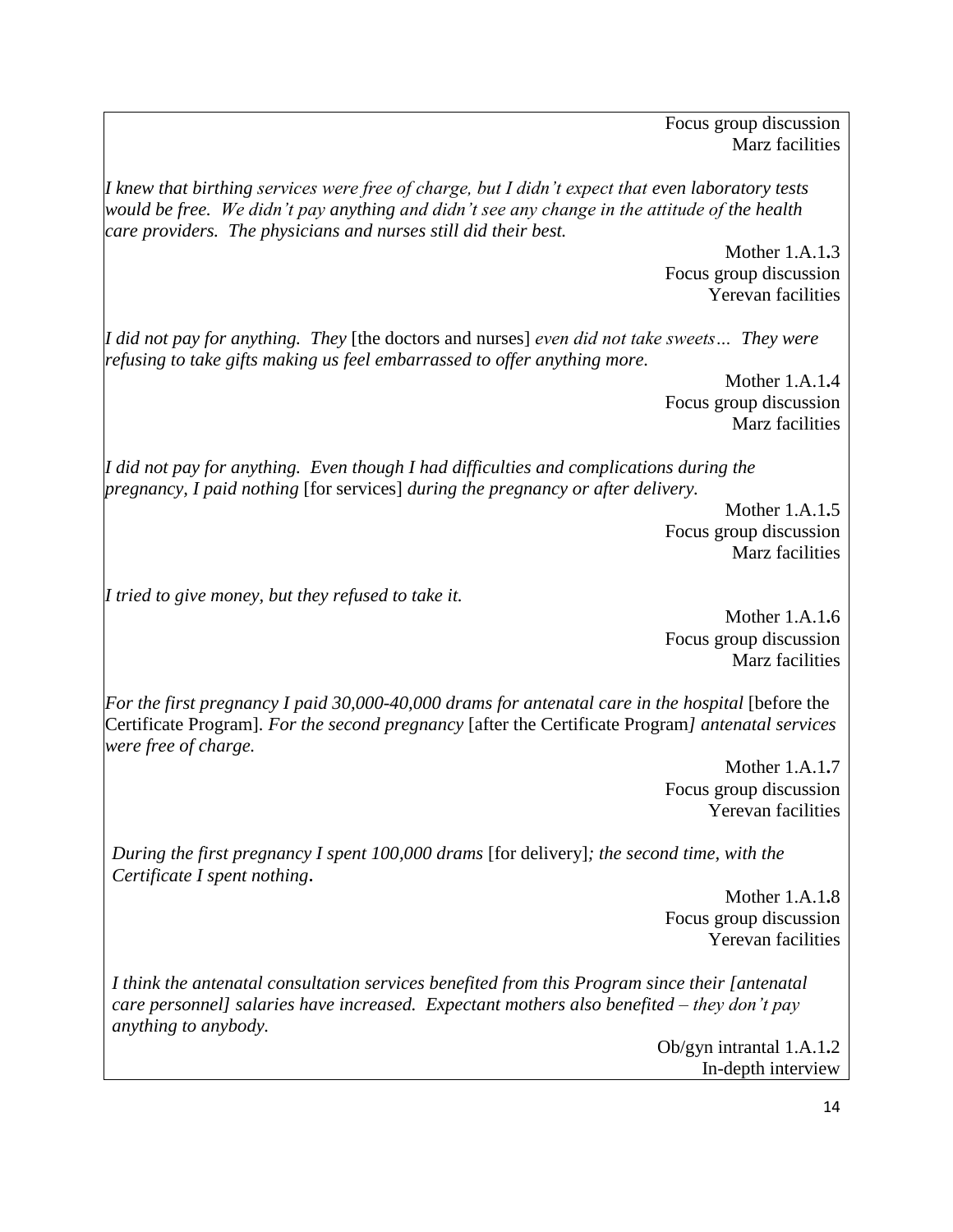Focus group discussion
Marz facilities

*I knew that birthing services were free of charge, but I didn't expect that even laboratory tests would be free. We didn't pay anything and didn't see any change in the attitude of the health care providers. The physicians and nurses still did their best.*

Mother 1.A.1.3
Focus group discussion
Yerevan facilities

*I did not pay for anything. They* [the doctors and nurses] *even did not take sweets… They were refusing to take gifts making us feel embarrassed to offer anything more.*

Mother 1.A.1.4
Focus group discussion
Marz facilities

*I did not pay for anything. Even though I had difficulties and complications during the pregnancy, I paid nothing* [for services] *during the pregnancy or after delivery.*

Mother 1.A.1.5
Focus group discussion
Marz facilities

*I tried to give money, but they refused to take it.*

Mother 1.A.1.6
Focus group discussion
Marz facilities

*For the first pregnancy I paid 30,000-40,000 drams for antenatal care in the hospital* [before the Certificate Program]. *For the second pregnancy* [after the Certificate Program*] antenatal services were free of charge.*

Mother 1.A.1.7
Focus group discussion
Yerevan facilities

*During the first pregnancy I spent 100,000 drams* [for delivery]*; the second time, with the Certificate I spent nothing*.

Mother 1.A.1.8
Focus group discussion
Yerevan facilities

*I think the antenatal consultation services benefited from this Program since their [antenatal care personnel] salaries have increased. Expectant mothers also benefited – they don't pay anything to anybody.*

Ob/gyn intrantal 1.A.1.2
In-depth interview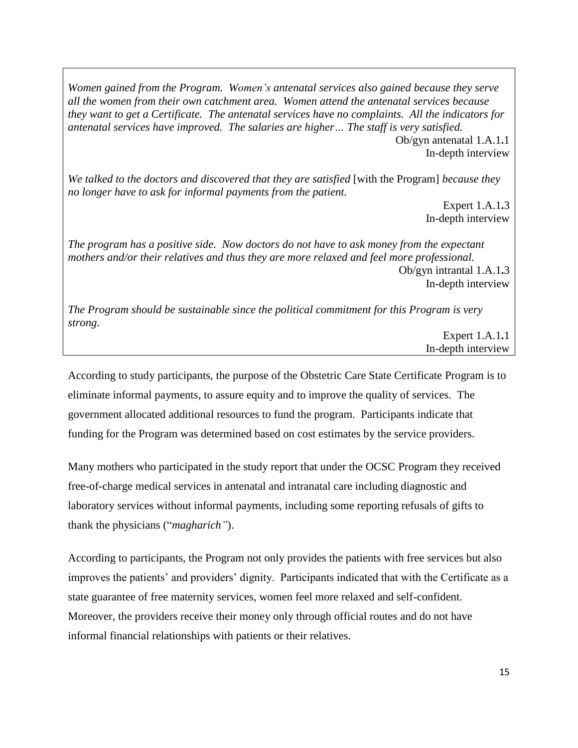*Women gained from the Program. Women's antenatal services also gained because they serve all the women from their own catchment area. Women attend the antenatal services because they want to get a Certificate. The antenatal services have no complaints. All the indicators for antenatal services have improved. The salaries are higher… The staff is very satisfied.*

Ob/gyn antenatal 1.A.1.1
In-depth interview

*We talked to the doctors and discovered that they are satisfied* [with the Program] *because they no longer have to ask for informal payments from the patient.*

Expert 1.A.1.3
In-depth interview

*The program has a positive side. Now doctors do not have to ask money from the expectant mothers and/or their relatives and thus they are more relaxed and feel more professional.*

Ob/gyn intrantal 1.A.1.3
In-depth interview

*The Program should be sustainable since the political commitment for this Program is very strong.*

Expert 1.A.1.1
In-depth interview

According to study participants, the purpose of the Obstetric Care State Certificate Program is to eliminate informal payments, to assure equity and to improve the quality of services. The government allocated additional resources to fund the program. Participants indicate that funding for the Program was determined based on cost estimates by the service providers.

Many mothers who participated in the study report that under the OCSC Program they received free-of-charge medical services in antenatal and intranatal care including diagnostic and laboratory services without informal payments, including some reporting refusals of gifts to thank the physicians ("*magharich"*).

According to participants, the Program not only provides the patients with free services but also improves the patients' and providers' dignity. Participants indicated that with the Certificate as a state guarantee of free maternity services, women feel more relaxed and self-confident. Moreover, the providers receive their money only through official routes and do not have informal financial relationships with patients or their relatives.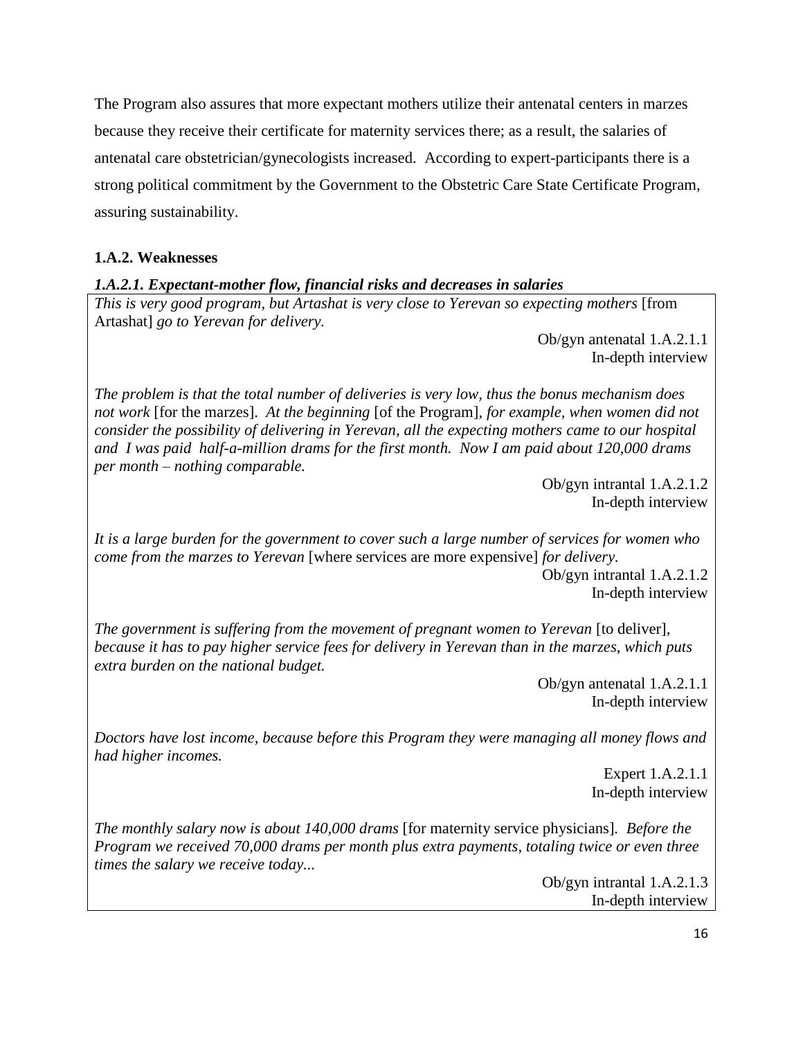The Program also assures that more expectant mothers utilize their antenatal centers in marzes because they receive their certificate for maternity services there; as a result, the salaries of antenatal care obstetrician/gynecologists increased. According to expert-participants there is a strong political commitment by the Government to the Obstetric Care State Certificate Program, assuring sustainability.

### 1.A.2. Weaknesses

#### *1.A.2.1. Expectant-mother flow, financial risks and decreases in salaries*

*This is very good program, but Artashat is very close to Yerevan so expecting mothers* [from Artashat] *go to Yerevan for delivery.*

Ob/gyn antenatal 1.A.2.1.1
In-depth interview

*The problem is that the total number of deliveries is very low, thus the bonus mechanism does not work* [for the marzes]. *At the beginning* [of the Program], *for example, when women did not consider the possibility of delivering in Yerevan, all the expecting mothers came to our hospital and I was paid half-a-million drams for the first month. Now I am paid about 120,000 drams per month – nothing comparable.*

Ob/gyn intrantal 1.A.2.1.2
In-depth interview

*It is a large burden for the government to cover such a large number of services for women who come from the marzes to Yerevan* [where services are more expensive] *for delivery.*

Ob/gyn intrantal 1.A.2.1.2
In-depth interview

*The government is suffering from the movement of pregnant women to Yerevan* [to deliver], *because it has to pay higher service fees for delivery in Yerevan than in the marzes, which puts extra burden on the national budget.*

Ob/gyn antenatal 1.A.2.1.1
In-depth interview

*Doctors have lost income, because before this Program they were managing all money flows and had higher incomes.*

Expert 1.A.2.1.1
In-depth interview

*The monthly salary now is about 140,000 drams* [for maternity service physicians]. *Before the Program we received 70,000 drams per month plus extra payments, totaling twice or even three times the salary we receive today...*

Ob/gyn intrantal 1.A.2.1.3
In-depth interview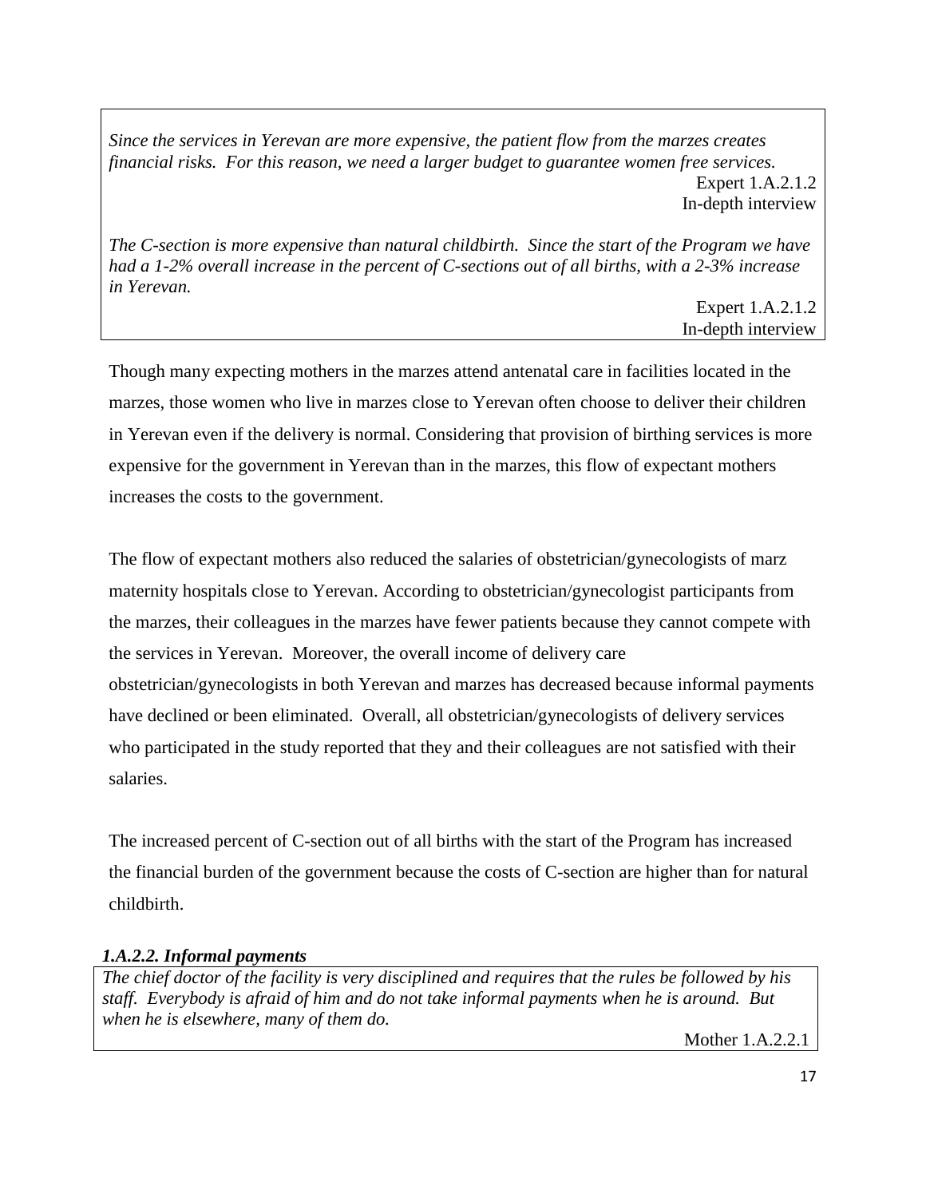*Since the services in Yerevan are more expensive, the patient flow from the marzes creates financial risks. For this reason, we need a larger budget to guarantee women free services.*

Expert 1.A.2.1.2
In-depth interview

*The C-section is more expensive than natural childbirth. Since the start of the Program we have had a 1-2% overall increase in the percent of C-sections out of all births, with a 2-3% increase in Yerevan.*

Expert 1.A.2.1.2
In-depth interview

Though many expecting mothers in the marzes attend antenatal care in facilities located in the marzes, those women who live in marzes close to Yerevan often choose to deliver their children in Yerevan even if the delivery is normal. Considering that provision of birthing services is more expensive for the government in Yerevan than in the marzes, this flow of expectant mothers increases the costs to the government.

The flow of expectant mothers also reduced the salaries of obstetrician/gynecologists of marz maternity hospitals close to Yerevan. According to obstetrician/gynecologist participants from the marzes, their colleagues in the marzes have fewer patients because they cannot compete with the services in Yerevan. Moreover, the overall income of delivery care obstetrician/gynecologists in both Yerevan and marzes has decreased because informal payments have declined or been eliminated. Overall, all obstetrician/gynecologists of delivery services who participated in the study reported that they and their colleagues are not satisfied with their salaries.

The increased percent of C-section out of all births with the start of the Program has increased the financial burden of the government because the costs of C-section are higher than for natural childbirth.

#### *1.A.2.2. Informal payments*

*The chief doctor of the facility is very disciplined and requires that the rules be followed by his staff. Everybody is afraid of him and do not take informal payments when he is around. But when he is elsewhere, many of them do.*

Mother 1.A.2.2.1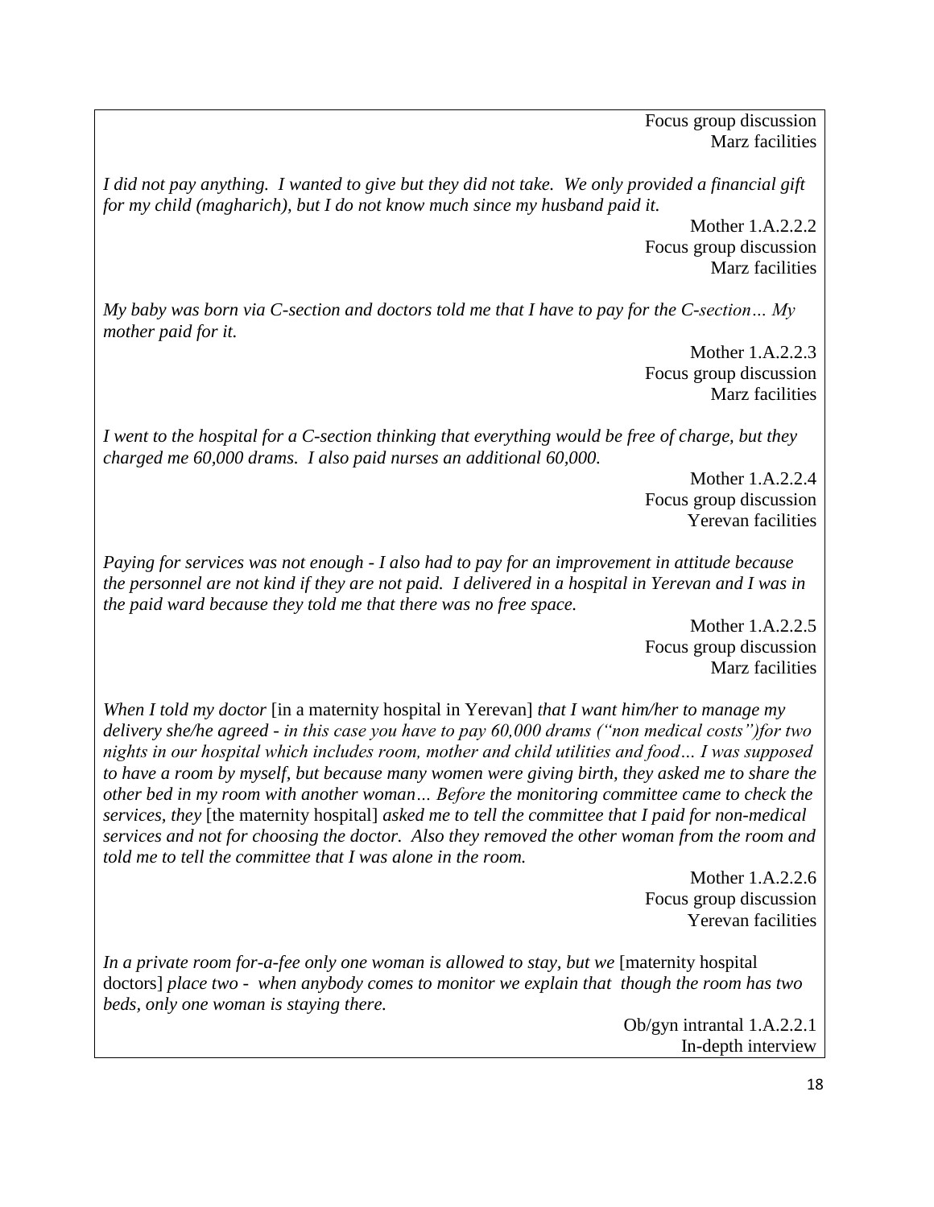Focus group discussion
Marz facilities

*I did not pay anything. I wanted to give but they did not take. We only provided a financial gift for my child (magharich), but I do not know much since my husband paid it.*

Mother 1.A.2.2.2
Focus group discussion
Marz facilities

*My baby was born via C-section and doctors told me that I have to pay for the C-section… My mother paid for it.*

Mother 1.A.2.2.3
Focus group discussion
Marz facilities

*I went to the hospital for a C-section thinking that everything would be free of charge, but they charged me 60,000 drams. I also paid nurses an additional 60,000.*

Mother 1.A.2.2.4
Focus group discussion
Yerevan facilities

*Paying for services was not enough - I also had to pay for an improvement in attitude because the personnel are not kind if they are not paid. I delivered in a hospital in Yerevan and I was in the paid ward because they told me that there was no free space.*

Mother 1.A.2.2.5
Focus group discussion
Marz facilities

*When I told my doctor* [in a maternity hospital in Yerevan] *that I want him/her to manage my delivery she/he agreed - in this case you have to pay 60,000 drams ("non medical costs")for two nights in our hospital which includes room, mother and child utilities and food… I was supposed to have a room by myself, but because many women were giving birth, they asked me to share the other bed in my room with another woman… Before the monitoring committee came to check the services, they* [the maternity hospital] *asked me to tell the committee that I paid for non-medical services and not for choosing the doctor. Also they removed the other woman from the room and told me to tell the committee that I was alone in the room.*

Mother 1.A.2.2.6
Focus group discussion
Yerevan facilities

*In a private room for-a-fee only one woman is allowed to stay, but we* [maternity hospital doctors] *place two - when anybody comes to monitor we explain that though the room has two beds, only one woman is staying there.*

Ob/gyn intrantal 1.A.2.2.1
In-depth interview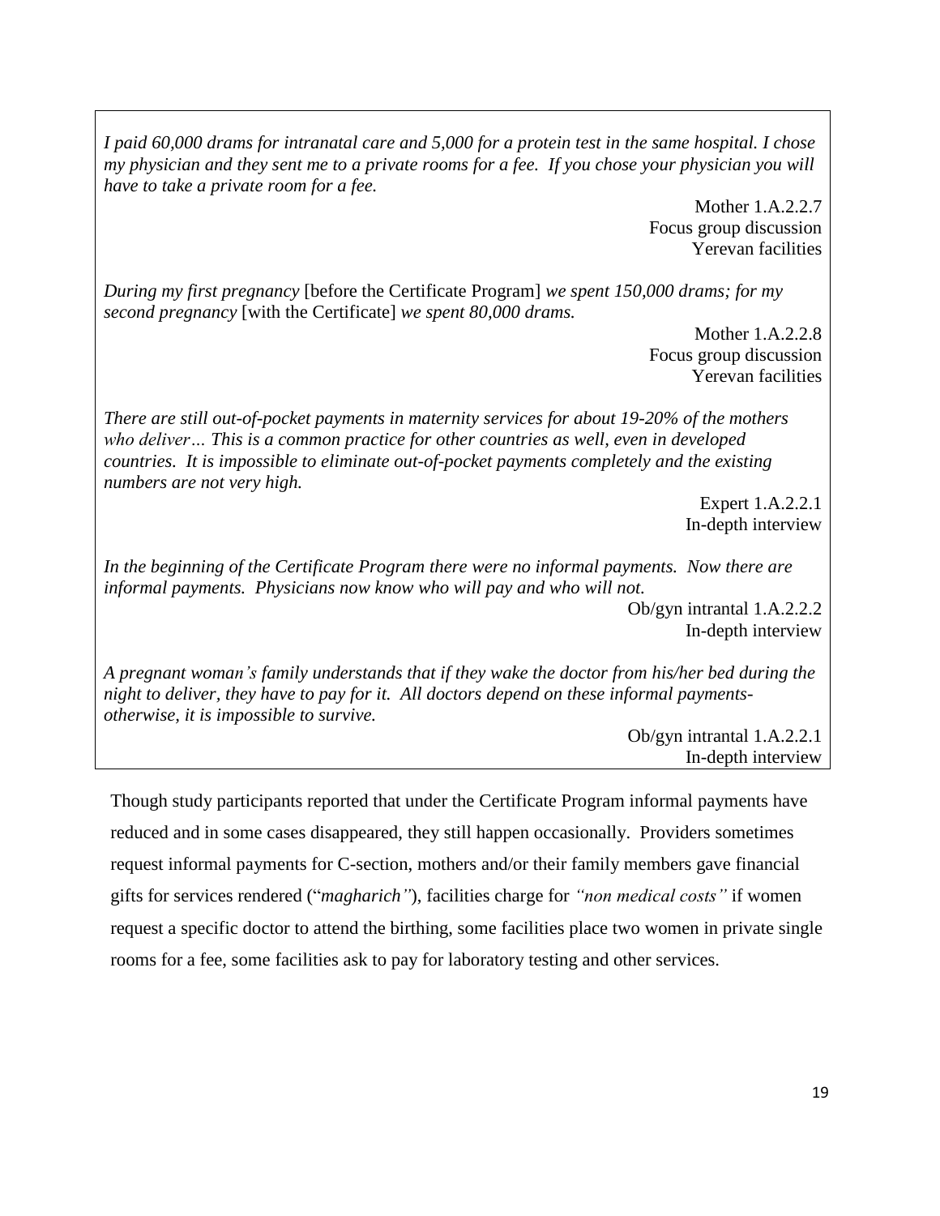*I paid 60,000 drams for intranatal care and 5,000 for a protein test in the same hospital. I chose my physician and they sent me to a private rooms for a fee. If you chose your physician you will have to take a private room for a fee.*

Mother 1.A.2.2.7
Focus group discussion
Yerevan facilities

*During my first pregnancy* [before the Certificate Program] *we spent 150,000 drams; for my second pregnancy* [with the Certificate] *we spent 80,000 drams.*

Mother 1.A.2.2.8
Focus group discussion
Yerevan facilities

*There are still out-of-pocket payments in maternity services for about 19-20% of the mothers who deliver… This is a common practice for other countries as well, even in developed countries. It is impossible to eliminate out-of-pocket payments completely and the existing numbers are not very high.*

Expert 1.A.2.2.1
In-depth interview

*In the beginning of the Certificate Program there were no informal payments. Now there are informal payments. Physicians now know who will pay and who will not.*

Ob/gyn intrantal 1.A.2.2.2
In-depth interview

*A pregnant woman's family understands that if they wake the doctor from his/her bed during the night to deliver, they have to pay for it. All doctors depend on these informal payments- otherwise, it is impossible to survive.*

Ob/gyn intrantal 1.A.2.2.1
In-depth interview

Though study participants reported that under the Certificate Program informal payments have reduced and in some cases disappeared, they still happen occasionally. Providers sometimes request informal payments for C-section, mothers and/or their family members gave financial gifts for services rendered ("*magharich"*), facilities charge for *"non medical costs"* if women request a specific doctor to attend the birthing, some facilities place two women in private single rooms for a fee, some facilities ask to pay for laboratory testing and other services.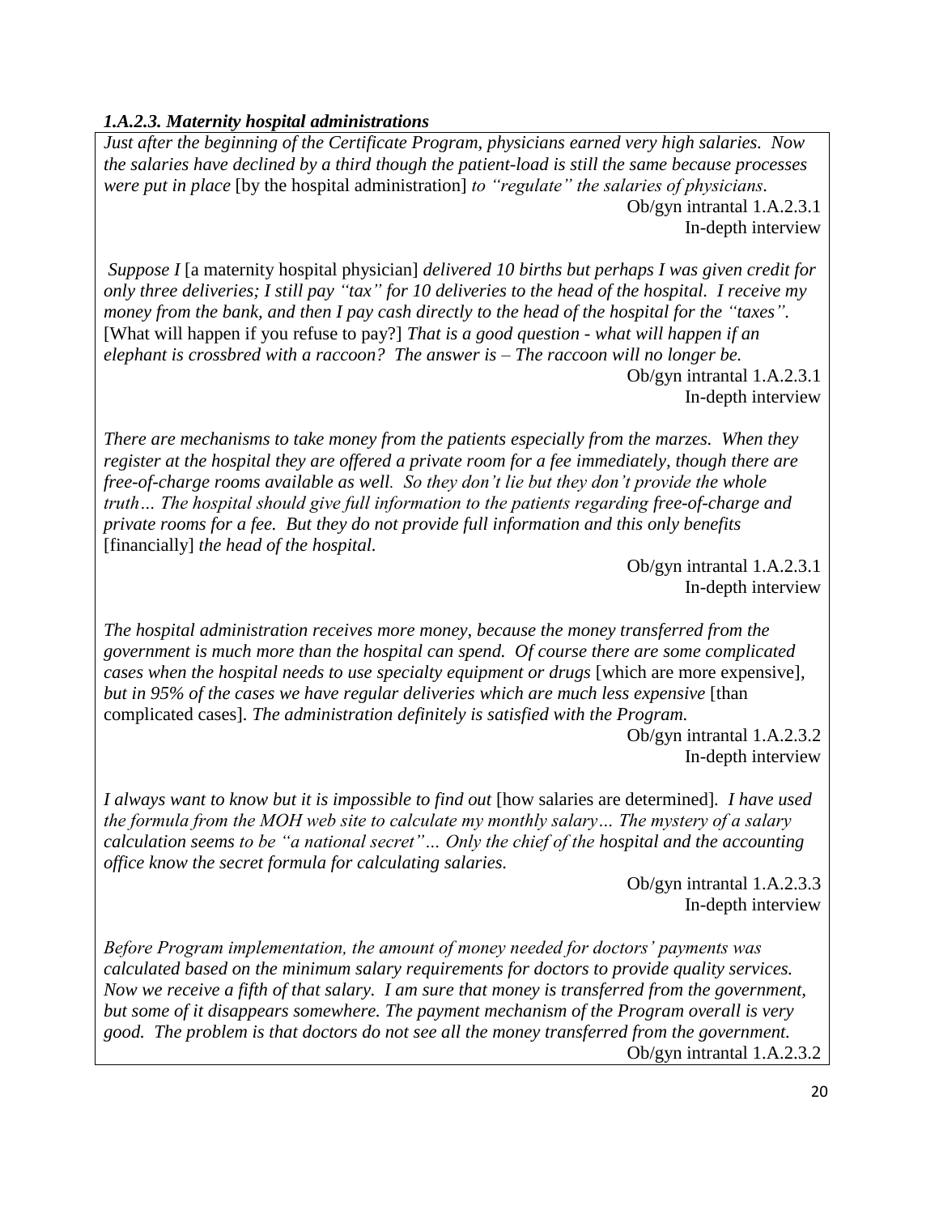### *1.A.2.3. Maternity hospital administrations*

*Just after the beginning of the Certificate Program, physicians earned very high salaries. Now the salaries have declined by a third though the patient-load is still the same because processes were put in place* [by the hospital administration] *to "regulate" the salaries of physicians.*

Ob/gyn intrantal 1.A.2.3.1
In-depth interview

*Suppose I* [a maternity hospital physician] *delivered 10 births but perhaps I was given credit for only three deliveries; I still pay "tax" for 10 deliveries to the head of the hospital. I receive my money from the bank, and then I pay cash directly to the head of the hospital for the "taxes".* [What will happen if you refuse to pay?] *That is a good question - what will happen if an elephant is crossbred with a raccoon? The answer is – The raccoon will no longer be.*

Ob/gyn intrantal 1.A.2.3.1
In-depth interview

*There are mechanisms to take money from the patients especially from the marzes. When they register at the hospital they are offered a private room for a fee immediately, though there are free-of-charge rooms available as well. So they don't lie but they don't provide the whole truth… The hospital should give full information to the patients regarding free-of-charge and private rooms for a fee. But they do not provide full information and this only benefits* [financially] *the head of the hospital.*

Ob/gyn intrantal 1.A.2.3.1
In-depth interview

*The hospital administration receives more money, because the money transferred from the government is much more than the hospital can spend. Of course there are some complicated cases when the hospital needs to use specialty equipment or drugs* [which are more expensive], *but in 95% of the cases we have regular deliveries which are much less expensive* [than complicated cases]. *The administration definitely is satisfied with the Program.*

Ob/gyn intrantal 1.A.2.3.2
In-depth interview

*I always want to know but it is impossible to find out* [how salaries are determined]. *I have used the formula from the MOH web site to calculate my monthly salary… The mystery of a salary calculation seems to be "a national secret"… Only the chief of the hospital and the accounting office know the secret formula for calculating salaries.*

Ob/gyn intrantal 1.A.2.3.3
In-depth interview

*Before Program implementation, the amount of money needed for doctors' payments was calculated based on the minimum salary requirements for doctors to provide quality services. Now we receive a fifth of that salary. I am sure that money is transferred from the government, but some of it disappears somewhere. The payment mechanism of the Program overall is very good. The problem is that doctors do not see all the money transferred from the government.*

Ob/gyn intrantal 1.A.2.3.2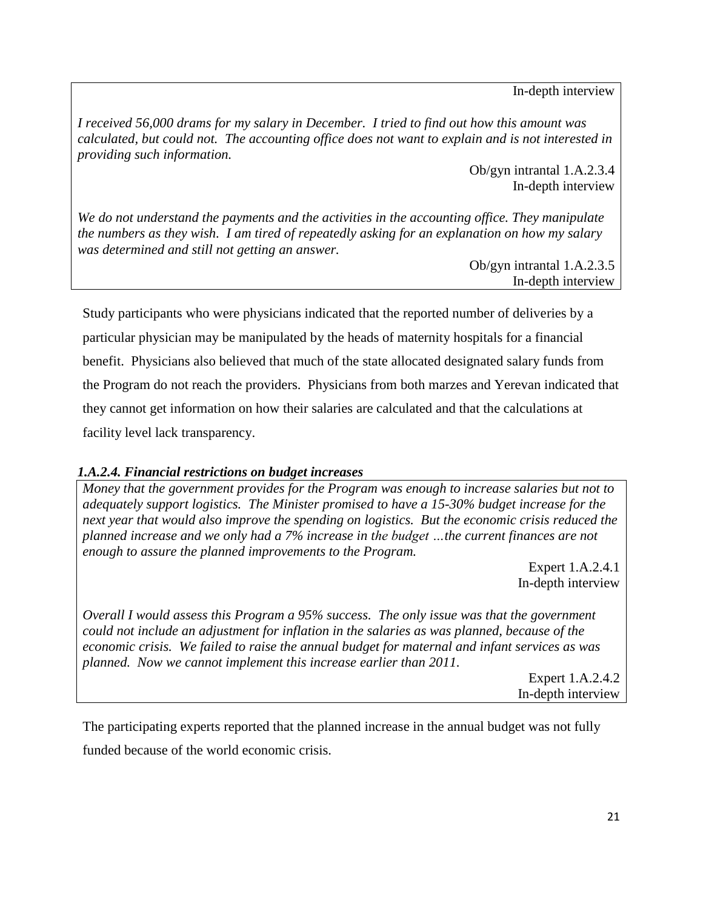In-depth interview

*I received 56,000 drams for my salary in December. I tried to find out how this amount was calculated, but could not. The accounting office does not want to explain and is not interested in providing such information.*

Ob/gyn intrantal 1.A.2.3.4
In-depth interview

*We do not understand the payments and the activities in the accounting office. They manipulate the numbers as they wish. I am tired of repeatedly asking for an explanation on how my salary was determined and still not getting an answer.*

Ob/gyn intrantal 1.A.2.3.5
In-depth interview

Study participants who were physicians indicated that the reported number of deliveries by a particular physician may be manipulated by the heads of maternity hospitals for a financial benefit. Physicians also believed that much of the state allocated designated salary funds from the Program do not reach the providers. Physicians from both marzes and Yerevan indicated that they cannot get information on how their salaries are calculated and that the calculations at facility level lack transparency.

#### *1.A.2.4. Financial restrictions on budget increases*

*Money that the government provides for the Program was enough to increase salaries but not to adequately support logistics. The Minister promised to have a 15-30% budget increase for the next year that would also improve the spending on logistics. But the economic crisis reduced the planned increase and we only had a 7% increase in the budget …the current finances are not enough to assure the planned improvements to the Program.*

Expert 1.A.2.4.1
In-depth interview

*Overall I would assess this Program a 95% success. The only issue was that the government could not include an adjustment for inflation in the salaries as was planned, because of the economic crisis. We failed to raise the annual budget for maternal and infant services as was planned. Now we cannot implement this increase earlier than 2011.*

Expert 1.A.2.4.2
In-depth interview

The participating experts reported that the planned increase in the annual budget was not fully funded because of the world economic crisis.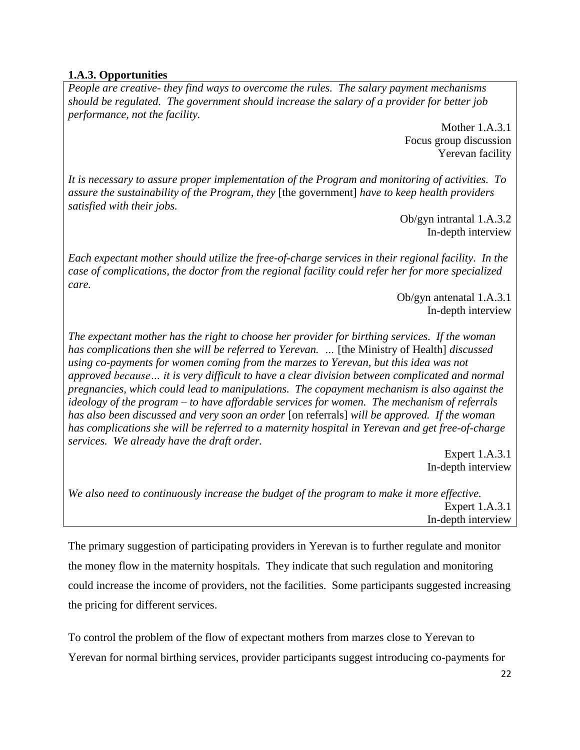**1.A.3. Opportunities**

*People are creative- they find ways to overcome the rules. The salary payment mechanisms should be regulated. The government should increase the salary of a provider for better job performance, not the facility.*

Mother 1.A.3.1
Focus group discussion
Yerevan facility

*It is necessary to assure proper implementation of the Program and monitoring of activities. To assure the sustainability of the Program, they* [the government] *have to keep health providers satisfied with their jobs.*

Ob/gyn intrantal 1.A.3.2
In-depth interview

*Each expectant mother should utilize the free-of-charge services in their regional facility. In the case of complications, the doctor from the regional facility could refer her for more specialized care.*

Ob/gyn antenatal 1.A.3.1
In-depth interview

*The expectant mother has the right to choose her provider for birthing services. If the woman has complications then she will be referred to Yerevan. …* [the Ministry of Health] *discussed using co-payments for women coming from the marzes to Yerevan, but this idea was not approved because… it is very difficult to have a clear division between complicated and normal pregnancies, which could lead to manipulations. The copayment mechanism is also against the ideology of the program – to have affordable services for women. The mechanism of referrals has also been discussed and very soon an order* [on referrals] *will be approved. If the woman has complications she will be referred to a maternity hospital in Yerevan and get free-of-charge services. We already have the draft order.*

Expert 1.A.3.1
In-depth interview

*We also need to continuously increase the budget of the program to make it more effective.*

Expert 1.A.3.1
In-depth interview

The primary suggestion of participating providers in Yerevan is to further regulate and monitor the money flow in the maternity hospitals. They indicate that such regulation and monitoring could increase the income of providers, not the facilities. Some participants suggested increasing the pricing for different services.

To control the problem of the flow of expectant mothers from marzes close to Yerevan to Yerevan for normal birthing services, provider participants suggest introducing co-payments for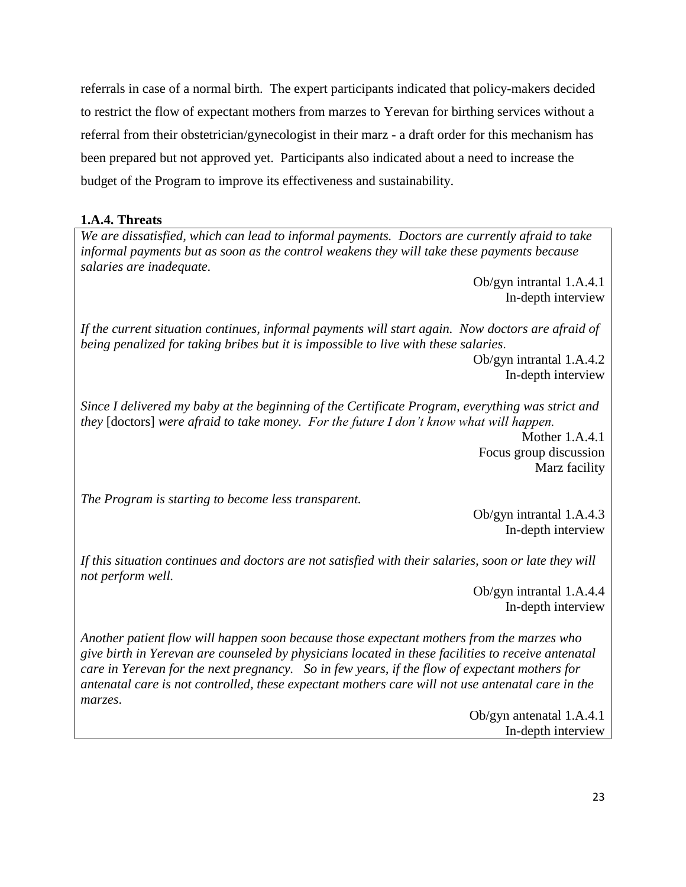referrals in case of a normal birth. The expert participants indicated that policy-makers decided to restrict the flow of expectant mothers from marzes to Yerevan for birthing services without a referral from their obstetrician/gynecologist in their marz - a draft order for this mechanism has been prepared but not approved yet. Participants also indicated about a need to increase the budget of the Program to improve its effectiveness and sustainability.

**1.A.4. Threats**

*We are dissatisfied, which can lead to informal payments. Doctors are currently afraid to take informal payments but as soon as the control weakens they will take these payments because salaries are inadequate.*

Ob/gyn intrantal 1.A.4.1
In-depth interview

*If the current situation continues, informal payments will start again. Now doctors are afraid of being penalized for taking bribes but it is impossible to live with these salaries.*

Ob/gyn intrantal 1.A.4.2
In-depth interview

*Since I delivered my baby at the beginning of the Certificate Program, everything was strict and they* [doctors] *were afraid to take money. For the future I don't know what will happen.*

Mother 1.A.4.1
Focus group discussion
Marz facility

*The Program is starting to become less transparent.*

Ob/gyn intrantal 1.A.4.3
In-depth interview

*If this situation continues and doctors are not satisfied with their salaries, soon or late they will not perform well.*

Ob/gyn intrantal 1.A.4.4
In-depth interview

*Another patient flow will happen soon because those expectant mothers from the marzes who give birth in Yerevan are counseled by physicians located in these facilities to receive antenatal care in Yerevan for the next pregnancy. So in few years, if the flow of expectant mothers for antenatal care is not controlled, these expectant mothers care will not use antenatal care in the marzes.*

Ob/gyn antenatal 1.A.4.1
In-depth interview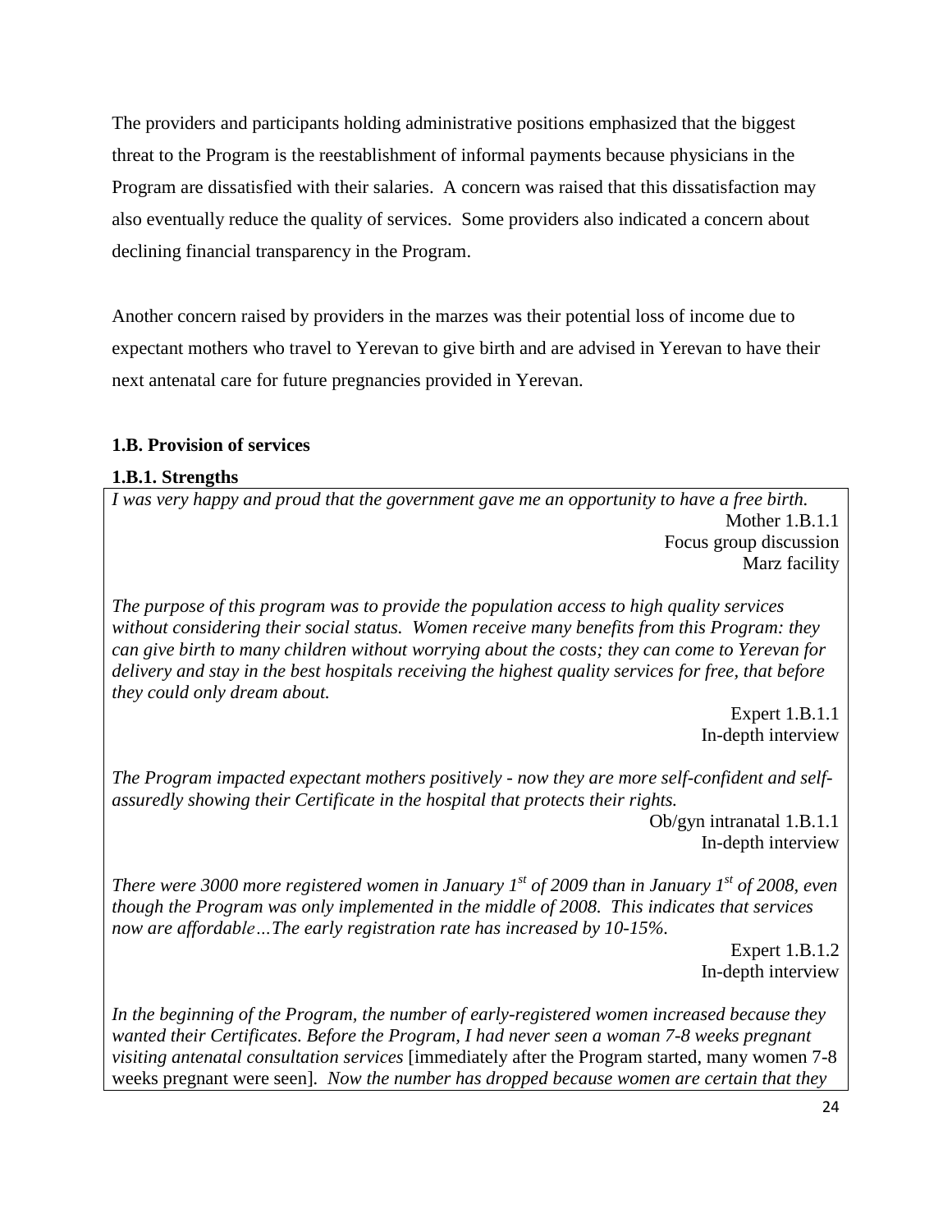The providers and participants holding administrative positions emphasized that the biggest threat to the Program is the reestablishment of informal payments because physicians in the Program are dissatisfied with their salaries. A concern was raised that this dissatisfaction may also eventually reduce the quality of services. Some providers also indicated a concern about declining financial transparency in the Program.

Another concern raised by providers in the marzes was their potential loss of income due to expectant mothers who travel to Yerevan to give birth and are advised in Yerevan to have their next antenatal care for future pregnancies provided in Yerevan.

### 1.B. Provision of services

#### 1.B.1. Strengths

*I was very happy and proud that the government gave me an opportunity to have a free birth.*

Mother 1.B.1.1
Focus group discussion
Marz facility

*The purpose of this program was to provide the population access to high quality services without considering their social status. Women receive many benefits from this Program: they can give birth to many children without worrying about the costs; they can come to Yerevan for delivery and stay in the best hospitals receiving the highest quality services for free, that before they could only dream about.*

Expert 1.B.1.1
In-depth interview

*The Program impacted expectant mothers positively - now they are more self-confident and self-assuredly showing their Certificate in the hospital that protects their rights.*

Ob/gyn intranatal 1.B.1.1
In-depth interview

*There were 3000 more registered women in January 1st of 2009 than in January 1st of 2008, even though the Program was only implemented in the middle of 2008. This indicates that services now are affordable…The early registration rate has increased by 10-15%.*

Expert 1.B.1.2
In-depth interview

*In the beginning of the Program, the number of early-registered women increased because they wanted their Certificates. Before the Program, I had never seen a woman 7-8 weeks pregnant visiting antenatal consultation services* [immediately after the Program started, many women 7-8 weeks pregnant were seen]. *Now the number has dropped because women are certain that they*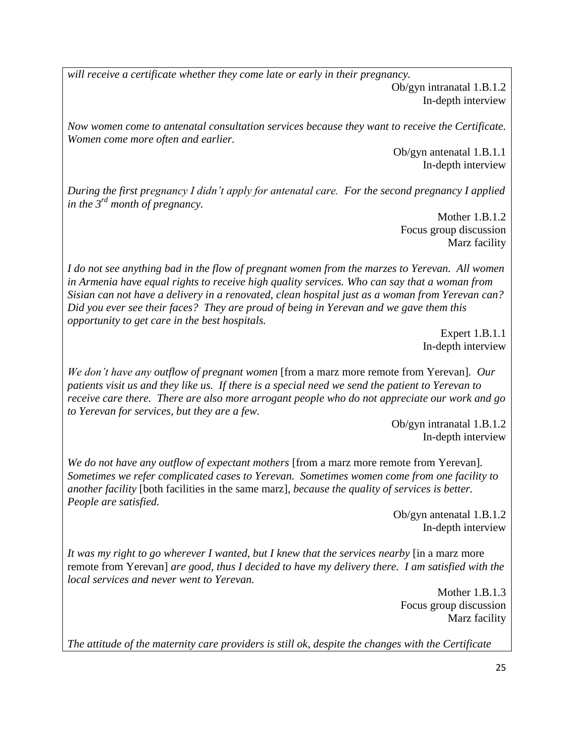*will receive a certificate whether they come late or early in their pregnancy.*

Ob/gyn intranatal 1.B.1.2
In-depth interview

*Now women come to antenatal consultation services because they want to receive the Certificate. Women come more often and earlier.*

Ob/gyn antenatal 1.B.1.1
In-depth interview

*During the first pregnancy I didn't apply for antenatal care. For the second pregnancy I applied in the 3rd month of pregnancy.*

Mother 1.B.1.2
Focus group discussion
Marz facility

*I do not see anything bad in the flow of pregnant women from the marzes to Yerevan. All women in Armenia have equal rights to receive high quality services. Who can say that a woman from Sisian can not have a delivery in a renovated, clean hospital just as a woman from Yerevan can? Did you ever see their faces? They are proud of being in Yerevan and we gave them this opportunity to get care in the best hospitals.*

Expert 1.B.1.1
In-depth interview

*We don't have any outflow of pregnant women* [from a marz more remote from Yerevan]. *Our patients visit us and they like us. If there is a special need we send the patient to Yerevan to receive care there. There are also more arrogant people who do not appreciate our work and go to Yerevan for services, but they are a few.*

Ob/gyn intranatal 1.B.1.2
In-depth interview

*We do not have any outflow of expectant mothers* [from a marz more remote from Yerevan]. *Sometimes we refer complicated cases to Yerevan. Sometimes women come from one facility to another facility* [both facilities in the same marz]*, because the quality of services is better. People are satisfied.*

Ob/gyn antenatal 1.B.1.2
In-depth interview

*It was my right to go wherever I wanted, but I knew that the services nearby* [in a marz more remote from Yerevan] *are good, thus I decided to have my delivery there. I am satisfied with the local services and never went to Yerevan.*

Mother 1.B.1.3
Focus group discussion
Marz facility

*The attitude of the maternity care providers is still ok, despite the changes with the Certificate*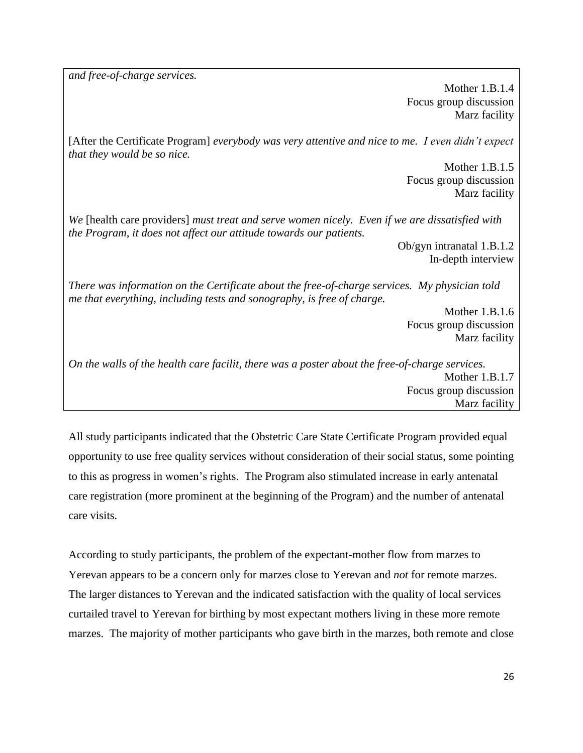*and free-of-charge services.*

Mother 1.B.1.4
Focus group discussion
Marz facility

[After the Certificate Program] *everybody was very attentive and nice to me. I even didn't expect that they would be so nice.*

Mother 1.B.1.5
Focus group discussion
Marz facility

*We* [health care providers] *must treat and serve women nicely. Even if we are dissatisfied with the Program, it does not affect our attitude towards our patients.*

Ob/gyn intranatal 1.B.1.2
In-depth interview

*There was information on the Certificate about the free-of-charge services. My physician told me that everything, including tests and sonography, is free of charge.*

Mother 1.B.1.6
Focus group discussion
Marz facility

*On the walls of the health care facilit, there was a poster about the free-of-charge services.*

Mother 1.B.1.7
Focus group discussion
Marz facility

All study participants indicated that the Obstetric Care State Certificate Program provided equal opportunity to use free quality services without consideration of their social status, some pointing to this as progress in women's rights. The Program also stimulated increase in early antenatal care registration (more prominent at the beginning of the Program) and the number of antenatal care visits.

According to study participants, the problem of the expectant-mother flow from marzes to Yerevan appears to be a concern only for marzes close to Yerevan and *not* for remote marzes. The larger distances to Yerevan and the indicated satisfaction with the quality of local services curtailed travel to Yerevan for birthing by most expectant mothers living in these more remote marzes. The majority of mother participants who gave birth in the marzes, both remote and close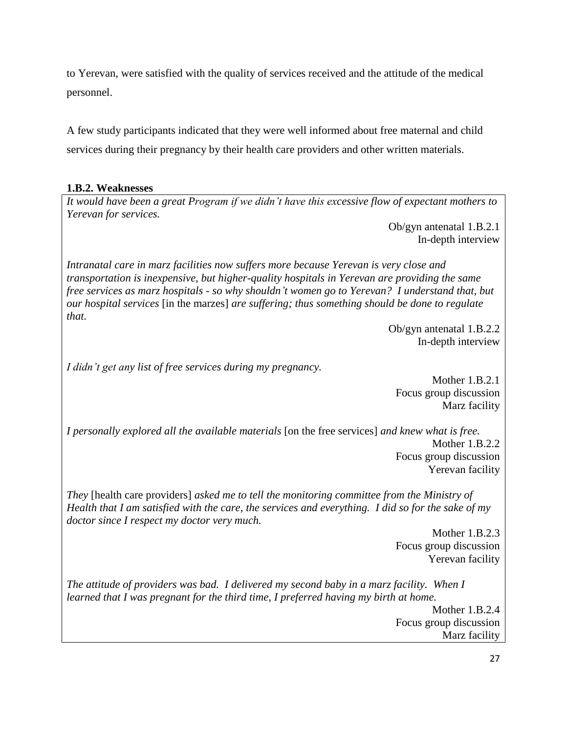to Yerevan, were satisfied with the quality of services received and the attitude of the medical personnel.

A few study participants indicated that they were well informed about free maternal and child services during their pregnancy by their health care providers and other written materials.

**1.B.2. Weaknesses**

*It would have been a great Program if we didn't have this excessive flow of expectant mothers to Yerevan for services.*

Ob/gyn antenatal 1.B.2.1
In-depth interview

*Intranatal care in marz facilities now suffers more because Yerevan is very close and transportation is inexpensive, but higher-quality hospitals in Yerevan are providing the same free services as marz hospitals - so why shouldn't women go to Yerevan? I understand that, but our hospital services* [in the marzes] *are suffering; thus something should be done to regulate that.*

Ob/gyn antenatal 1.B.2.2
In-depth interview

*I didn't get any list of free services during my pregnancy.*

Mother 1.B.2.1
Focus group discussion
Marz facility

*I personally explored all the available materials* [on the free services] *and knew what is free.*

Mother 1.B.2.2
Focus group discussion
Yerevan facility

*They* [health care providers] *asked me to tell the monitoring committee from the Ministry of Health that I am satisfied with the care, the services and everything. I did so for the sake of my doctor since I respect my doctor very much.*

Mother 1.B.2.3
Focus group discussion
Yerevan facility

*The attitude of providers was bad. I delivered my second baby in a marz facility. When I learned that I was pregnant for the third time, I preferred having my birth at home.*

Mother 1.B.2.4
Focus group discussion
Marz facility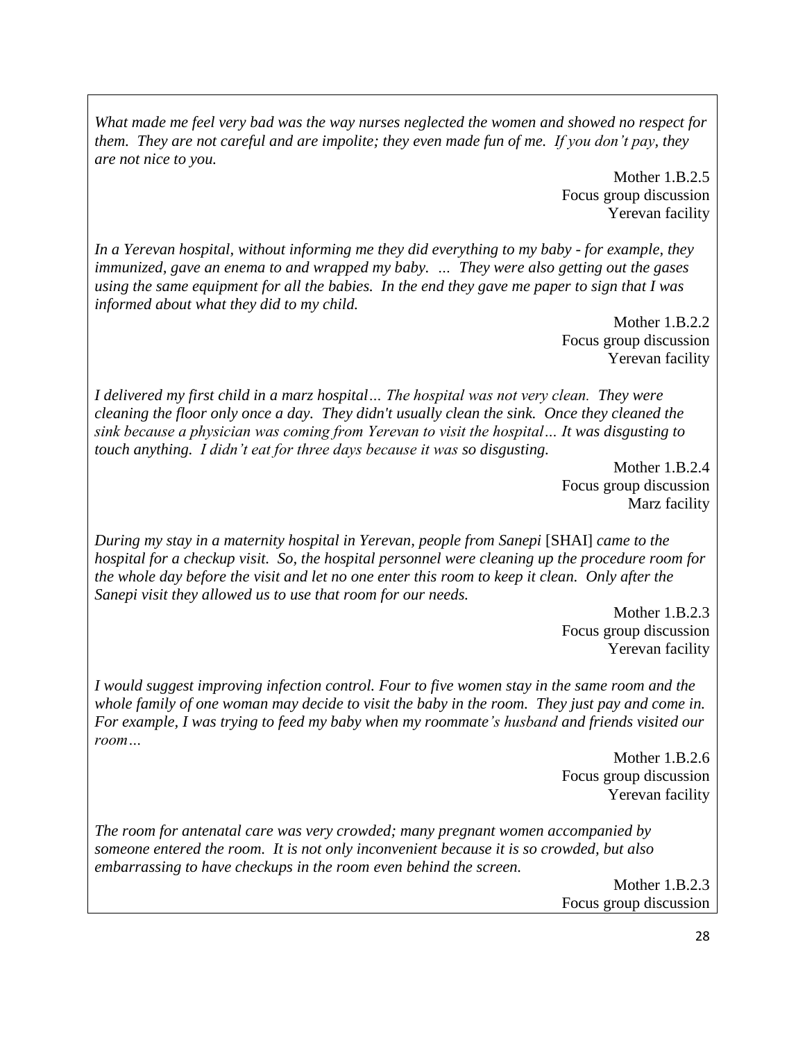*What made me feel very bad was the way nurses neglected the women and showed no respect for them. They are not careful and are impolite; they even made fun of me. If you don't pay, they are not nice to you.*

Mother 1.B.2.5
Focus group discussion
Yerevan facility

*In a Yerevan hospital, without informing me they did everything to my baby - for example, they immunized, gave an enema to and wrapped my baby. ... They were also getting out the gases using the same equipment for all the babies. In the end they gave me paper to sign that I was informed about what they did to my child.*

Mother 1.B.2.2
Focus group discussion
Yerevan facility

*I delivered my first child in a marz hospital… The hospital was not very clean. They were cleaning the floor only once a day. They didn't usually clean the sink. Once they cleaned the sink because a physician was coming from Yerevan to visit the hospital… It was disgusting to touch anything. I didn't eat for three days because it was so disgusting.*

Mother 1.B.2.4
Focus group discussion
Marz facility

*During my stay in a maternity hospital in Yerevan, people from Sanepi* [SHAI] *came to the hospital for a checkup visit. So, the hospital personnel were cleaning up the procedure room for the whole day before the visit and let no one enter this room to keep it clean. Only after the Sanepi visit they allowed us to use that room for our needs.*

Mother 1.B.2.3
Focus group discussion
Yerevan facility

*I would suggest improving infection control. Four to five women stay in the same room and the whole family of one woman may decide to visit the baby in the room. They just pay and come in. For example, I was trying to feed my baby when my roommate's husband and friends visited our room…*

Mother 1.B.2.6
Focus group discussion
Yerevan facility

*The room for antenatal care was very crowded; many pregnant women accompanied by someone entered the room. It is not only inconvenient because it is so crowded, but also embarrassing to have checkups in the room even behind the screen.*

Mother 1.B.2.3
Focus group discussion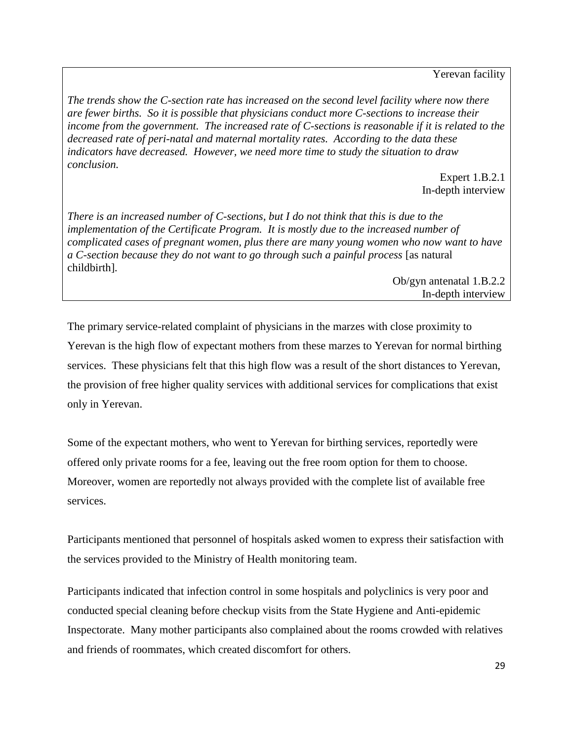Yerevan facility

*The trends show the C-section rate has increased on the second level facility where now there are fewer births. So it is possible that physicians conduct more C-sections to increase their income from the government. The increased rate of C-sections is reasonable if it is related to the decreased rate of peri-natal and maternal mortality rates. According to the data these indicators have decreased. However, we need more time to study the situation to draw conclusion.*

Expert 1.B.2.1
In-depth interview

*There is an increased number of C-sections, but I do not think that this is due to the implementation of the Certificate Program. It is mostly due to the increased number of complicated cases of pregnant women, plus there are many young women who now want to have a C-section because they do not want to go through such a painful process* [as natural childbirth].

Ob/gyn antenatal 1.B.2.2
In-depth interview

The primary service-related complaint of physicians in the marzes with close proximity to Yerevan is the high flow of expectant mothers from these marzes to Yerevan for normal birthing services. These physicians felt that this high flow was a result of the short distances to Yerevan, the provision of free higher quality services with additional services for complications that exist only in Yerevan.

Some of the expectant mothers, who went to Yerevan for birthing services, reportedly were offered only private rooms for a fee, leaving out the free room option for them to choose. Moreover, women are reportedly not always provided with the complete list of available free services.

Participants mentioned that personnel of hospitals asked women to express their satisfaction with the services provided to the Ministry of Health monitoring team.

Participants indicated that infection control in some hospitals and polyclinics is very poor and conducted special cleaning before checkup visits from the State Hygiene and Anti-epidemic Inspectorate. Many mother participants also complained about the rooms crowded with relatives and friends of roommates, which created discomfort for others.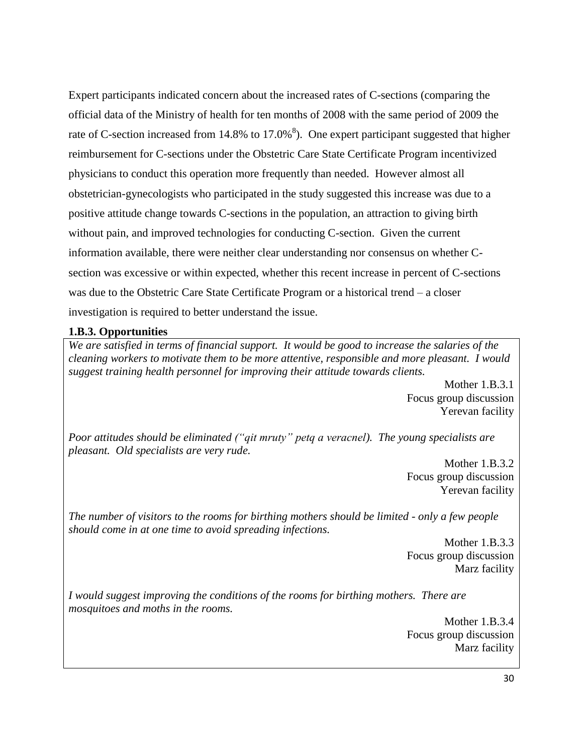Expert participants indicated concern about the increased rates of C-sections (comparing the official data of the Ministry of health for ten months of 2008 with the same period of 2009 the rate of C-section increased from 14.8% to 17.0%[8]). One expert participant suggested that higher reimbursement for C-sections under the Obstetric Care State Certificate Program incentivized physicians to conduct this operation more frequently than needed. However almost all obstetrician-gynecologists who participated in the study suggested this increase was due to a positive attitude change towards C-sections in the population, an attraction to giving birth without pain, and improved technologies for conducting C-section. Given the current information available, there were neither clear understanding nor consensus on whether C-section was excessive or within expected, whether this recent increase in percent of C-sections was due to the Obstetric Care State Certificate Program or a historical trend – a closer investigation is required to better understand the issue.

**1.B.3. Opportunities**

*We are satisfied in terms of financial support. It would be good to increase the salaries of the cleaning workers to motivate them to be more attentive, responsible and more pleasant. I would suggest training health personnel for improving their attitude towards clients.*

Mother 1.B.3.1
Focus group discussion
Yerevan facility

*Poor attitudes should be eliminated ("qit mruty" petq a veracnel). The young specialists are pleasant. Old specialists are very rude.*

Mother 1.B.3.2
Focus group discussion
Yerevan facility

*The number of visitors to the rooms for birthing mothers should be limited - only a few people should come in at one time to avoid spreading infections.*

Mother 1.B.3.3
Focus group discussion
Marz facility

*I would suggest improving the conditions of the rooms for birthing mothers. There are mosquitoes and moths in the rooms.*

Mother 1.B.3.4
Focus group discussion
Marz facility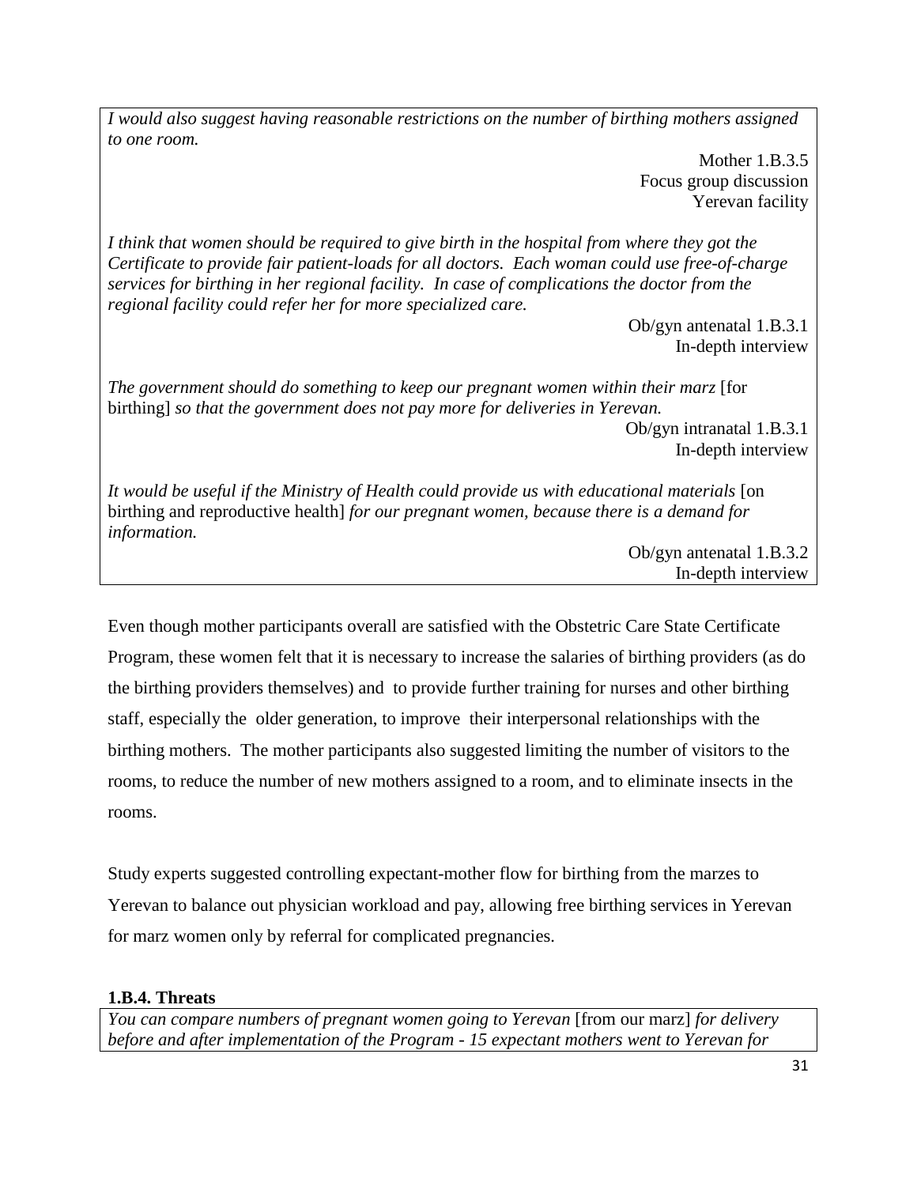*I would also suggest having reasonable restrictions on the number of birthing mothers assigned to one room.*

Mother 1.B.3.5
Focus group discussion
Yerevan facility

*I think that women should be required to give birth in the hospital from where they got the Certificate to provide fair patient-loads for all doctors. Each woman could use free-of-charge services for birthing in her regional facility. In case of complications the doctor from the regional facility could refer her for more specialized care.*

Ob/gyn antenatal 1.B.3.1
In-depth interview

*The government should do something to keep our pregnant women within their marz* [for birthing] *so that the government does not pay more for deliveries in Yerevan.*

Ob/gyn intranatal 1.B.3.1
In-depth interview

*It would be useful if the Ministry of Health could provide us with educational materials* [on birthing and reproductive health] *for our pregnant women, because there is a demand for information.*

Ob/gyn antenatal 1.B.3.2
In-depth interview

Even though mother participants overall are satisfied with the Obstetric Care State Certificate Program, these women felt that it is necessary to increase the salaries of birthing providers (as do the birthing providers themselves) and to provide further training for nurses and other birthing staff, especially the older generation, to improve their interpersonal relationships with the birthing mothers. The mother participants also suggested limiting the number of visitors to the rooms, to reduce the number of new mothers assigned to a room, and to eliminate insects in the rooms.

Study experts suggested controlling expectant-mother flow for birthing from the marzes to Yerevan to balance out physician workload and pay, allowing free birthing services in Yerevan for marz women only by referral for complicated pregnancies.

**1.B.4. Threats**

*You can compare numbers of pregnant women going to Yerevan* [from our marz] *for delivery before and after implementation of the Program - 15 expectant mothers went to Yerevan for*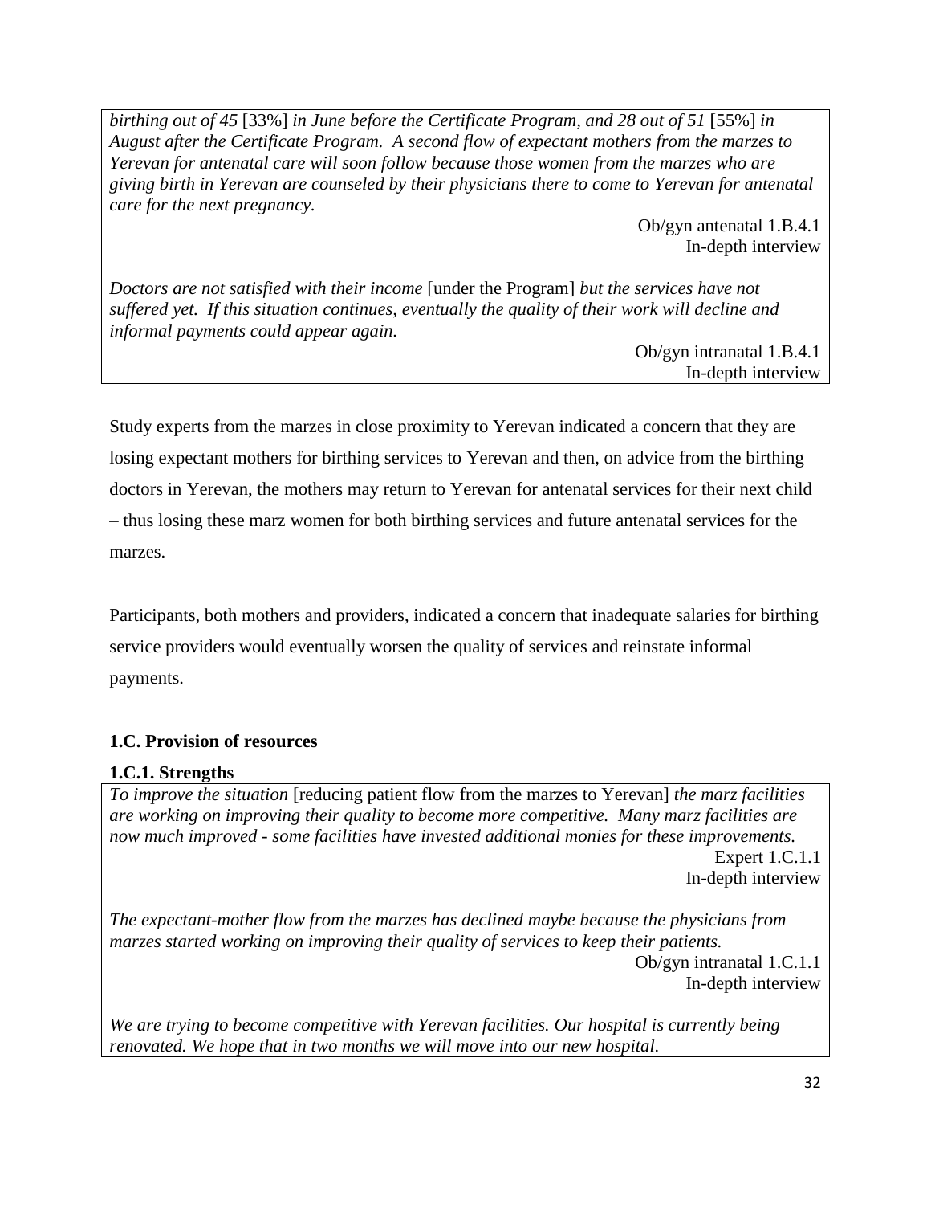*birthing out of 45* [33%] *in June before the Certificate Program, and 28 out of 51* [55%] *in August after the Certificate Program. A second flow of expectant mothers from the marzes to Yerevan for antenatal care will soon follow because those women from the marzes who are giving birth in Yerevan are counseled by their physicians there to come to Yerevan for antenatal care for the next pregnancy.*

Ob/gyn antenatal 1.B.4.1
In-depth interview

*Doctors are not satisfied with their income* [under the Program] *but the services have not suffered yet. If this situation continues, eventually the quality of their work will decline and informal payments could appear again.*

Ob/gyn intranatal 1.B.4.1
In-depth interview

Study experts from the marzes in close proximity to Yerevan indicated a concern that they are losing expectant mothers for birthing services to Yerevan and then, on advice from the birthing doctors in Yerevan, the mothers may return to Yerevan for antenatal services for their next child – thus losing these marz women for both birthing services and future antenatal services for the marzes.

Participants, both mothers and providers, indicated a concern that inadequate salaries for birthing service providers would eventually worsen the quality of services and reinstate informal payments.

### 1.C. Provision of resources

#### 1.C.1. Strengths

*To improve the situation* [reducing patient flow from the marzes to Yerevan] *the marz facilities are working on improving their quality to become more competitive. Many marz facilities are now much improved - some facilities have invested additional monies for these improvements.*

Expert 1.C.1.1
In-depth interview

*The expectant-mother flow from the marzes has declined maybe because the physicians from marzes started working on improving their quality of services to keep their patients.*

Ob/gyn intranatal 1.C.1.1
In-depth interview

*We are trying to become competitive with Yerevan facilities. Our hospital is currently being renovated. We hope that in two months we will move into our new hospital.*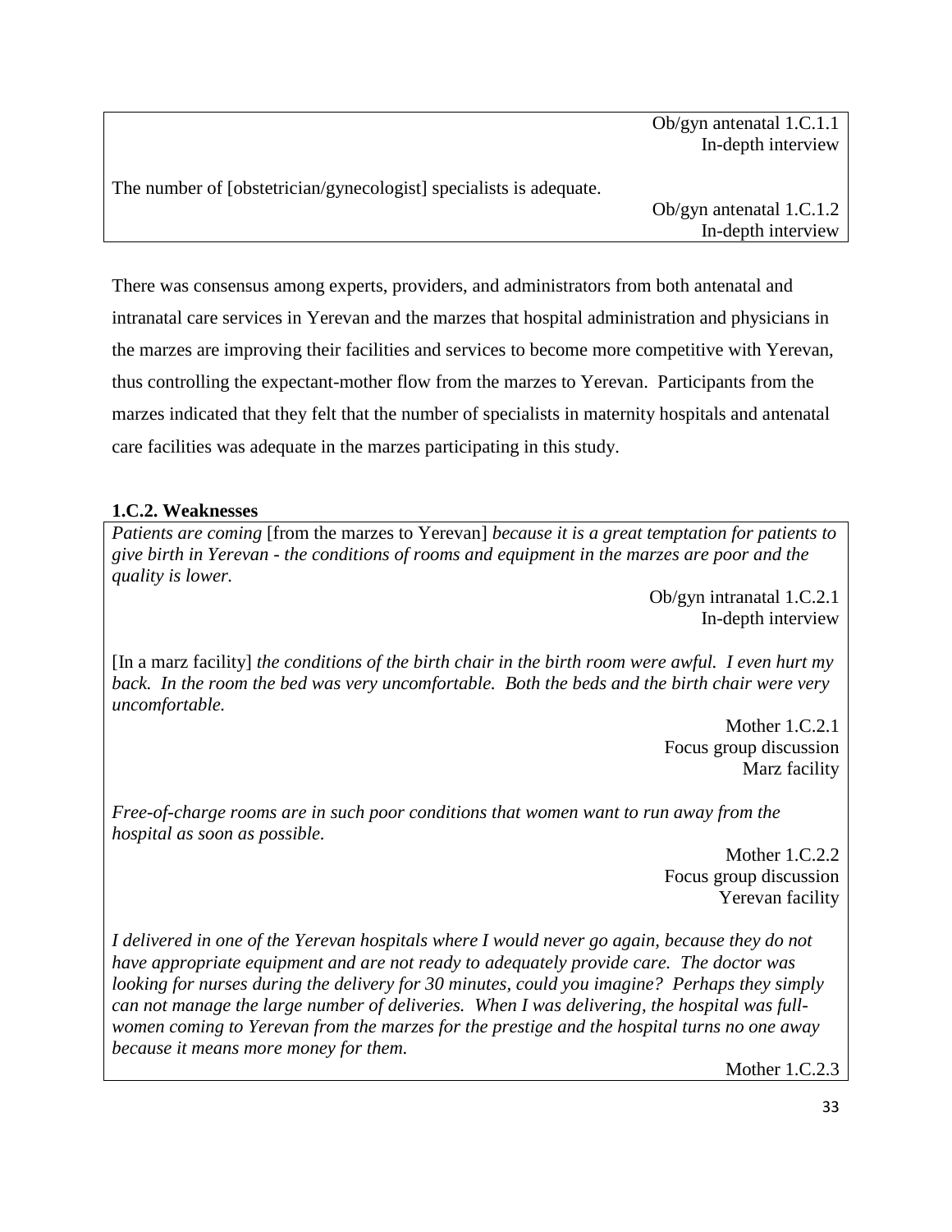Ob/gyn antenatal 1.C.1.1
In-depth interview

The number of [obstetrician/gynecologist] specialists is adequate.

Ob/gyn antenatal 1.C.1.2
In-depth interview

There was consensus among experts, providers, and administrators from both antenatal and intranatal care services in Yerevan and the marzes that hospital administration and physicians in the marzes are improving their facilities and services to become more competitive with Yerevan, thus controlling the expectant-mother flow from the marzes to Yerevan. Participants from the marzes indicated that they felt that the number of specialists in maternity hospitals and antenatal care facilities was adequate in the marzes participating in this study.

**1.C.2. Weaknesses**

*Patients are coming* [from the marzes to Yerevan] *because it is a great temptation for patients to give birth in Yerevan - the conditions of rooms and equipment in the marzes are poor and the quality is lower.*

Ob/gyn intranatal 1.C.2.1
In-depth interview

[In a marz facility] *the conditions of the birth chair in the birth room were awful. I even hurt my back. In the room the bed was very uncomfortable. Both the beds and the birth chair were very uncomfortable.*

Mother 1.C.2.1
Focus group discussion
Marz facility

*Free-of-charge rooms are in such poor conditions that women want to run away from the hospital as soon as possible.*

Mother 1.C.2.2
Focus group discussion
Yerevan facility

*I delivered in one of the Yerevan hospitals where I would never go again, because they do not have appropriate equipment and are not ready to adequately provide care. The doctor was looking for nurses during the delivery for 30 minutes, could you imagine? Perhaps they simply can not manage the large number of deliveries. When I was delivering, the hospital was full-women coming to Yerevan from the marzes for the prestige and the hospital turns no one away because it means more money for them.*

Mother 1.C.2.3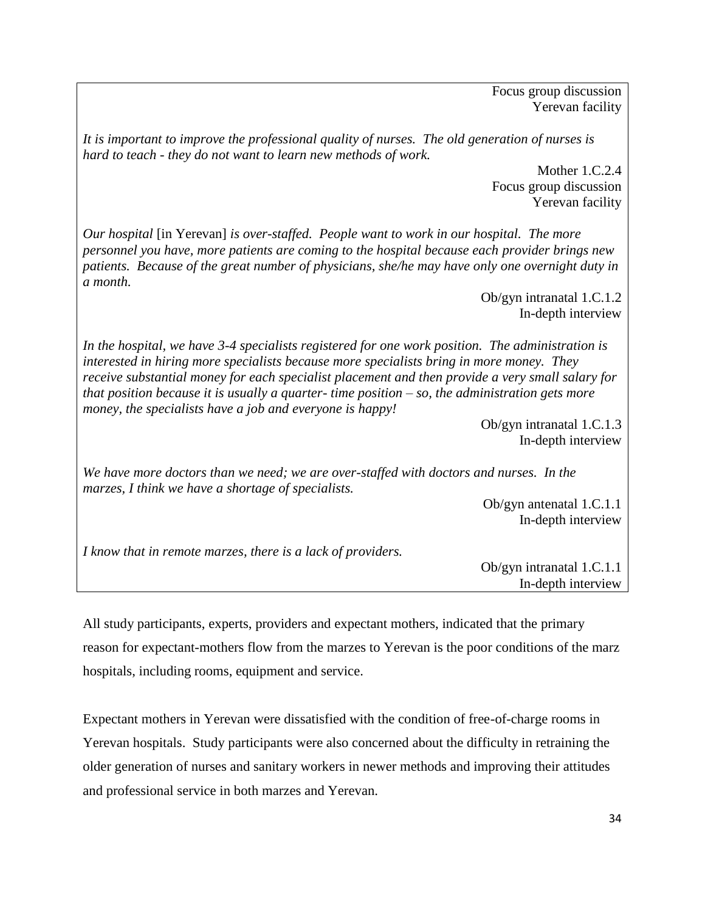Focus group discussion
Yerevan facility

*It is important to improve the professional quality of nurses. The old generation of nurses is hard to teach - they do not want to learn new methods of work.*

Mother 1.C.2.4
Focus group discussion
Yerevan facility

*Our hospital* [in Yerevan] *is over-staffed. People want to work in our hospital. The more personnel you have, more patients are coming to the hospital because each provider brings new patients. Because of the great number of physicians, she/he may have only one overnight duty in a month.*

Ob/gyn intranatal 1.C.1.2
In-depth interview

*In the hospital, we have 3-4 specialists registered for one work position. The administration is interested in hiring more specialists because more specialists bring in more money. They receive substantial money for each specialist placement and then provide a very small salary for that position because it is usually a quarter- time position – so, the administration gets more money, the specialists have a job and everyone is happy!*

Ob/gyn intranatal 1.C.1.3
In-depth interview

*We have more doctors than we need; we are over-staffed with doctors and nurses. In the marzes, I think we have a shortage of specialists.*

Ob/gyn antenatal 1.C.1.1
In-depth interview

*I know that in remote marzes, there is a lack of providers.*

Ob/gyn intranatal 1.C.1.1
In-depth interview

All study participants, experts, providers and expectant mothers, indicated that the primary reason for expectant-mothers flow from the marzes to Yerevan is the poor conditions of the marz hospitals, including rooms, equipment and service.

Expectant mothers in Yerevan were dissatisfied with the condition of free-of-charge rooms in Yerevan hospitals. Study participants were also concerned about the difficulty in retraining the older generation of nurses and sanitary workers in newer methods and improving their attitudes and professional service in both marzes and Yerevan.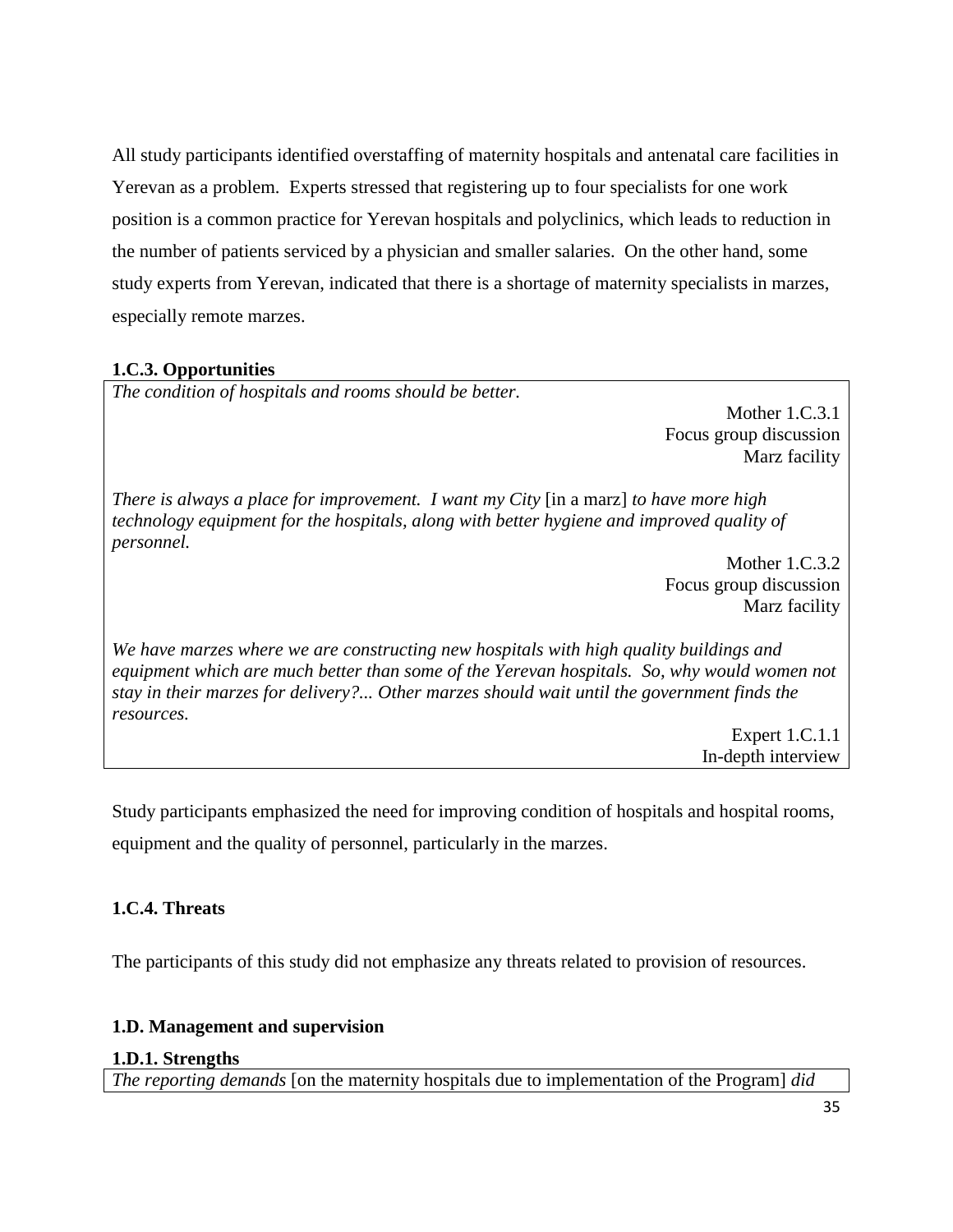All study participants identified overstaffing of maternity hospitals and antenatal care facilities in Yerevan as a problem. Experts stressed that registering up to four specialists for one work position is a common practice for Yerevan hospitals and polyclinics, which leads to reduction in the number of patients serviced by a physician and smaller salaries. On the other hand, some study experts from Yerevan, indicated that there is a shortage of maternity specialists in marzes, especially remote marzes.

### 1.C.3. Opportunities

> *The condition of hospitals and rooms should be better.*
>
> Mother 1.C.3.1
> Focus group discussion
> Marz facility
>
> *There is always a place for improvement. I want my City* [in a marz] *to have more high technology equipment for the hospitals, along with better hygiene and improved quality of personnel.*
>
> Mother 1.C.3.2
> Focus group discussion
> Marz facility
>
> *We have marzes where we are constructing new hospitals with high quality buildings and equipment which are much better than some of the Yerevan hospitals. So, why would women not stay in their marzes for delivery?... Other marzes should wait until the government finds the resources.*
>
> Expert 1.C.1.1
> In-depth interview

Study participants emphasized the need for improving condition of hospitals and hospital rooms, equipment and the quality of personnel, particularly in the marzes.

### 1.C.4. Threats

The participants of this study did not emphasize any threats related to provision of resources.

## 1.D. Management and supervision

### 1.D.1. Strengths

> *The reporting demands* [on the maternity hospitals due to implementation of the Program] *did*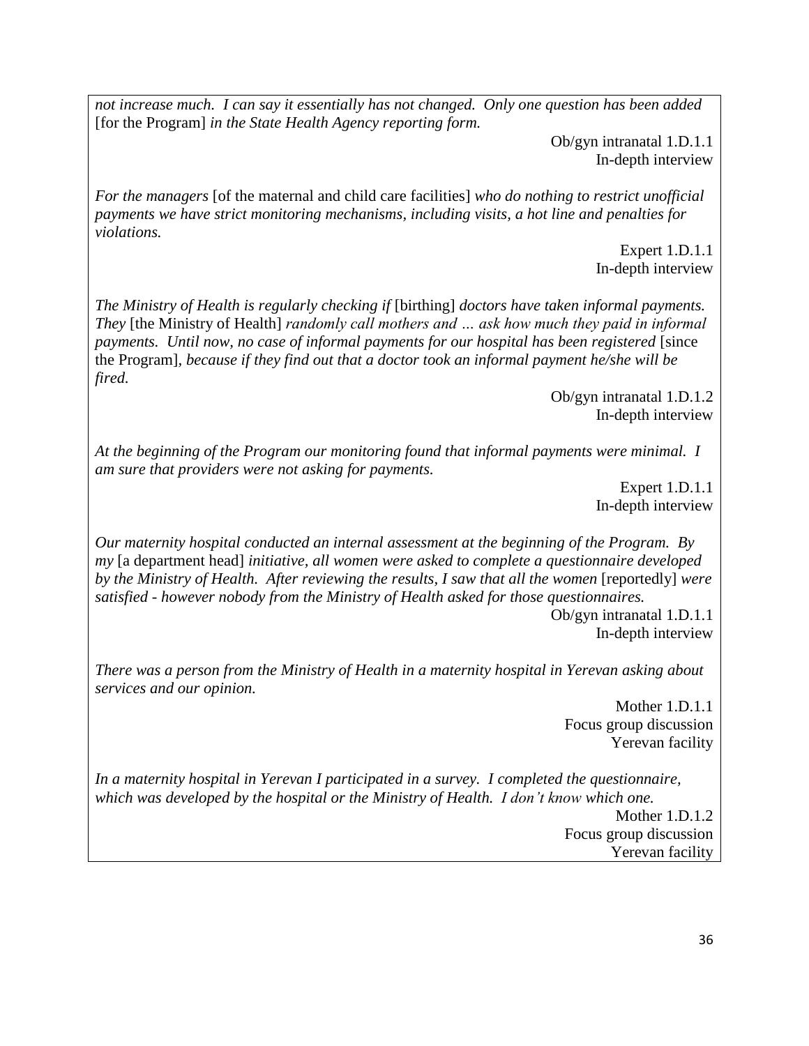*not increase much. I can say it essentially has not changed. Only one question has been added* [for the Program] *in the State Health Agency reporting form.*

Ob/gyn intranatal 1.D.1.1
In-depth interview

*For the managers* [of the maternal and child care facilities] *who do nothing to restrict unofficial payments we have strict monitoring mechanisms, including visits, a hot line and penalties for violations.*

Expert 1.D.1.1
In-depth interview

*The Ministry of Health is regularly checking if* [birthing] *doctors have taken informal payments. They* [the Ministry of Health] *randomly call mothers and … ask how much they paid in informal payments. Until now, no case of informal payments for our hospital has been registered* [since the Program], *because if they find out that a doctor took an informal payment he/she will be fired.*

Ob/gyn intranatal 1.D.1.2
In-depth interview

*At the beginning of the Program our monitoring found that informal payments were minimal. I am sure that providers were not asking for payments.*

Expert 1.D.1.1
In-depth interview

*Our maternity hospital conducted an internal assessment at the beginning of the Program. By my* [a department head] *initiative, all women were asked to complete a questionnaire developed by the Ministry of Health. After reviewing the results, I saw that all the women* [reportedly] *were satisfied - however nobody from the Ministry of Health asked for those questionnaires.*

Ob/gyn intranatal 1.D.1.1
In-depth interview

*There was a person from the Ministry of Health in a maternity hospital in Yerevan asking about services and our opinion.*

Mother 1.D.1.1
Focus group discussion
Yerevan facility

*In a maternity hospital in Yerevan I participated in a survey. I completed the questionnaire, which was developed by the hospital or the Ministry of Health. I don't know which one.*

Mother 1.D.1.2
Focus group discussion
Yerevan facility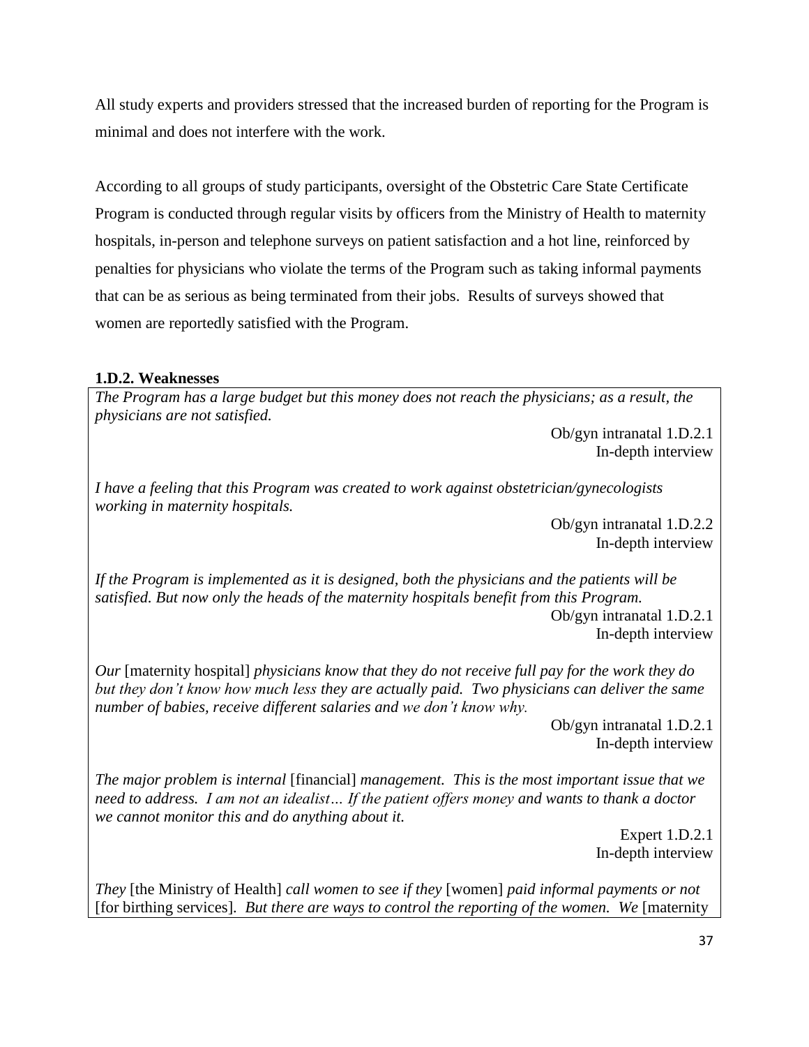All study experts and providers stressed that the increased burden of reporting for the Program is minimal and does not interfere with the work.

According to all groups of study participants, oversight of the Obstetric Care State Certificate Program is conducted through regular visits by officers from the Ministry of Health to maternity hospitals, in-person and telephone surveys on patient satisfaction and a hot line, reinforced by penalties for physicians who violate the terms of the Program such as taking informal payments that can be as serious as being terminated from their jobs. Results of surveys showed that women are reportedly satisfied with the Program.

**1.D.2. Weaknesses**

*The Program has a large budget but this money does not reach the physicians; as a result, the physicians are not satisfied.*

Ob/gyn intranatal 1.D.2.1
In-depth interview

*I have a feeling that this Program was created to work against obstetrician/gynecologists working in maternity hospitals.*

Ob/gyn intranatal 1.D.2.2
In-depth interview

*If the Program is implemented as it is designed, both the physicians and the patients will be satisfied. But now only the heads of the maternity hospitals benefit from this Program.*

Ob/gyn intranatal 1.D.2.1
In-depth interview

*Our* [maternity hospital] *physicians know that they do not receive full pay for the work they do but they don't know how much less they are actually paid. Two physicians can deliver the same number of babies, receive different salaries and we don't know why.*

Ob/gyn intranatal 1.D.2.1
In-depth interview

*The major problem is internal* [financial] *management. This is the most important issue that we need to address. I am not an idealist… If the patient offers money and wants to thank a doctor we cannot monitor this and do anything about it.*

Expert 1.D.2.1
In-depth interview

*They* [the Ministry of Health] *call women to see if they* [women] *paid informal payments or not* [for birthing services]*. But there are ways to control the reporting of the women. We* [maternity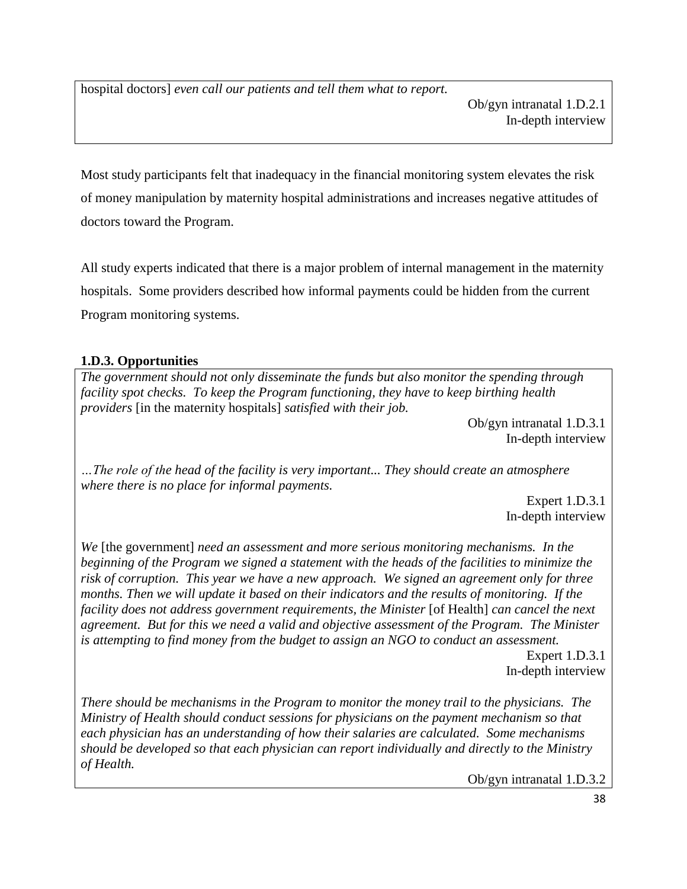hospital doctors] *even call our patients and tell them what to report.*

Ob/gyn intranatal 1.D.2.1
In-depth interview

Most study participants felt that inadequacy in the financial monitoring system elevates the risk of money manipulation by maternity hospital administrations and increases negative attitudes of doctors toward the Program.

All study experts indicated that there is a major problem of internal management in the maternity hospitals. Some providers described how informal payments could be hidden from the current Program monitoring systems.

### 1.D.3. Opportunities

*The government should not only disseminate the funds but also monitor the spending through facility spot checks. To keep the Program functioning, they have to keep birthing health providers* [in the maternity hospitals] *satisfied with their job.*

Ob/gyn intranatal 1.D.3.1
In-depth interview

*…The role of the head of the facility is very important... They should create an atmosphere where there is no place for informal payments.*

Expert 1.D.3.1
In-depth interview

*We* [the government] *need an assessment and more serious monitoring mechanisms. In the beginning of the Program we signed a statement with the heads of the facilities to minimize the risk of corruption. This year we have a new approach. We signed an agreement only for three months. Then we will update it based on their indicators and the results of monitoring. If the facility does not address government requirements, the Minister* [of Health] *can cancel the next agreement. But for this we need a valid and objective assessment of the Program. The Minister is attempting to find money from the budget to assign an NGO to conduct an assessment.*

Expert 1.D.3.1
In-depth interview

*There should be mechanisms in the Program to monitor the money trail to the physicians. The Ministry of Health should conduct sessions for physicians on the payment mechanism so that each physician has an understanding of how their salaries are calculated. Some mechanisms should be developed so that each physician can report individually and directly to the Ministry of Health.*

Ob/gyn intranatal 1.D.3.2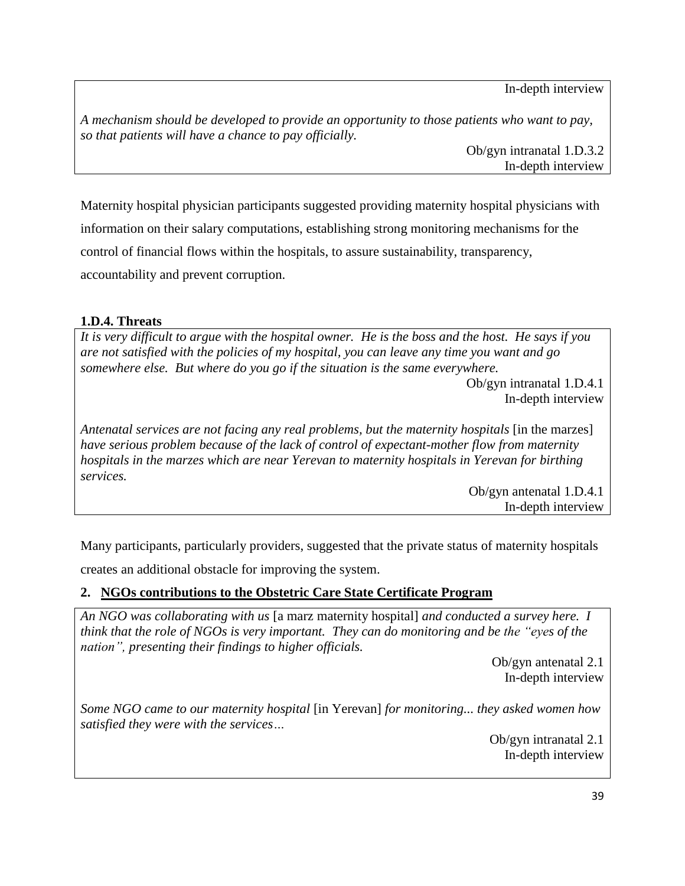In-depth interview

*A mechanism should be developed to provide an opportunity to those patients who want to pay, so that patients will have a chance to pay officially.*

Ob/gyn intranatal 1.D.3.2
In-depth interview

Maternity hospital physician participants suggested providing maternity hospital physicians with information on their salary computations, establishing strong monitoring mechanisms for the control of financial flows within the hospitals, to assure sustainability, transparency, accountability and prevent corruption.

### 1.D.4. Threats

*It is very difficult to argue with the hospital owner. He is the boss and the host. He says if you are not satisfied with the policies of my hospital, you can leave any time you want and go somewhere else. But where do you go if the situation is the same everywhere.*

Ob/gyn intranatal 1.D.4.1
In-depth interview

*Antenatal services are not facing any real problems, but the maternity hospitals* [in the marzes] *have serious problem because of the lack of control of expectant-mother flow from maternity hospitals in the marzes which are near Yerevan to maternity hospitals in Yerevan for birthing services.*

Ob/gyn antenatal 1.D.4.1
In-depth interview

Many participants, particularly providers, suggested that the private status of maternity hospitals creates an additional obstacle for improving the system.

## 2. NGOs contributions to the Obstetric Care State Certificate Program

*An NGO was collaborating with us* [a marz maternity hospital] *and conducted a survey here. I think that the role of NGOs is very important. They can do monitoring and be the "eyes of the nation", presenting their findings to higher officials.*

Ob/gyn antenatal 2.1
In-depth interview

*Some NGO came to our maternity hospital* [in Yerevan] *for monitoring... they asked women how satisfied they were with the services…*

Ob/gyn intranatal 2.1
In-depth interview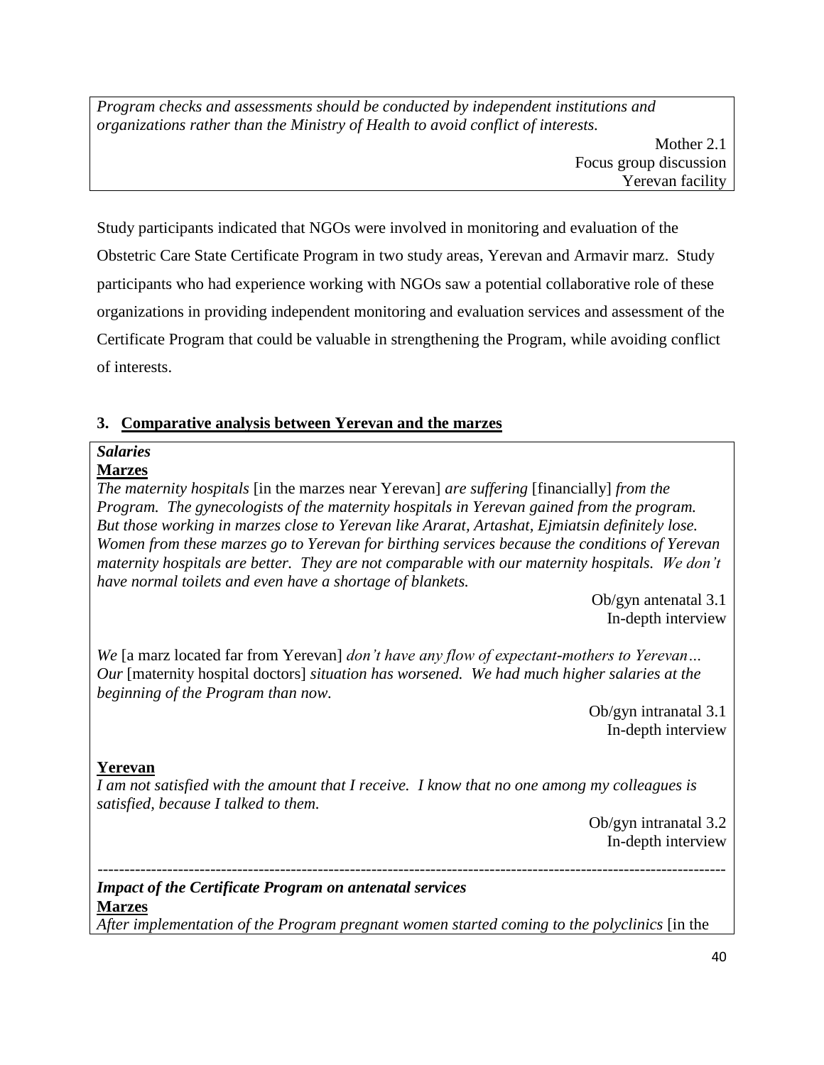*Program checks and assessments should be conducted by independent institutions and organizations rather than the Ministry of Health to avoid conflict of interests.*

Mother 2.1
Focus group discussion
Yerevan facility

Study participants indicated that NGOs were involved in monitoring and evaluation of the Obstetric Care State Certificate Program in two study areas, Yerevan and Armavir marz. Study participants who had experience working with NGOs saw a potential collaborative role of these organizations in providing independent monitoring and evaluation services and assessment of the Certificate Program that could be valuable in strengthening the Program, while avoiding conflict of interests.

## 3. Comparative analysis between Yerevan and the marzes

***Salaries***

**Marzes**

*The maternity hospitals* [in the marzes near Yerevan] *are suffering* [financially] *from the Program. The gynecologists of the maternity hospitals in Yerevan gained from the program. But those working in marzes close to Yerevan like Ararat, Artashat, Ejmiatsin definitely lose. Women from these marzes go to Yerevan for birthing services because the conditions of Yerevan maternity hospitals are better. They are not comparable with our maternity hospitals. We don't have normal toilets and even have a shortage of blankets.*

Ob/gyn antenatal 3.1
In-depth interview

*We* [a marz located far from Yerevan] *don't have any flow of expectant-mothers to Yerevan… Our* [maternity hospital doctors] *situation has worsened. We had much higher salaries at the beginning of the Program than now.*

Ob/gyn intranatal 3.1
In-depth interview

**Yerevan**

*I am not satisfied with the amount that I receive. I know that no one among my colleagues is satisfied, because I talked to them.*

Ob/gyn intranatal 3.2
In-depth interview

---

***Impact of the Certificate Program on antenatal services***

**Marzes**

*After implementation of the Program pregnant women started coming to the polyclinics* [in the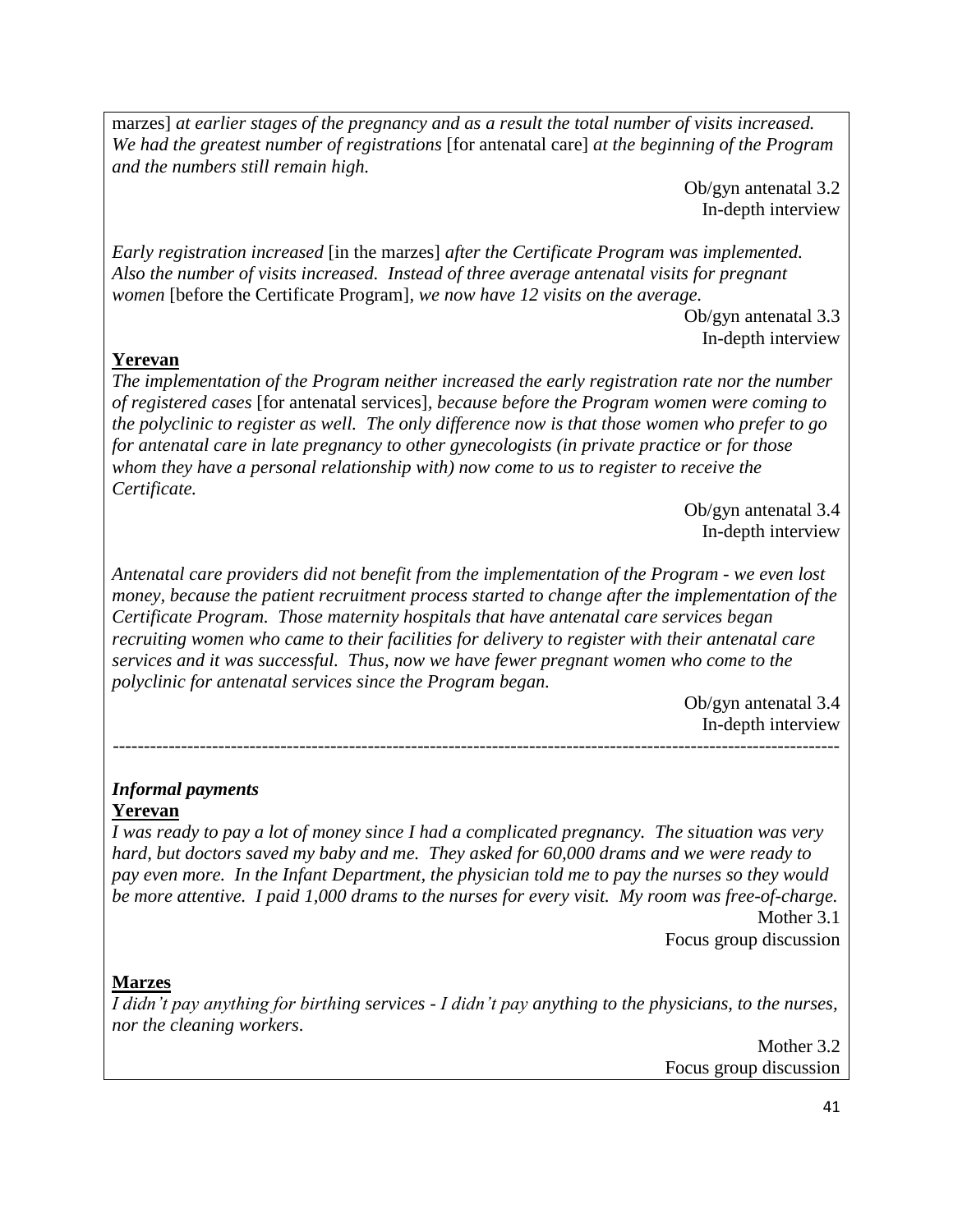marzes] *at earlier stages of the pregnancy and as a result the total number of visits increased. We had the greatest number of registrations* [for antenatal care] *at the beginning of the Program and the numbers still remain high.*

Ob/gyn antenatal 3.2
In-depth interview

*Early registration increased* [in the marzes] *after the Certificate Program was implemented. Also the number of visits increased. Instead of three average antenatal visits for pregnant women* [before the Certificate Program], *we now have 12 visits on the average.*

Ob/gyn antenatal 3.3
In-depth interview

**Yerevan**

*The implementation of the Program neither increased the early registration rate nor the number of registered cases* [for antenatal services], *because before the Program women were coming to the polyclinic to register as well. The only difference now is that those women who prefer to go for antenatal care in late pregnancy to other gynecologists (in private practice or for those whom they have a personal relationship with) now come to us to register to receive the Certificate.*

Ob/gyn antenatal 3.4
In-depth interview

*Antenatal care providers did not benefit from the implementation of the Program - we even lost money, because the patient recruitment process started to change after the implementation of the Certificate Program. Those maternity hospitals that have antenatal care services began recruiting women who came to their facilities for delivery to register with their antenatal care services and it was successful. Thus, now we have fewer pregnant women who come to the polyclinic for antenatal services since the Program began.*

Ob/gyn antenatal 3.4
In-depth interview

---

***Informal payments***

**Yerevan**

*I was ready to pay a lot of money since I had a complicated pregnancy. The situation was very hard, but doctors saved my baby and me. They asked for 60,000 drams and we were ready to pay even more. In the Infant Department, the physician told me to pay the nurses so they would be more attentive. I paid 1,000 drams to the nurses for every visit. My room was free-of-charge.*

Mother 3.1
Focus group discussion

**Marzes**

*I didn't pay anything for birthing services - I didn't pay anything to the physicians, to the nurses, nor the cleaning workers.*

Mother 3.2
Focus group discussion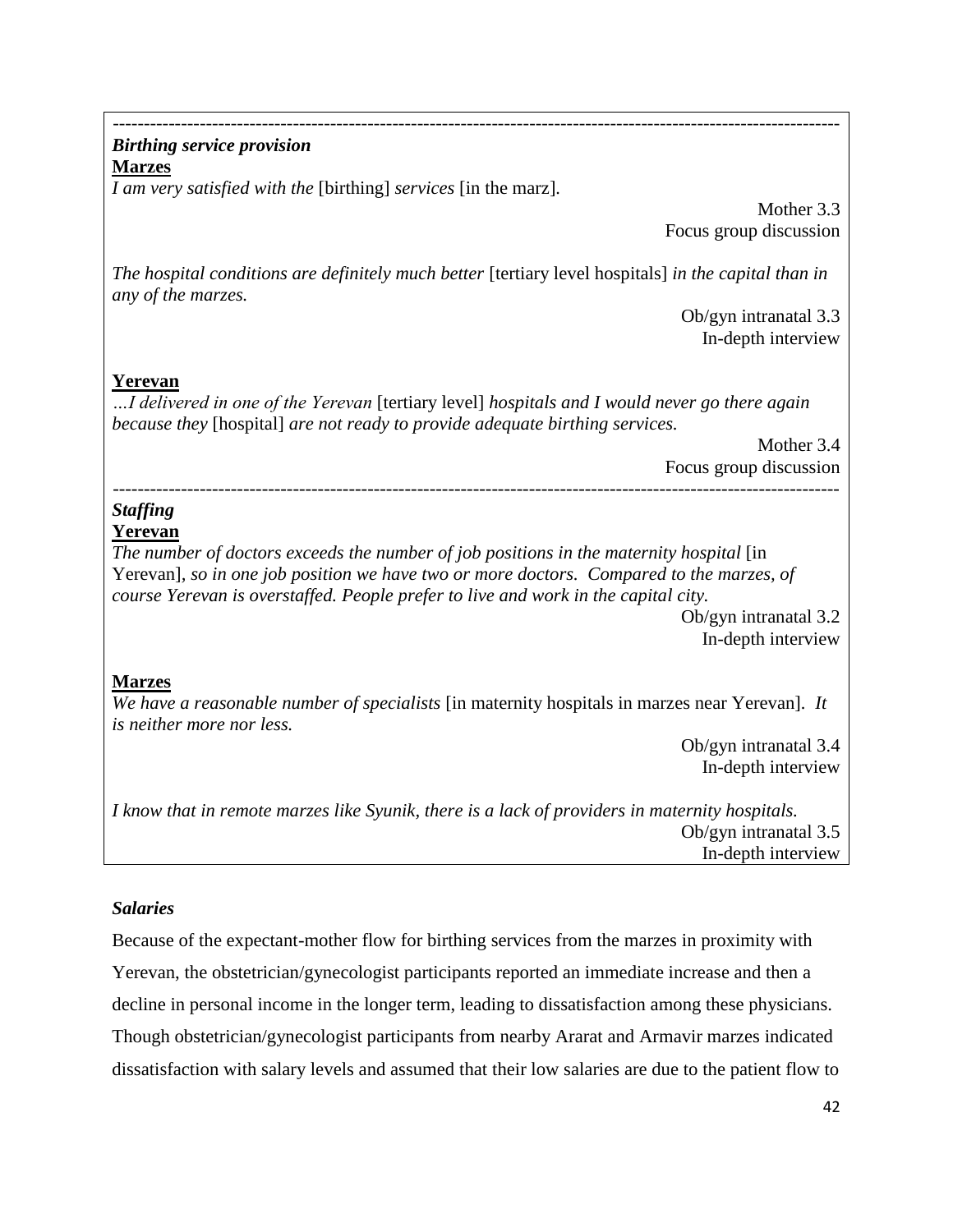---

***Birthing service provision***

**Marzes**

*I am very satisfied with the* [birthing] *services* [in the marz].

Mother 3.3
Focus group discussion

*The hospital conditions are definitely much better* [tertiary level hospitals] *in the capital than in any of the marzes.*

Ob/gyn intranatal 3.3
In-depth interview

**Yerevan**

*…I delivered in one of the Yerevan* [tertiary level] *hospitals and I would never go there again because they* [hospital] *are not ready to provide adequate birthing services.*

Mother 3.4
Focus group discussion

---

***Staffing***

**Yerevan**

*The number of doctors exceeds the number of job positions in the maternity hospital* [in Yerevan], *so in one job position we have two or more doctors. Compared to the marzes, of course Yerevan is overstaffed. People prefer to live and work in the capital city.*

Ob/gyn intranatal 3.2
In-depth interview

**Marzes**

*We have a reasonable number of specialists* [in maternity hospitals in marzes near Yerevan]. *It is neither more nor less.*

Ob/gyn intranatal 3.4
In-depth interview

*I know that in remote marzes like Syunik, there is a lack of providers in maternity hospitals.*

Ob/gyn intranatal 3.5
In-depth interview

***Salaries***

Because of the expectant-mother flow for birthing services from the marzes in proximity with Yerevan, the obstetrician/gynecologist participants reported an immediate increase and then a decline in personal income in the longer term, leading to dissatisfaction among these physicians. Though obstetrician/gynecologist participants from nearby Ararat and Armavir marzes indicated dissatisfaction with salary levels and assumed that their low salaries are due to the patient flow to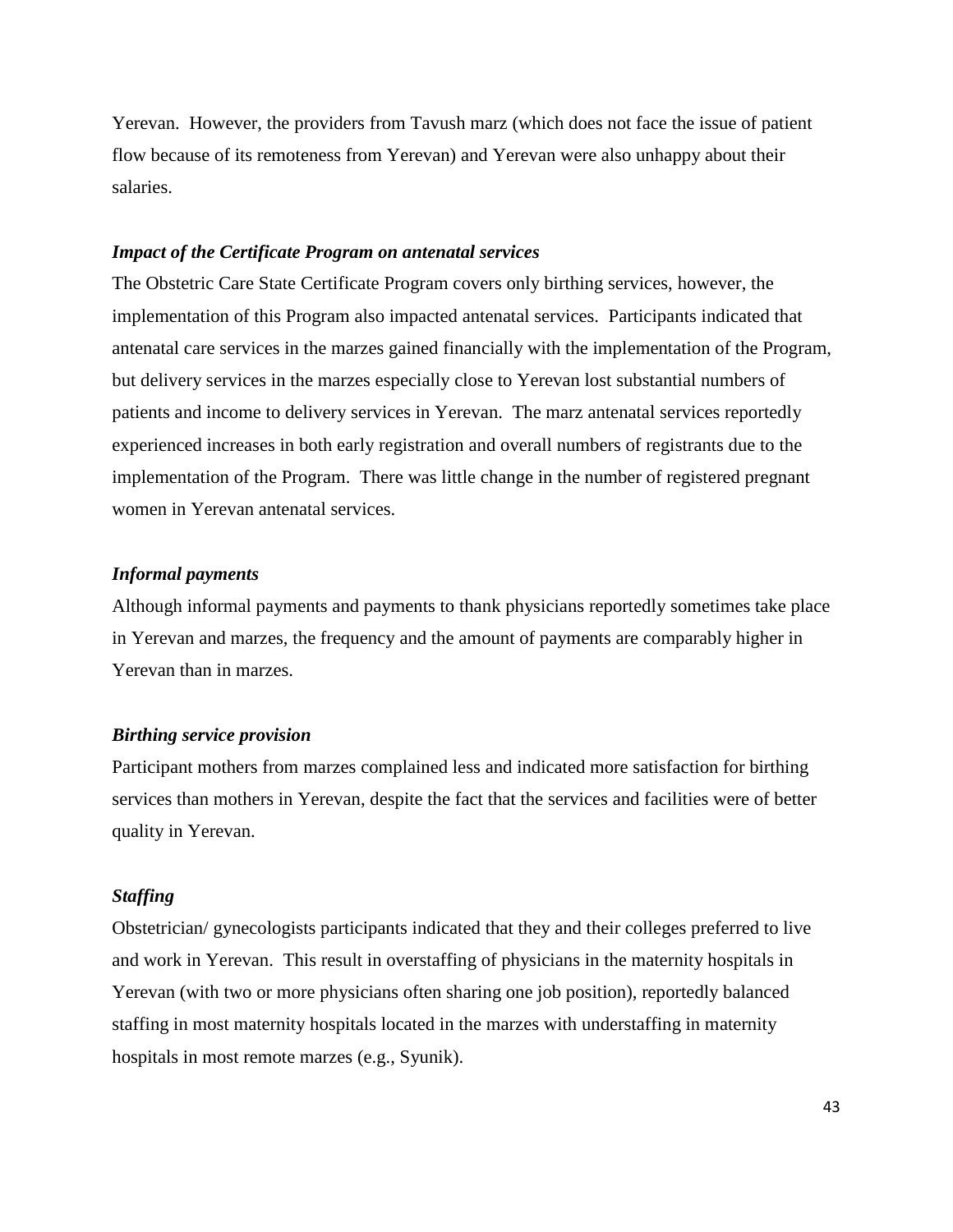Yerevan. However, the providers from Tavush marz (which does not face the issue of patient flow because of its remoteness from Yerevan) and Yerevan were also unhappy about their salaries.

***Impact of the Certificate Program on antenatal services***

The Obstetric Care State Certificate Program covers only birthing services, however, the implementation of this Program also impacted antenatal services. Participants indicated that antenatal care services in the marzes gained financially with the implementation of the Program, but delivery services in the marzes especially close to Yerevan lost substantial numbers of patients and income to delivery services in Yerevan. The marz antenatal services reportedly experienced increases in both early registration and overall numbers of registrants due to the implementation of the Program. There was little change in the number of registered pregnant women in Yerevan antenatal services.

***Informal payments***

Although informal payments and payments to thank physicians reportedly sometimes take place in Yerevan and marzes, the frequency and the amount of payments are comparably higher in Yerevan than in marzes.

***Birthing service provision***

Participant mothers from marzes complained less and indicated more satisfaction for birthing services than mothers in Yerevan, despite the fact that the services and facilities were of better quality in Yerevan.

***Staffing***

Obstetrician/ gynecologists participants indicated that they and their colleges preferred to live and work in Yerevan. This result in overstaffing of physicians in the maternity hospitals in Yerevan (with two or more physicians often sharing one job position), reportedly balanced staffing in most maternity hospitals located in the marzes with understaffing in maternity hospitals in most remote marzes (e.g., Syunik).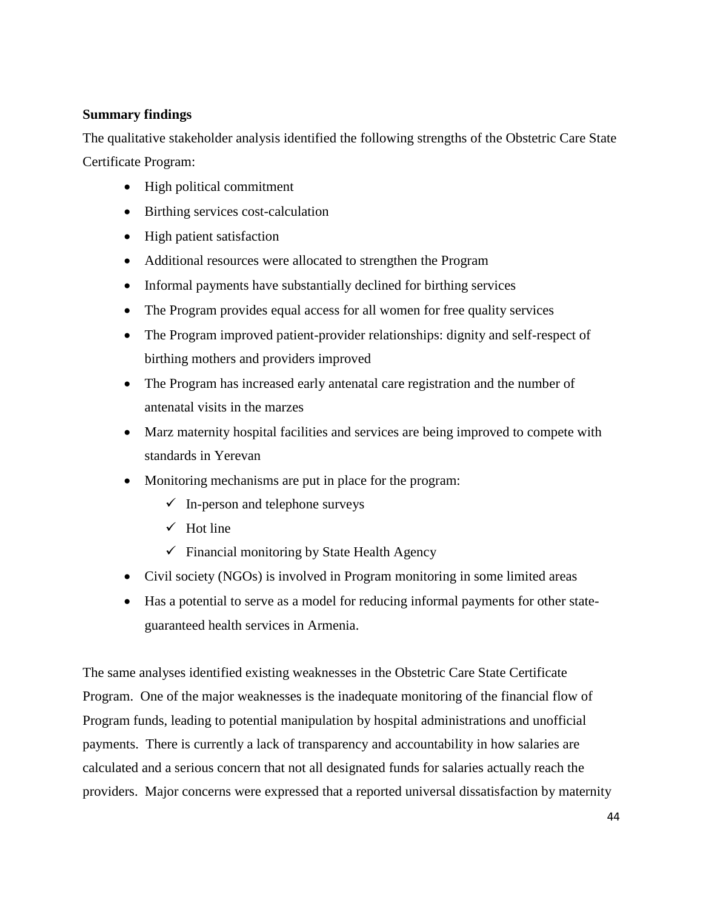**Summary findings**

The qualitative stakeholder analysis identified the following strengths of the Obstetric Care State Certificate Program:

- High political commitment
- Birthing services cost-calculation
- High patient satisfaction
- Additional resources were allocated to strengthen the Program
- Informal payments have substantially declined for birthing services
- The Program provides equal access for all women for free quality services
- The Program improved patient-provider relationships: dignity and self-respect of birthing mothers and providers improved
- The Program has increased early antenatal care registration and the number of antenatal visits in the marzes
- Marz maternity hospital facilities and services are being improved to compete with standards in Yerevan
- Monitoring mechanisms are put in place for the program:
  - ✓ In-person and telephone surveys
  - ✓ Hot line
  - ✓ Financial monitoring by State Health Agency
- Civil society (NGOs) is involved in Program monitoring in some limited areas
- Has a potential to serve as a model for reducing informal payments for other state-guaranteed health services in Armenia.

The same analyses identified existing weaknesses in the Obstetric Care State Certificate Program. One of the major weaknesses is the inadequate monitoring of the financial flow of Program funds, leading to potential manipulation by hospital administrations and unofficial payments. There is currently a lack of transparency and accountability in how salaries are calculated and a serious concern that not all designated funds for salaries actually reach the providers. Major concerns were expressed that a reported universal dissatisfaction by maternity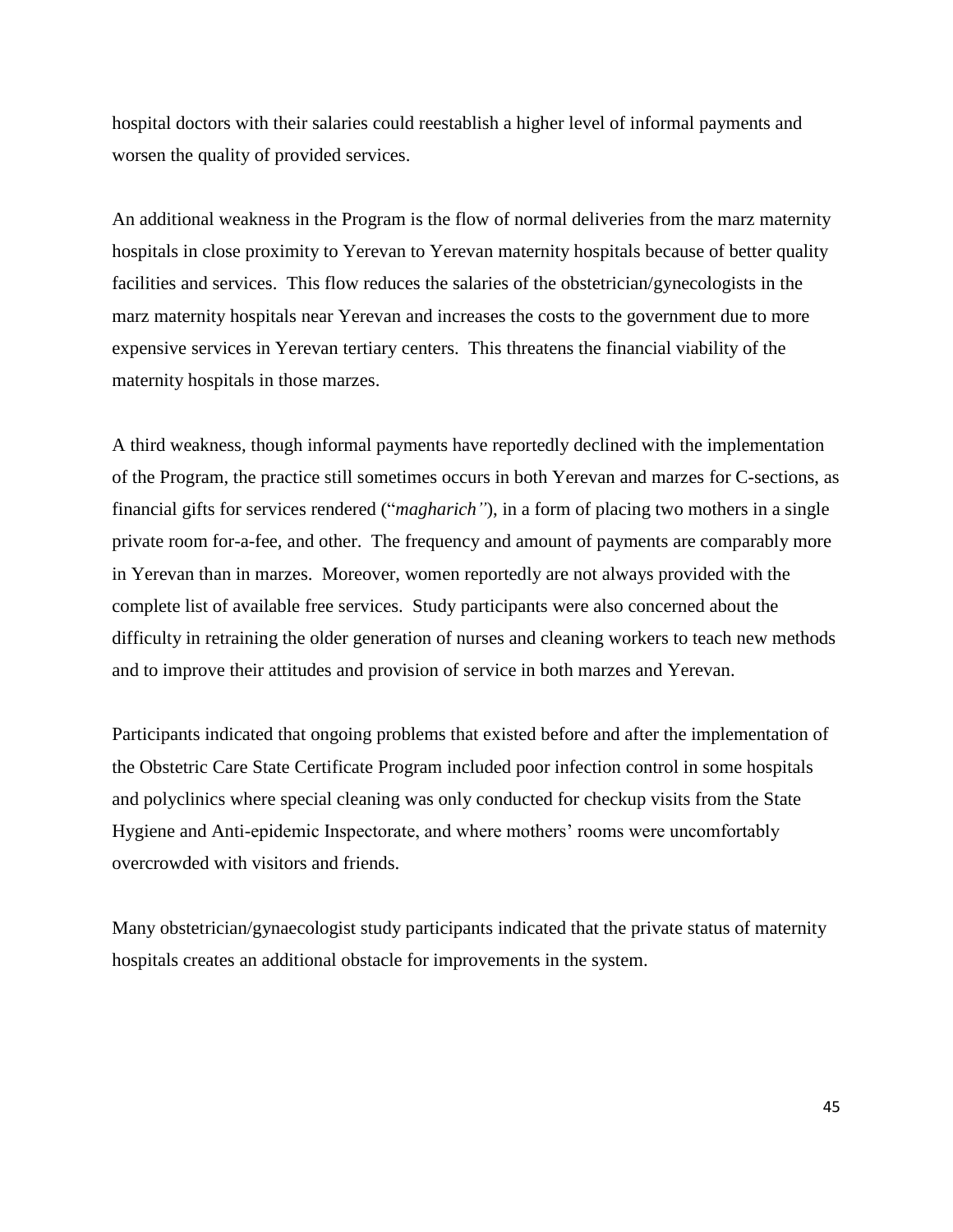hospital doctors with their salaries could reestablish a higher level of informal payments and worsen the quality of provided services.

An additional weakness in the Program is the flow of normal deliveries from the marz maternity hospitals in close proximity to Yerevan to Yerevan maternity hospitals because of better quality facilities and services. This flow reduces the salaries of the obstetrician/gynecologists in the marz maternity hospitals near Yerevan and increases the costs to the government due to more expensive services in Yerevan tertiary centers. This threatens the financial viability of the maternity hospitals in those marzes.

A third weakness, though informal payments have reportedly declined with the implementation of the Program, the practice still sometimes occurs in both Yerevan and marzes for C-sections, as financial gifts for services rendered ("*magharich"*), in a form of placing two mothers in a single private room for-a-fee, and other. The frequency and amount of payments are comparably more in Yerevan than in marzes. Moreover, women reportedly are not always provided with the complete list of available free services. Study participants were also concerned about the difficulty in retraining the older generation of nurses and cleaning workers to teach new methods and to improve their attitudes and provision of service in both marzes and Yerevan.

Participants indicated that ongoing problems that existed before and after the implementation of the Obstetric Care State Certificate Program included poor infection control in some hospitals and polyclinics where special cleaning was only conducted for checkup visits from the State Hygiene and Anti-epidemic Inspectorate, and where mothers' rooms were uncomfortably overcrowded with visitors and friends.

Many obstetrician/gynaecologist study participants indicated that the private status of maternity hospitals creates an additional obstacle for improvements in the system.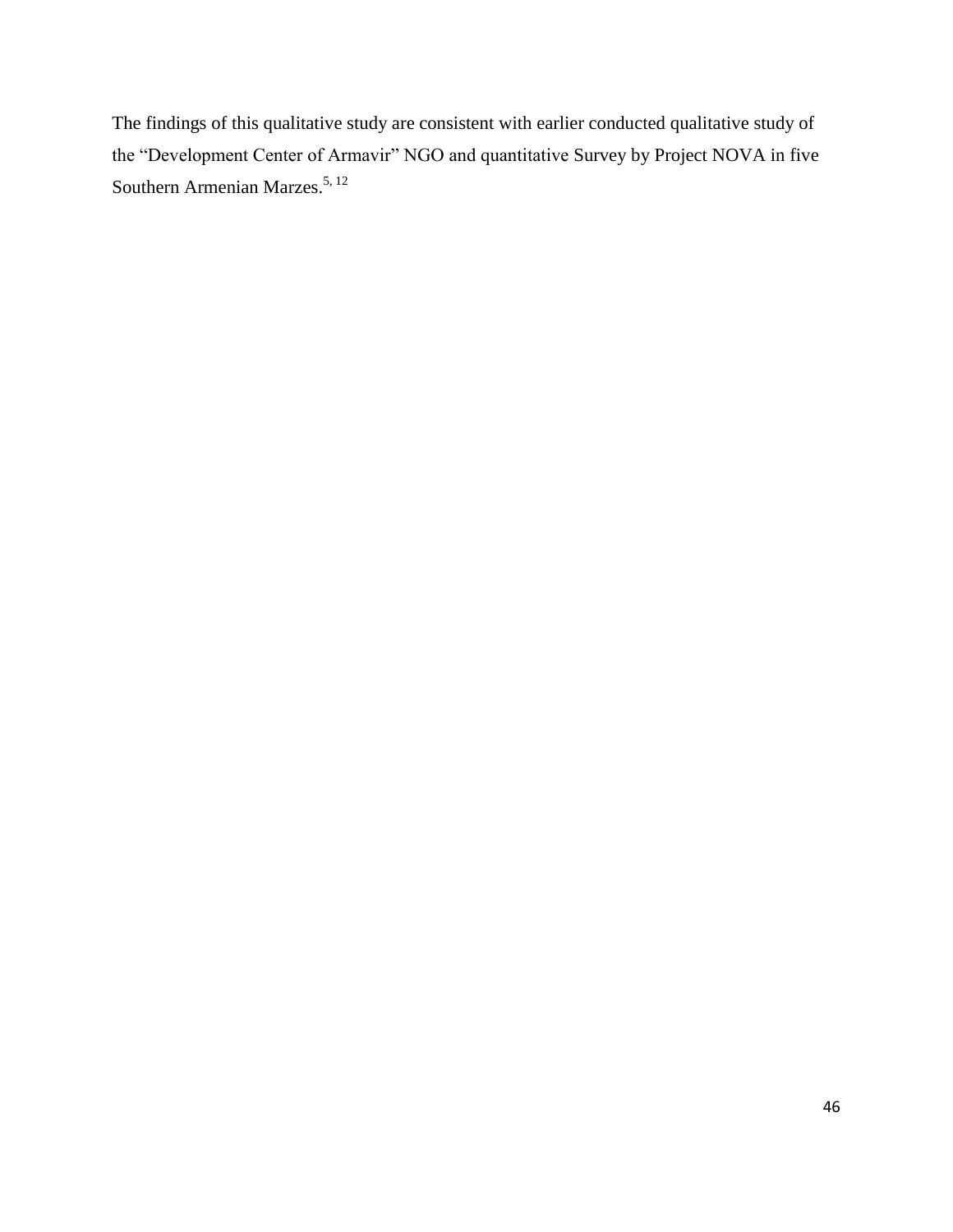The findings of this qualitative study are consistent with earlier conducted qualitative study of the "Development Center of Armavir" NGO and quantitative Survey by Project NOVA in five Southern Armenian Marzes.[5, 12]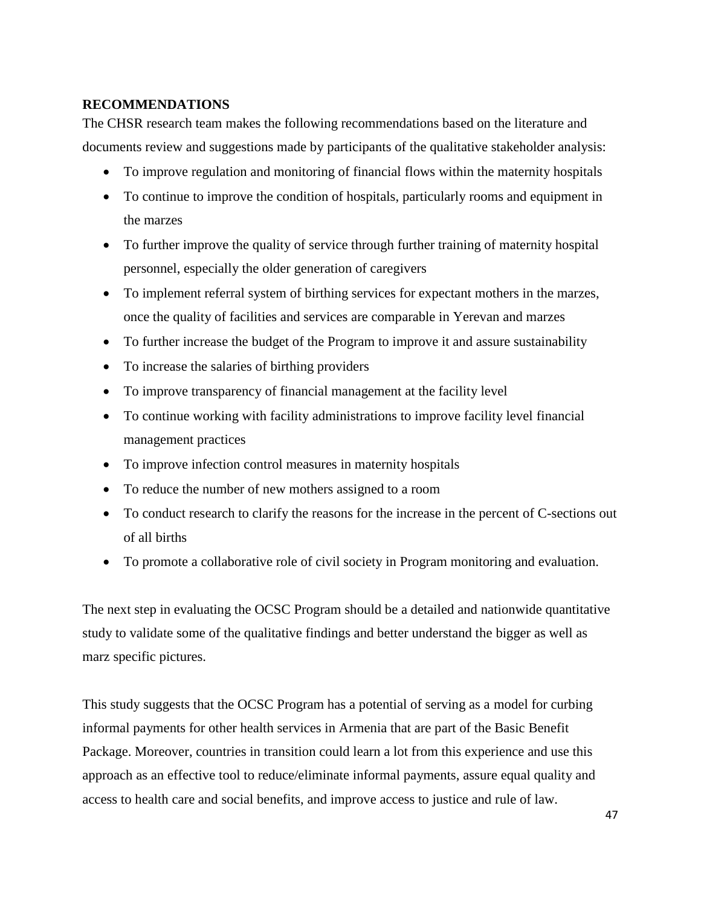## RECOMMENDATIONS

The CHSR research team makes the following recommendations based on the literature and documents review and suggestions made by participants of the qualitative stakeholder analysis:

- To improve regulation and monitoring of financial flows within the maternity hospitals
- To continue to improve the condition of hospitals, particularly rooms and equipment in the marzes
- To further improve the quality of service through further training of maternity hospital personnel, especially the older generation of caregivers
- To implement referral system of birthing services for expectant mothers in the marzes, once the quality of facilities and services are comparable in Yerevan and marzes
- To further increase the budget of the Program to improve it and assure sustainability
- To increase the salaries of birthing providers
- To improve transparency of financial management at the facility level
- To continue working with facility administrations to improve facility level financial management practices
- To improve infection control measures in maternity hospitals
- To reduce the number of new mothers assigned to a room
- To conduct research to clarify the reasons for the increase in the percent of C-sections out of all births
- To promote a collaborative role of civil society in Program monitoring and evaluation.

The next step in evaluating the OCSC Program should be a detailed and nationwide quantitative study to validate some of the qualitative findings and better understand the bigger as well as marz specific pictures.

This study suggests that the OCSC Program has a potential of serving as a model for curbing informal payments for other health services in Armenia that are part of the Basic Benefit Package. Moreover, countries in transition could learn a lot from this experience and use this approach as an effective tool to reduce/eliminate informal payments, assure equal quality and access to health care and social benefits, and improve access to justice and rule of law.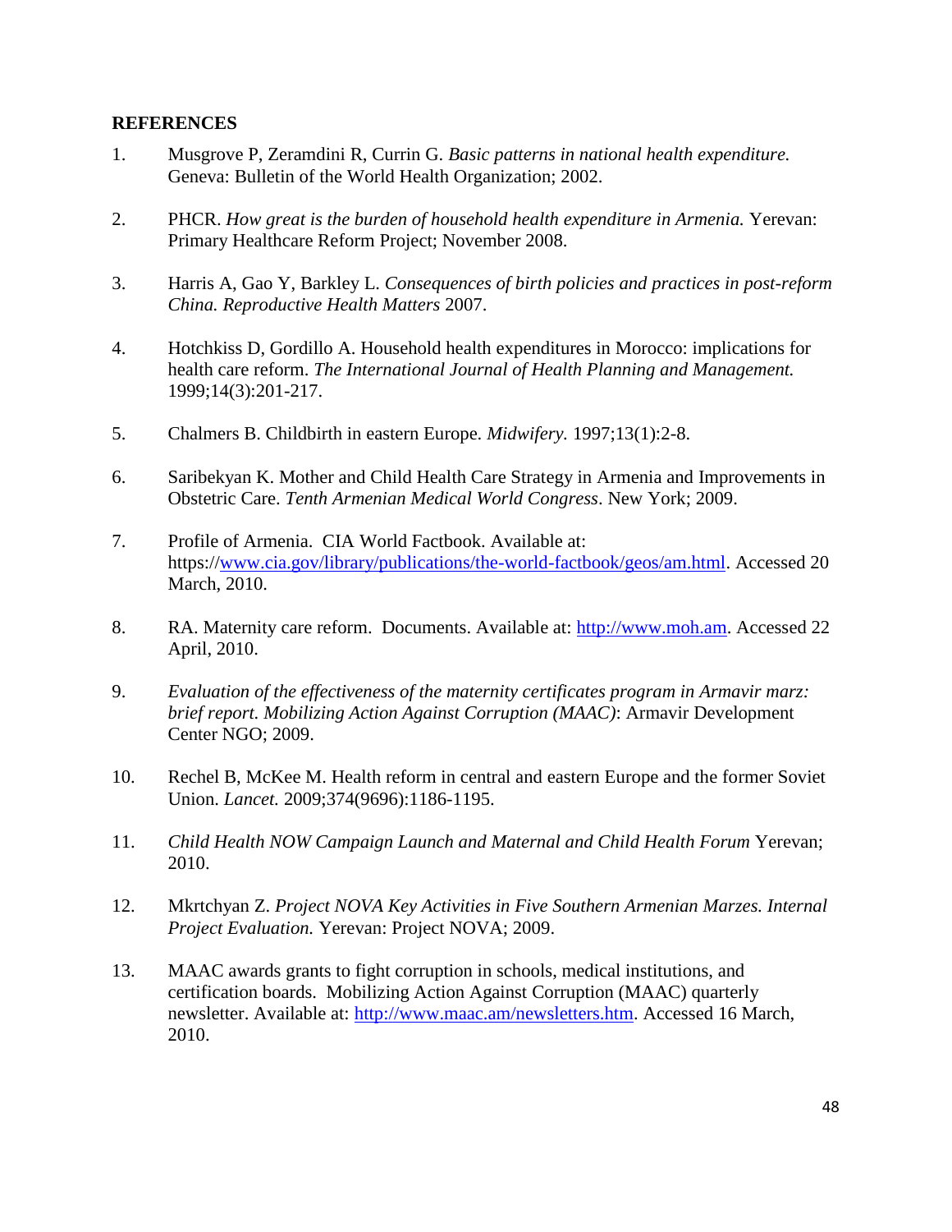## REFERENCES

1. Musgrove P, Zeramdini R, Currin G. *Basic patterns in national health expenditure.* Geneva: Bulletin of the World Health Organization; 2002.

2. PHCR. *How great is the burden of household health expenditure in Armenia.* Yerevan: Primary Healthcare Reform Project; November 2008.

3. Harris A, Gao Y, Barkley L. *Consequences of birth policies and practices in post-reform China. Reproductive Health Matters* 2007.

4. Hotchkiss D, Gordillo A. Household health expenditures in Morocco: implications for health care reform. *The International Journal of Health Planning and Management.* 1999;14(3):201-217.

5. Chalmers B. Childbirth in eastern Europe. *Midwifery.* 1997;13(1):2-8.

6. Saribekyan K. Mother and Child Health Care Strategy in Armenia and Improvements in Obstetric Care. *Tenth Armenian Medical World Congress*. New York; 2009.

7. Profile of Armenia. CIA World Factbook. Available at: https://www.cia.gov/library/publications/the-world-factbook/geos/am.html. Accessed 20 March, 2010.

8. RA. Maternity care reform. Documents. Available at: http://www.moh.am. Accessed 22 April, 2010.

9. *Evaluation of the effectiveness of the maternity certificates program in Armavir marz: brief report. Mobilizing Action Against Corruption (MAAC)*: Armavir Development Center NGO; 2009.

10. Rechel B, McKee M. Health reform in central and eastern Europe and the former Soviet Union. *Lancet.* 2009;374(9696):1186-1195.

11. *Child Health NOW Campaign Launch and Maternal and Child Health Forum* Yerevan; 2010.

12. Mkrtchyan Z. *Project NOVA Key Activities in Five Southern Armenian Marzes. Internal Project Evaluation.* Yerevan: Project NOVA; 2009.

13. MAAC awards grants to fight corruption in schools, medical institutions, and certification boards. Mobilizing Action Against Corruption (MAAC) quarterly newsletter. Available at: http://www.maac.am/newsletters.htm. Accessed 16 March, 2010.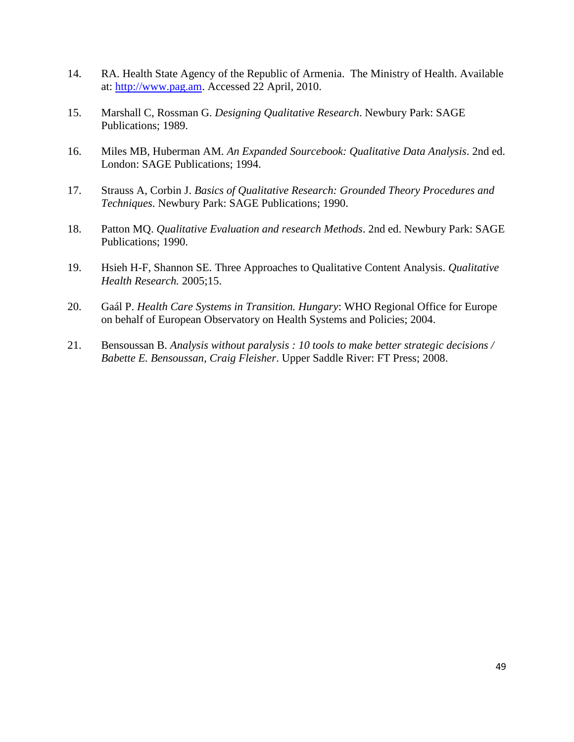14. RA. Health State Agency of the Republic of Armenia. The Ministry of Health. Available at: [http://www.pag.am](http://www.pag.am). Accessed 22 April, 2010.

15. Marshall C, Rossman G. *Designing Qualitative Research*. Newbury Park: SAGE Publications; 1989.

16. Miles MB, Huberman AM. *An Expanded Sourcebook: Qualitative Data Analysis*. 2nd ed. London: SAGE Publications; 1994.

17. Strauss A, Corbin J. *Basics of Qualitative Research: Grounded Theory Procedures and Techniques*. Newbury Park: SAGE Publications; 1990.

18. Patton MQ. *Qualitative Evaluation and research Methods*. 2nd ed. Newbury Park: SAGE Publications; 1990.

19. Hsieh H-F, Shannon SE. Three Approaches to Qualitative Content Analysis. *Qualitative Health Research.* 2005;15.

20. Gaál P. *Health Care Systems in Transition. Hungary*: WHO Regional Office for Europe on behalf of European Observatory on Health Systems and Policies; 2004.

21. Bensoussan B. *Analysis without paralysis : 10 tools to make better strategic decisions / Babette E. Bensoussan, Craig Fleisher*. Upper Saddle River: FT Press; 2008.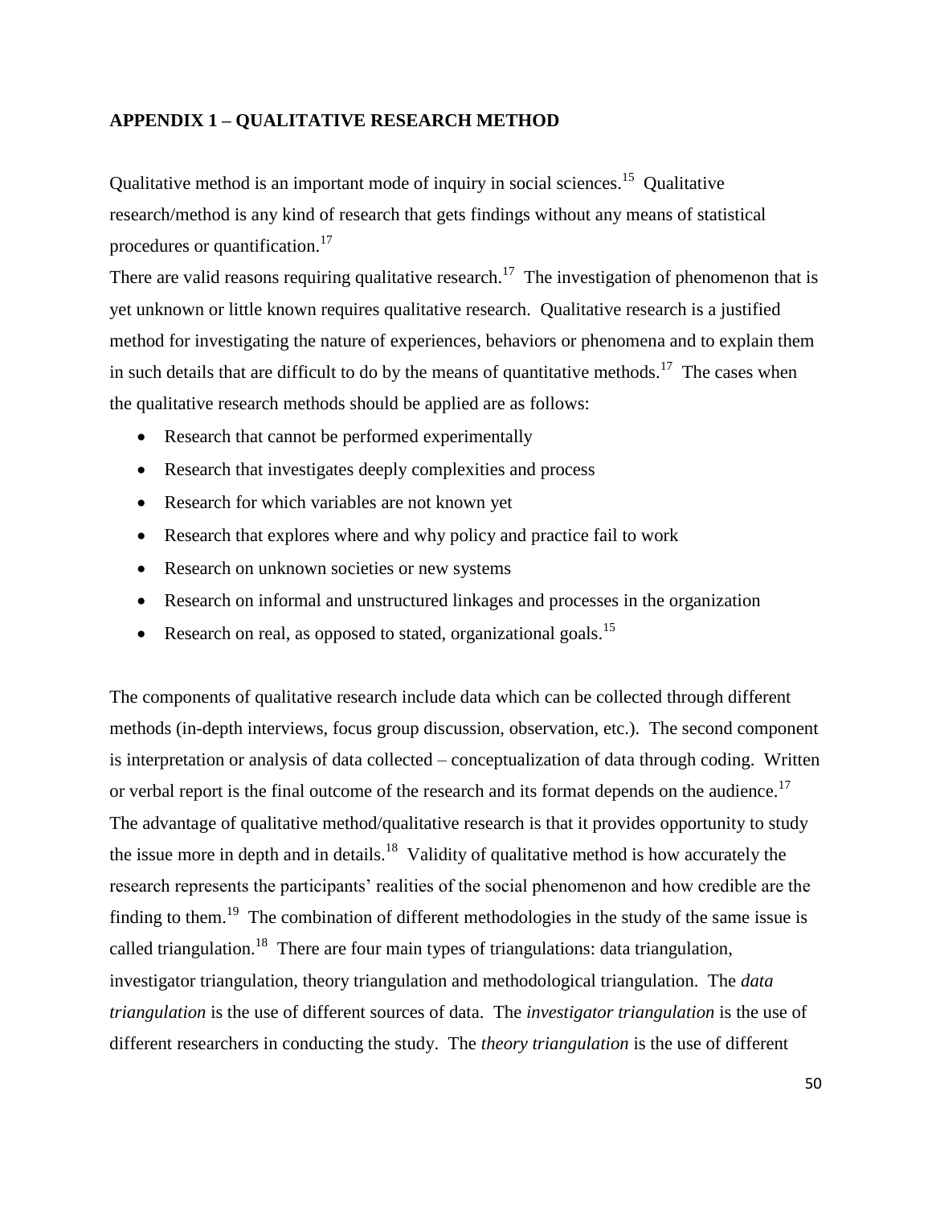## APPENDIX 1 – QUALITATIVE RESEARCH METHOD

Qualitative method is an important mode of inquiry in social sciences.[15] Qualitative research/method is any kind of research that gets findings without any means of statistical procedures or quantification.[17]

There are valid reasons requiring qualitative research.[17] The investigation of phenomenon that is yet unknown or little known requires qualitative research. Qualitative research is a justified method for investigating the nature of experiences, behaviors or phenomena and to explain them in such details that are difficult to do by the means of quantitative methods.[17] The cases when the qualitative research methods should be applied are as follows:

- Research that cannot be performed experimentally
- Research that investigates deeply complexities and process
- Research for which variables are not known yet
- Research that explores where and why policy and practice fail to work
- Research on unknown societies or new systems
- Research on informal and unstructured linkages and processes in the organization
- Research on real, as opposed to stated, organizational goals.[15]

The components of qualitative research include data which can be collected through different methods (in-depth interviews, focus group discussion, observation, etc.). The second component is interpretation or analysis of data collected – conceptualization of data through coding. Written or verbal report is the final outcome of the research and its format depends on the audience.[17] The advantage of qualitative method/qualitative research is that it provides opportunity to study the issue more in depth and in details.[18] Validity of qualitative method is how accurately the research represents the participants' realities of the social phenomenon and how credible are the finding to them.[19] The combination of different methodologies in the study of the same issue is called triangulation.[18] There are four main types of triangulations: data triangulation, investigator triangulation, theory triangulation and methodological triangulation. The *data triangulation* is the use of different sources of data. The *investigator triangulation* is the use of different researchers in conducting the study. The *theory triangulation* is the use of different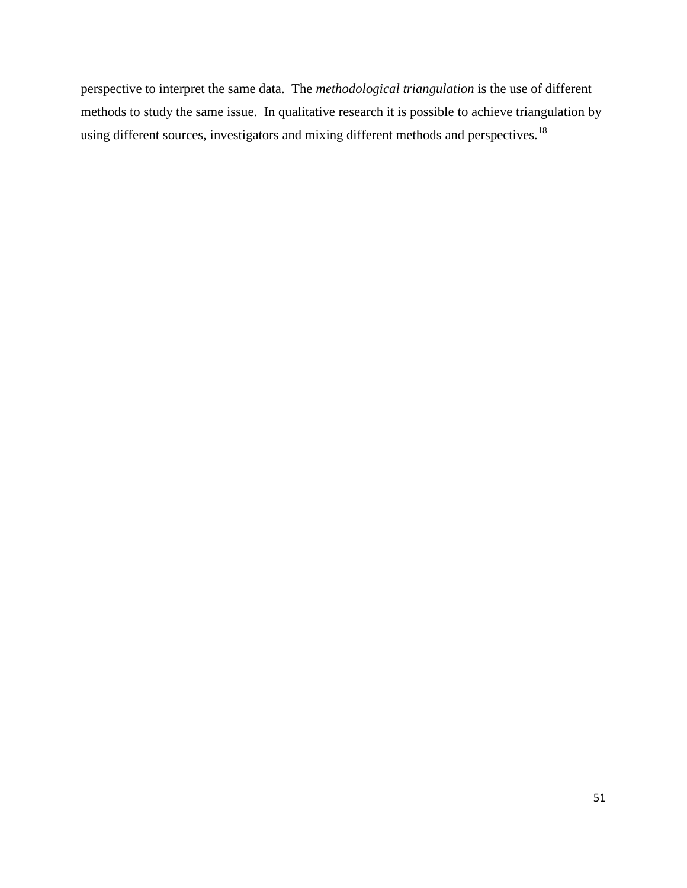perspective to interpret the same data. The *methodological triangulation* is the use of different methods to study the same issue. In qualitative research it is possible to achieve triangulation by using different sources, investigators and mixing different methods and perspectives.[18]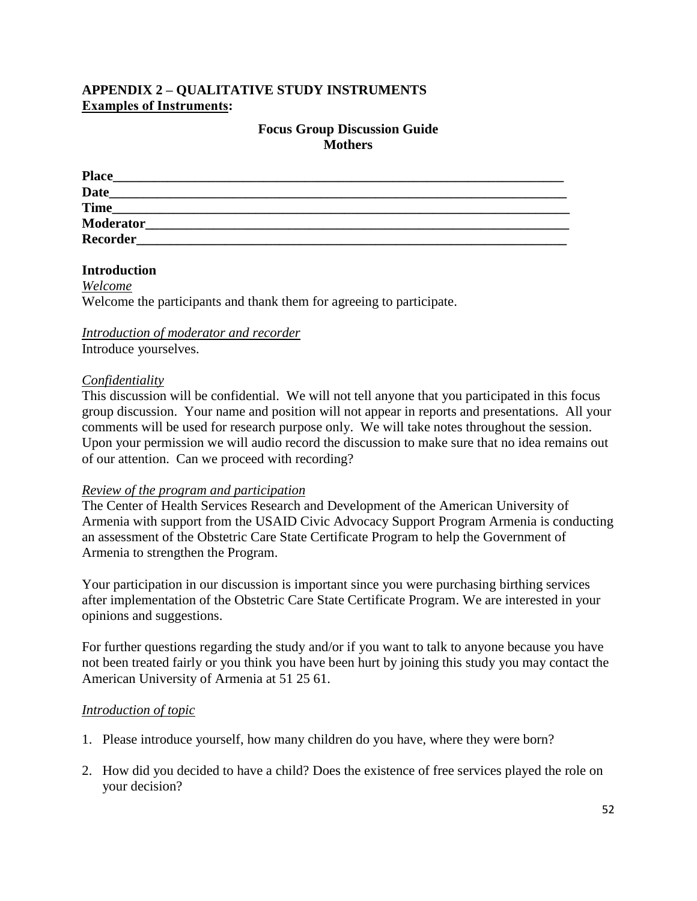**APPENDIX 2 – QUALITATIVE STUDY INSTRUMENTS**
**<u>Examples of Instruments</u>:**

**Focus Group Discussion Guide**
**Mothers**

**Place**___________________________________________________________________
**Date**____________________________________________________________________
**Time**____________________________________________________________________
**Moderator**________________________________________________________________
**Recorder**_________________________________________________________________

**Introduction**

*<u>Welcome</u>*
Welcome the participants and thank them for agreeing to participate.

*<u>Introduction of moderator and recorder</u>*
Introduce yourselves.

*<u>Confidentiality</u>*
This discussion will be confidential. We will not tell anyone that you participated in this focus group discussion. Your name and position will not appear in reports and presentations. All your comments will be used for research purpose only. We will take notes throughout the session. Upon your permission we will audio record the discussion to make sure that no idea remains out of our attention. Can we proceed with recording?

*<u>Review of the program and participation</u>*
The Center of Health Services Research and Development of the American University of Armenia with support from the USAID Civic Advocacy Support Program Armenia is conducting an assessment of the Obstetric Care State Certificate Program to help the Government of Armenia to strengthen the Program.

Your participation in our discussion is important since you were purchasing birthing services after implementation of the Obstetric Care State Certificate Program. We are interested in your opinions and suggestions.

For further questions regarding the study and/or if you want to talk to anyone because you have not been treated fairly or you think you have been hurt by joining this study you may contact the American University of Armenia at 51 25 61.

*<u>Introduction of topic</u>*

1. Please introduce yourself, how many children do you have, where they were born?

2. How did you decided to have a child? Does the existence of free services played the role on your decision?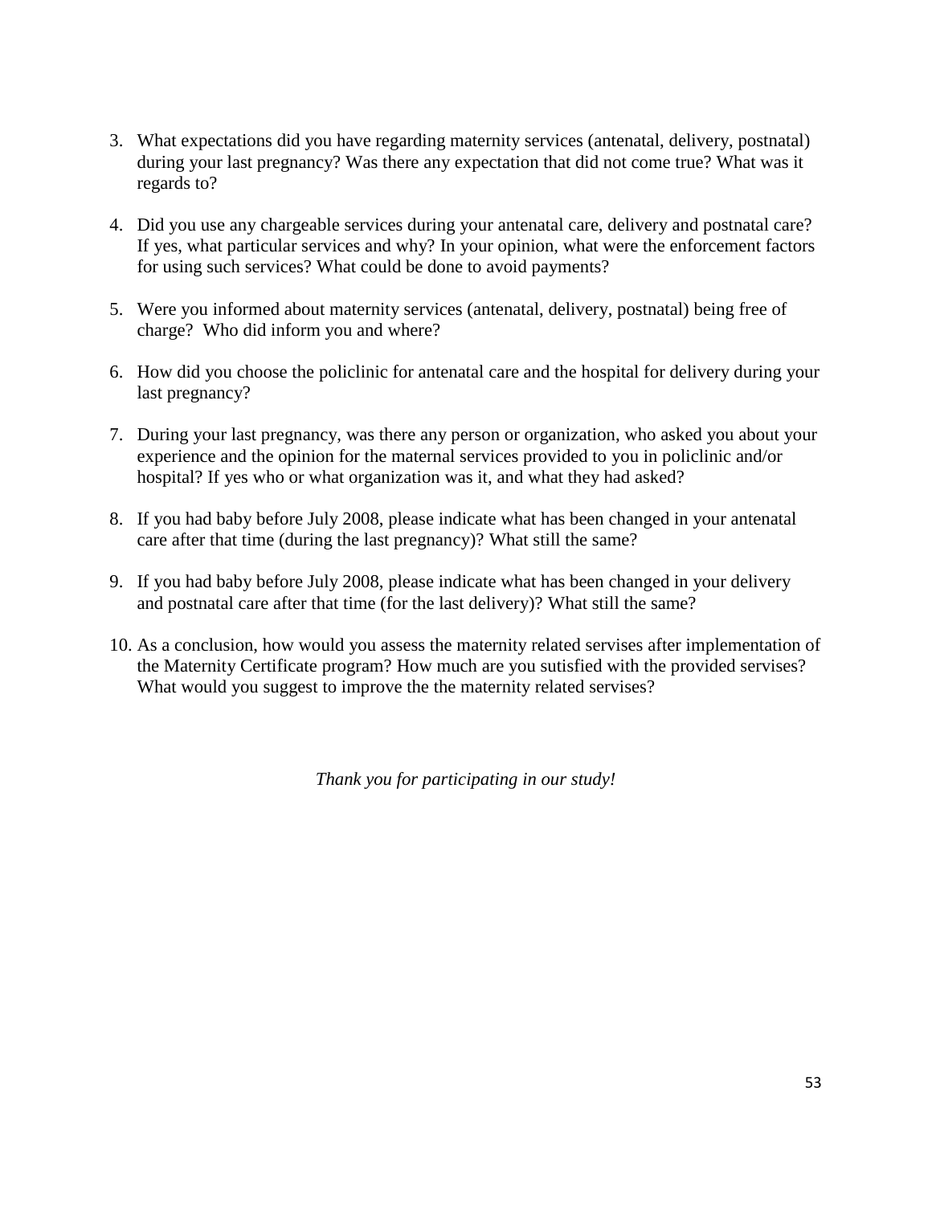3. What expectations did you have regarding maternity services (antenatal, delivery, postnatal) during your last pregnancy? Was there any expectation that did not come true? What was it regards to?

4. Did you use any chargeable services during your antenatal care, delivery and postnatal care? If yes, what particular services and why? In your opinion, what were the enforcement factors for using such services? What could be done to avoid payments?

5. Were you informed about maternity services (antenatal, delivery, postnatal) being free of charge? Who did inform you and where?

6. How did you choose the policlinic for antenatal care and the hospital for delivery during your last pregnancy?

7. During your last pregnancy, was there any person or organization, who asked you about your experience and the opinion for the maternal services provided to you in policlinic and/or hospital? If yes who or what organization was it, and what they had asked?

8. If you had baby before July 2008, please indicate what has been changed in your antenatal care after that time (during the last pregnancy)? What still the same?

9. If you had baby before July 2008, please indicate what has been changed in your delivery and postnatal care after that time (for the last delivery)? What still the same?

10. As a conclusion, how would you assess the maternity related servises after implementation of the Maternity Certificate program? How much are you sutisfied with the provided servises? What would you suggest to improve the the maternity related servises?

*Thank you for participating in our study!*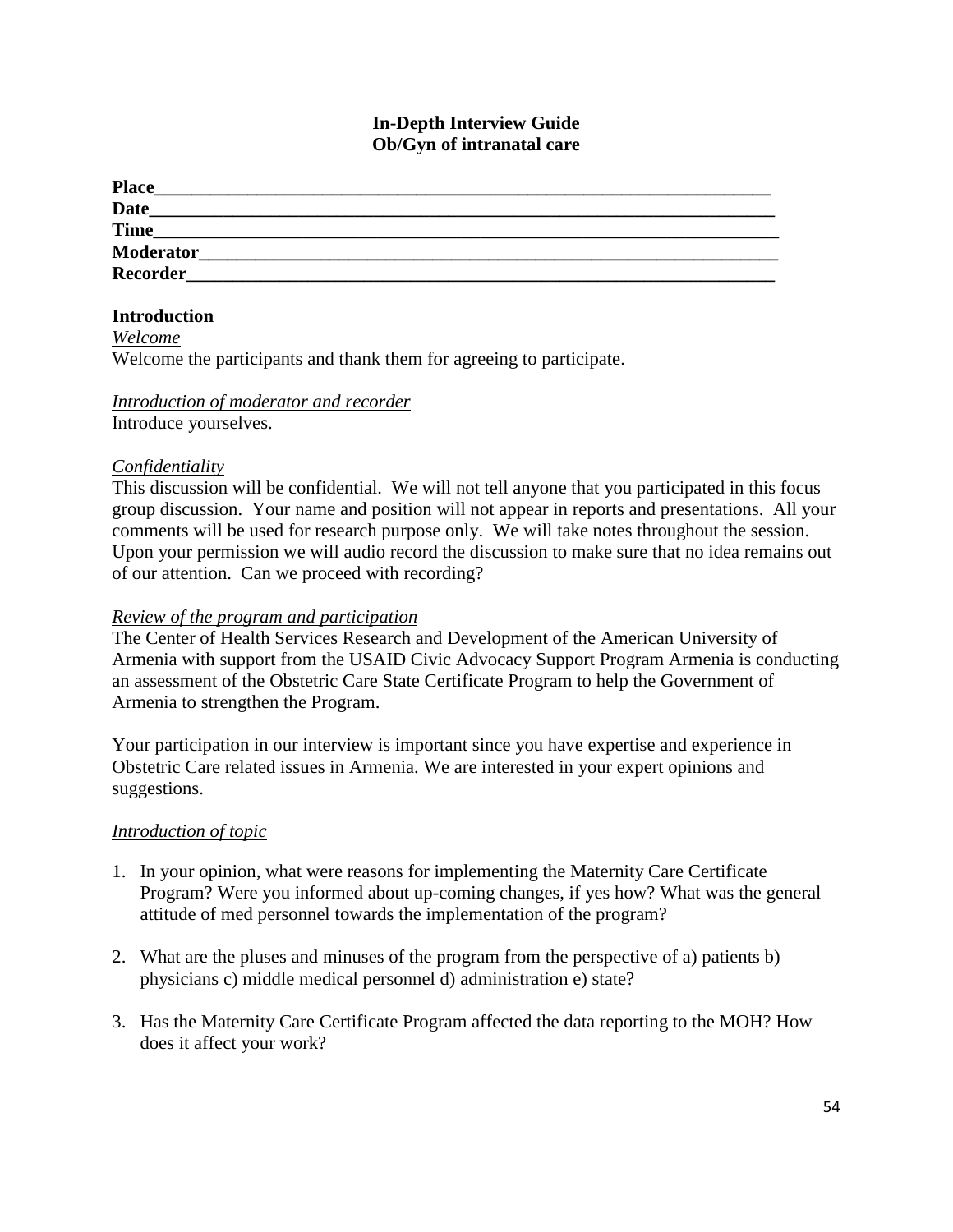**In-Depth Interview Guide**
**Ob/Gyn of intranatal care**

**Place**\_\_\_\_\_\_\_\_\_\_\_\_\_\_\_\_\_\_\_\_\_\_\_\_\_\_\_\_\_\_\_\_\_\_\_\_\_\_\_\_\_\_\_\_\_\_\_\_\_\_\_\_\_\_\_\_\_\_\_\_\_\_
**Date**\_\_\_\_\_\_\_\_\_\_\_\_\_\_\_\_\_\_\_\_\_\_\_\_\_\_\_\_\_\_\_\_\_\_\_\_\_\_\_\_\_\_\_\_\_\_\_\_\_\_\_\_\_\_\_\_\_\_\_\_\_\_\_
**Time**\_\_\_\_\_\_\_\_\_\_\_\_\_\_\_\_\_\_\_\_\_\_\_\_\_\_\_\_\_\_\_\_\_\_\_\_\_\_\_\_\_\_\_\_\_\_\_\_\_\_\_\_\_\_\_\_\_\_\_\_\_\_\_
**Moderator**\_\_\_\_\_\_\_\_\_\_\_\_\_\_\_\_\_\_\_\_\_\_\_\_\_\_\_\_\_\_\_\_\_\_\_\_\_\_\_\_\_\_\_\_\_\_\_\_\_\_\_\_\_\_\_\_\_
**Recorder**\_\_\_\_\_\_\_\_\_\_\_\_\_\_\_\_\_\_\_\_\_\_\_\_\_\_\_\_\_\_\_\_\_\_\_\_\_\_\_\_\_\_\_\_\_\_\_\_\_\_\_\_\_\_\_\_\_\_

**Introduction**

*Welcome*
Welcome the participants and thank them for agreeing to participate.

*Introduction of moderator and recorder*
Introduce yourselves.

*Confidentiality*
This discussion will be confidential. We will not tell anyone that you participated in this focus group discussion. Your name and position will not appear in reports and presentations. All your comments will be used for research purpose only. We will take notes throughout the session. Upon your permission we will audio record the discussion to make sure that no idea remains out of our attention. Can we proceed with recording?

*Review of the program and participation*
The Center of Health Services Research and Development of the American University of Armenia with support from the USAID Civic Advocacy Support Program Armenia is conducting an assessment of the Obstetric Care State Certificate Program to help the Government of Armenia to strengthen the Program.

Your participation in our interview is important since you have expertise and experience in Obstetric Care related issues in Armenia. We are interested in your expert opinions and suggestions.

*Introduction of topic*

1. In your opinion, what were reasons for implementing the Maternity Care Certificate Program? Were you informed about up-coming changes, if yes how? What was the general attitude of med personnel towards the implementation of the program?

2. What are the pluses and minuses of the program from the perspective of a) patients b) physicians c) middle medical personnel d) administration e) state?

3. Has the Maternity Care Certificate Program affected the data reporting to the MOH? How does it affect your work?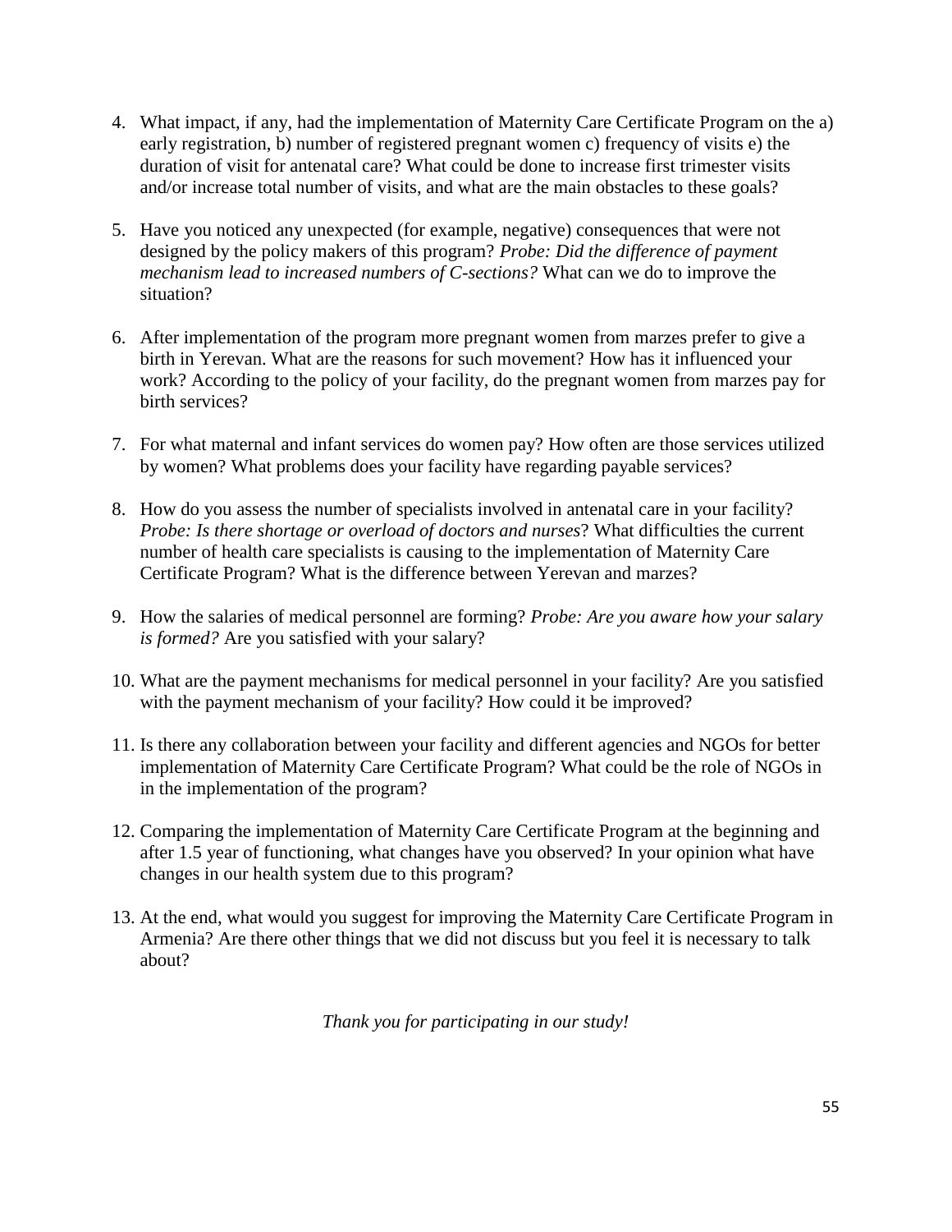4. What impact, if any, had the implementation of Maternity Care Certificate Program on the a) early registration, b) number of registered pregnant women c) frequency of visits e) the duration of visit for antenatal care? What could be done to increase first trimester visits and/or increase total number of visits, and what are the main obstacles to these goals?

5. Have you noticed any unexpected (for example, negative) consequences that were not designed by the policy makers of this program? *Probe: Did the difference of payment mechanism lead to increased numbers of C-sections?* What can we do to improve the situation?

6. After implementation of the program more pregnant women from marzes prefer to give a birth in Yerevan. What are the reasons for such movement? How has it influenced your work? According to the policy of your facility, do the pregnant women from marzes pay for birth services?

7. For what maternal and infant services do women pay? How often are those services utilized by women? What problems does your facility have regarding payable services?

8. How do you assess the number of specialists involved in antenatal care in your facility? *Probe: Is there shortage or overload of doctors and nurses*? What difficulties the current number of health care specialists is causing to the implementation of Maternity Care Certificate Program? What is the difference between Yerevan and marzes?

9. How the salaries of medical personnel are forming? *Probe: Are you aware how your salary is formed?* Are you satisfied with your salary?

10. What are the payment mechanisms for medical personnel in your facility? Are you satisfied with the payment mechanism of your facility? How could it be improved?

11. Is there any collaboration between your facility and different agencies and NGOs for better implementation of Maternity Care Certificate Program? What could be the role of NGOs in in the implementation of the program?

12. Comparing the implementation of Maternity Care Certificate Program at the beginning and after 1.5 year of functioning, what changes have you observed? In your opinion what have changes in our health system due to this program?

13. At the end, what would you suggest for improving the Maternity Care Certificate Program in Armenia? Are there other things that we did not discuss but you feel it is necessary to talk about?

*Thank you for participating in our study!*